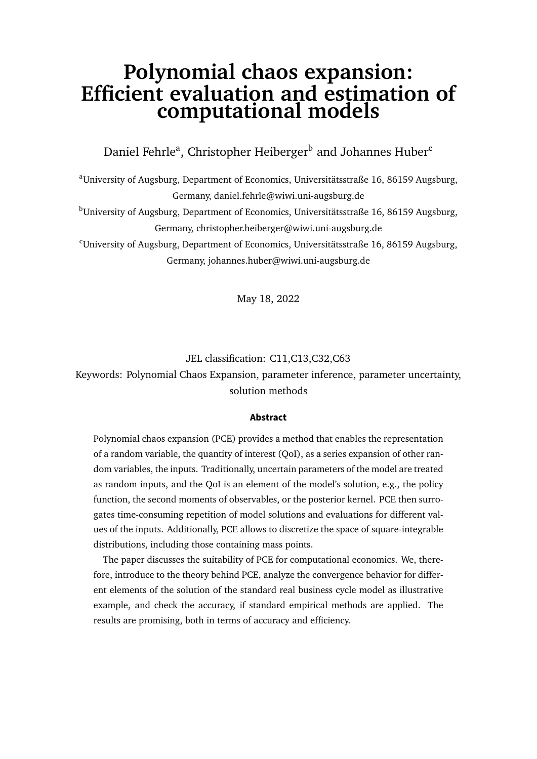# Polynomial chaos expansion: Efficient evaluation and estimation of computational models

Daniel Fehrle[a], Christopher Heiberger[b] and Johannes Huber[c]

[a]University of Augsburg, Department of Economics, Universitätsstraße 16, 86159 Augsburg, Germany, daniel.fehrle@wiwi.uni-augsburg.de

[b]University of Augsburg, Department of Economics, Universitätsstraße 16, 86159 Augsburg, Germany, christopher.heiberger@wiwi.uni-augsburg.de

[c]University of Augsburg, Department of Economics, Universitätsstraße 16, 86159 Augsburg, Germany, johannes.huber@wiwi.uni-augsburg.de

May 18, 2022

JEL classification: C11,C13,C32,C63

Keywords: Polynomial Chaos Expansion, parameter inference, parameter uncertainty, solution methods

### Abstract

Polynomial chaos expansion (PCE) provides a method that enables the representation of a random variable, the quantity of interest (QoI), as a series expansion of other random variables, the inputs. Traditionally, uncertain parameters of the model are treated as random inputs, and the QoI is an element of the model's solution, e.g., the policy function, the second moments of observables, or the posterior kernel. PCE then surrogates time-consuming repetition of model solutions and evaluations for different values of the inputs. Additionally, PCE allows to discretize the space of square-integrable distributions, including those containing mass points.

The paper discusses the suitability of PCE for computational economics. We, therefore, introduce to the theory behind PCE, analyze the convergence behavior for different elements of the solution of the standard real business cycle model as illustrative example, and check the accuracy, if standard empirical methods are applied. The results are promising, both in terms of accuracy and efficiency.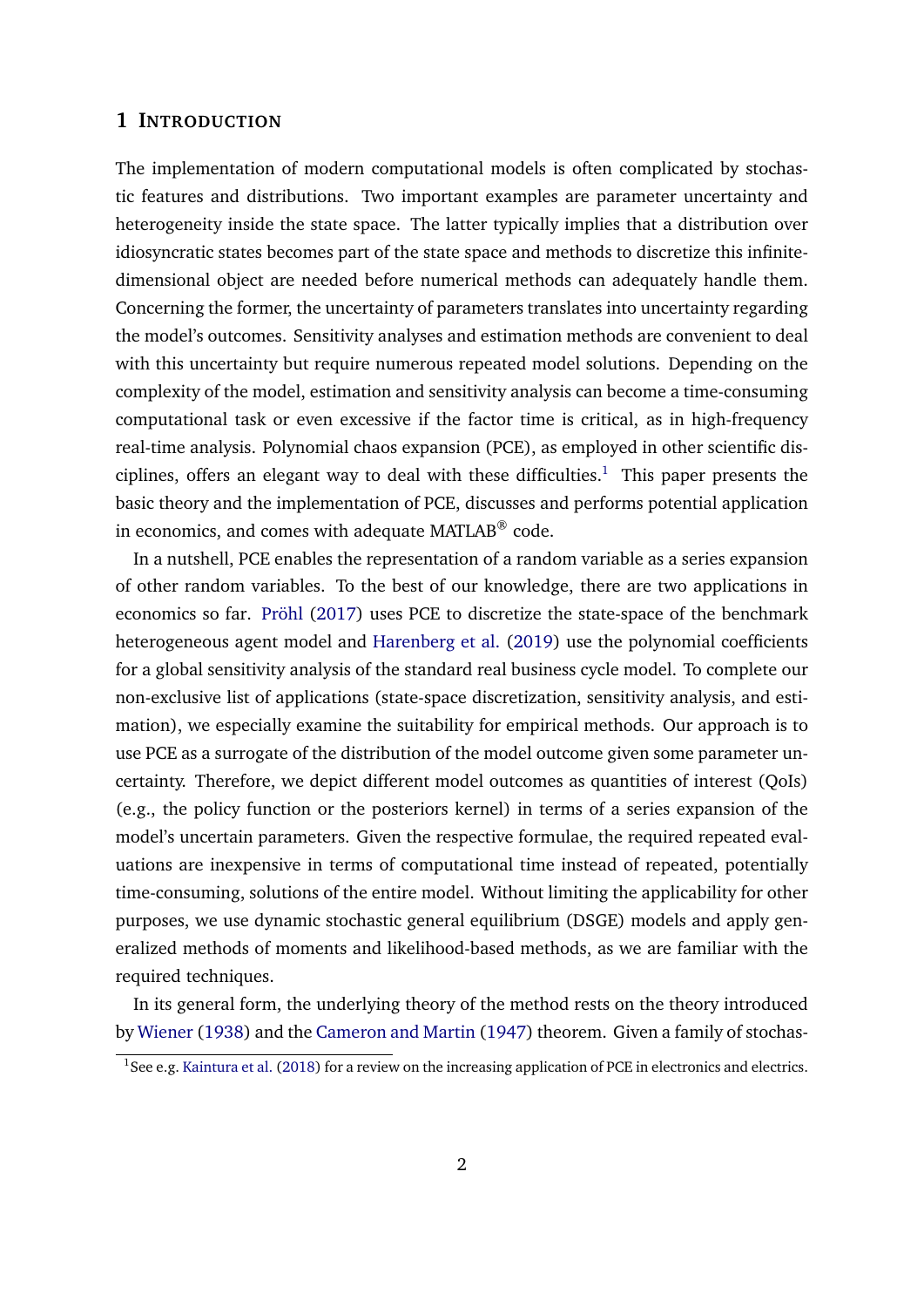# 1 INTRODUCTION

The implementation of modern computational models is often complicated by stochastic features and distributions. Two important examples are parameter uncertainty and heterogeneity inside the state space. The latter typically implies that a distribution over idiosyncratic states becomes part of the state space and methods to discretize this infinite-dimensional object are needed before numerical methods can adequately handle them. Concerning the former, the uncertainty of parameters translates into uncertainty regarding the model's outcomes. Sensitivity analyses and estimation methods are convenient to deal with this uncertainty but require numerous repeated model solutions. Depending on the complexity of the model, estimation and sensitivity analysis can become a time-consuming computational task or even excessive if the factor time is critical, as in high-frequency real-time analysis. Polynomial chaos expansion (PCE), as employed in other scientific disciplines, offers an elegant way to deal with these difficulties.[1] This paper presents the basic theory and the implementation of PCE, discusses and performs potential application in economics, and comes with adequate MATLAB® code.

In a nutshell, PCE enables the representation of a random variable as a series expansion of other random variables. To the best of our knowledge, there are two applications in economics so far. Pröhl (2017) uses PCE to discretize the state-space of the benchmark heterogeneous agent model and Harenberg et al. (2019) use the polynomial coefficients for a global sensitivity analysis of the standard real business cycle model. To complete our non-exclusive list of applications (state-space discretization, sensitivity analysis, and estimation), we especially examine the suitability for empirical methods. Our approach is to use PCE as a surrogate of the distribution of the model outcome given some parameter uncertainty. Therefore, we depict different model outcomes as quantities of interest (QoIs) (e.g., the policy function or the posteriors kernel) in terms of a series expansion of the model's uncertain parameters. Given the respective formulae, the required repeated evaluations are inexpensive in terms of computational time instead of repeated, potentially time-consuming, solutions of the entire model. Without limiting the applicability for other purposes, we use dynamic stochastic general equilibrium (DSGE) models and apply generalized methods of moments and likelihood-based methods, as we are familiar with the required techniques.

In its general form, the underlying theory of the method rests on the theory introduced by Wiener (1938) and the Cameron and Martin (1947) theorem. Given a family of stochas-

[1] See e.g. Kaintura et al. (2018) for a review on the increasing application of PCE in electronics and electrics.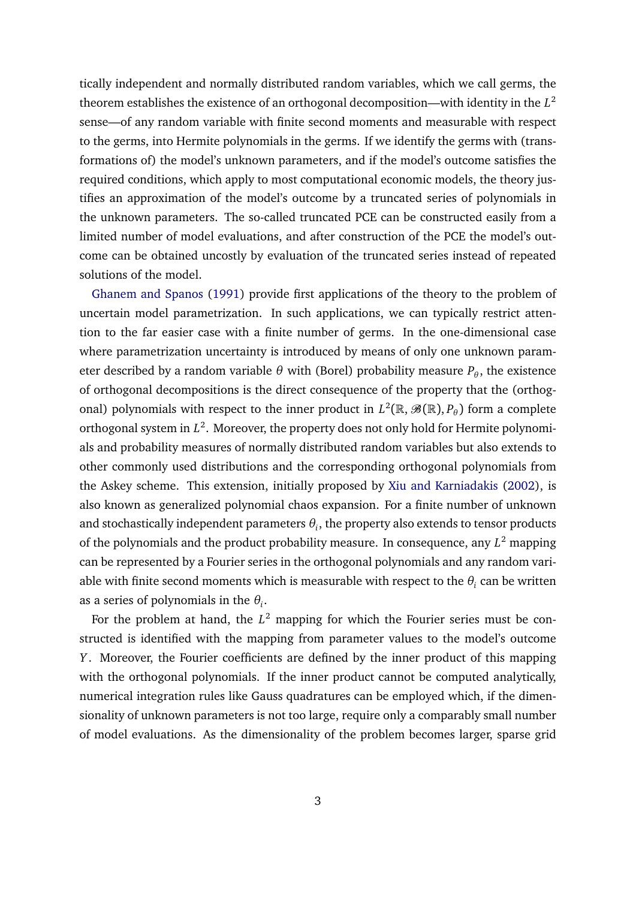tically independent and normally distributed random variables, which we call germs, the theorem establishes the existence of an orthogonal decomposition—with identity in the $L^2$ sense—of any random variable with finite second moments and measurable with respect to the germs, into Hermite polynomials in the germs. If we identify the germs with (transformations of) the model's unknown parameters, and if the model's outcome satisfies the required conditions, which apply to most computational economic models, the theory justifies an approximation of the model's outcome by a truncated series of polynomials in the unknown parameters. The so-called truncated PCE can be constructed easily from a limited number of model evaluations, and after construction of the PCE the model's outcome can be obtained uncostly by evaluation of the truncated series instead of repeated solutions of the model.

Ghanem and Spanos (1991) provide first applications of the theory to the problem of uncertain model parametrization. In such applications, we can typically restrict attention to the far easier case with a finite number of germs. In the one-dimensional case where parametrization uncertainty is introduced by means of only one unknown parameter described by a random variable $\theta$ with (Borel) probability measure $P_\theta$, the existence of orthogonal decompositions is the direct consequence of the property that the (orthogonal) polynomials with respect to the inner product in $L^2(\mathbb{R}, \mathscr{B}(\mathbb{R}), P_\theta)$ form a complete orthogonal system in $L^2$. Moreover, the property does not only hold for Hermite polynomials and probability measures of normally distributed random variables but also extends to other commonly used distributions and the corresponding orthogonal polynomials from the Askey scheme. This extension, initially proposed by Xiu and Karniadakis (2002), is also known as generalized polynomial chaos expansion. For a finite number of unknown and stochastically independent parameters $\theta_i$, the property also extends to tensor products of the polynomials and the product probability measure. In consequence, any $L^2$ mapping can be represented by a Fourier series in the orthogonal polynomials and any random variable with finite second moments which is measurable with respect to the $\theta_i$ can be written as a series of polynomials in the $\theta_i$.

For the problem at hand, the $L^2$ mapping for which the Fourier series must be constructed is identified with the mapping from parameter values to the model's outcome $Y$. Moreover, the Fourier coefficients are defined by the inner product of this mapping with the orthogonal polynomials. If the inner product cannot be computed analytically, numerical integration rules like Gauss quadratures can be employed which, if the dimensionality of unknown parameters is not too large, require only a comparably small number of model evaluations. As the dimensionality of the problem becomes larger, sparse grid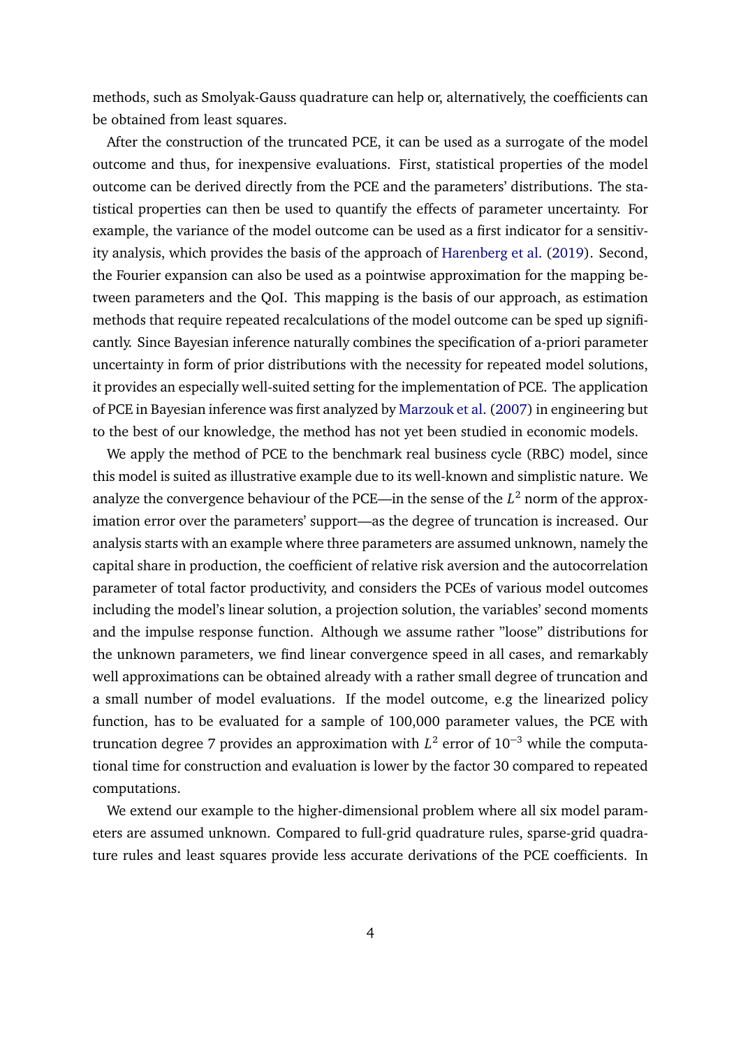methods, such as Smolyak-Gauss quadrature can help or, alternatively, the coefficients can be obtained from least squares.

After the construction of the truncated PCE, it can be used as a surrogate of the model outcome and thus, for inexpensive evaluations. First, statistical properties of the model outcome can be derived directly from the PCE and the parameters' distributions. The statistical properties can then be used to quantify the effects of parameter uncertainty. For example, the variance of the model outcome can be used as a first indicator for a sensitivity analysis, which provides the basis of the approach of Harenberg et al. (2019). Second, the Fourier expansion can also be used as a pointwise approximation for the mapping between parameters and the QoI. This mapping is the basis of our approach, as estimation methods that require repeated recalculations of the model outcome can be sped up significantly. Since Bayesian inference naturally combines the specification of a-priori parameter uncertainty in form of prior distributions with the necessity for repeated model solutions, it provides an especially well-suited setting for the implementation of PCE. The application of PCE in Bayesian inference was first analyzed by Marzouk et al. (2007) in engineering but to the best of our knowledge, the method has not yet been studied in economic models.

We apply the method of PCE to the benchmark real business cycle (RBC) model, since this model is suited as illustrative example due to its well-known and simplistic nature. We analyze the convergence behaviour of the PCE—in the sense of the $L^2$ norm of the approximation error over the parameters' support—as the degree of truncation is increased. Our analysis starts with an example where three parameters are assumed unknown, namely the capital share in production, the coefficient of relative risk aversion and the autocorrelation parameter of total factor productivity, and considers the PCEs of various model outcomes including the model's linear solution, a projection solution, the variables' second moments and the impulse response function. Although we assume rather "loose" distributions for the unknown parameters, we find linear convergence speed in all cases, and remarkably well approximations can be obtained already with a rather small degree of truncation and a small number of model evaluations. If the model outcome, e.g the linearized policy function, has to be evaluated for a sample of 100,000 parameter values, the PCE with truncation degree 7 provides an approximation with $L^2$ error of $10^{-3}$ while the computational time for construction and evaluation is lower by the factor 30 compared to repeated computations.

We extend our example to the higher-dimensional problem where all six model parameters are assumed unknown. Compared to full-grid quadrature rules, sparse-grid quadrature rules and least squares provide less accurate derivations of the PCE coefficients. In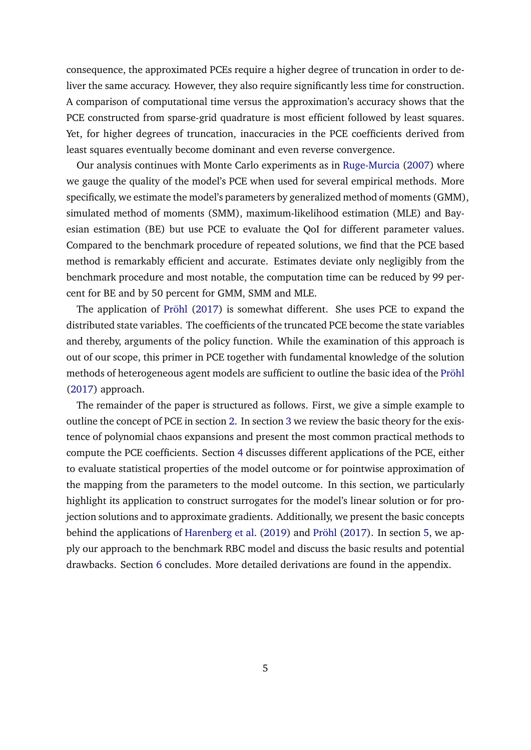consequence, the approximated PCEs require a higher degree of truncation in order to deliver the same accuracy. However, they also require significantly less time for construction. A comparison of computational time versus the approximation's accuracy shows that the PCE constructed from sparse-grid quadrature is most efficient followed by least squares. Yet, for higher degrees of truncation, inaccuracies in the PCE coefficients derived from least squares eventually become dominant and even reverse convergence.

Our analysis continues with Monte Carlo experiments as in Ruge-Murcia (2007) where we gauge the quality of the model's PCE when used for several empirical methods. More specifically, we estimate the model's parameters by generalized method of moments (GMM), simulated method of moments (SMM), maximum-likelihood estimation (MLE) and Bayesian estimation (BE) but use PCE to evaluate the QoI for different parameter values. Compared to the benchmark procedure of repeated solutions, we find that the PCE based method is remarkably efficient and accurate. Estimates deviate only negligibly from the benchmark procedure and most notable, the computation time can be reduced by 99 percent for BE and by 50 percent for GMM, SMM and MLE.

The application of Pröhl (2017) is somewhat different. She uses PCE to expand the distributed state variables. The coefficients of the truncated PCE become the state variables and thereby, arguments of the policy function. While the examination of this approach is out of our scope, this primer in PCE together with fundamental knowledge of the solution methods of heterogeneous agent models are sufficient to outline the basic idea of the Pröhl (2017) approach.

The remainder of the paper is structured as follows. First, we give a simple example to outline the concept of PCE in section 2. In section 3 we review the basic theory for the existence of polynomial chaos expansions and present the most common practical methods to compute the PCE coefficients. Section 4 discusses different applications of the PCE, either to evaluate statistical properties of the model outcome or for pointwise approximation of the mapping from the parameters to the model outcome. In this section, we particularly highlight its application to construct surrogates for the model's linear solution or for projection solutions and to approximate gradients. Additionally, we present the basic concepts behind the applications of Harenberg et al. (2019) and Pröhl (2017). In section 5, we apply our approach to the benchmark RBC model and discuss the basic results and potential drawbacks. Section 6 concludes. More detailed derivations are found in the appendix.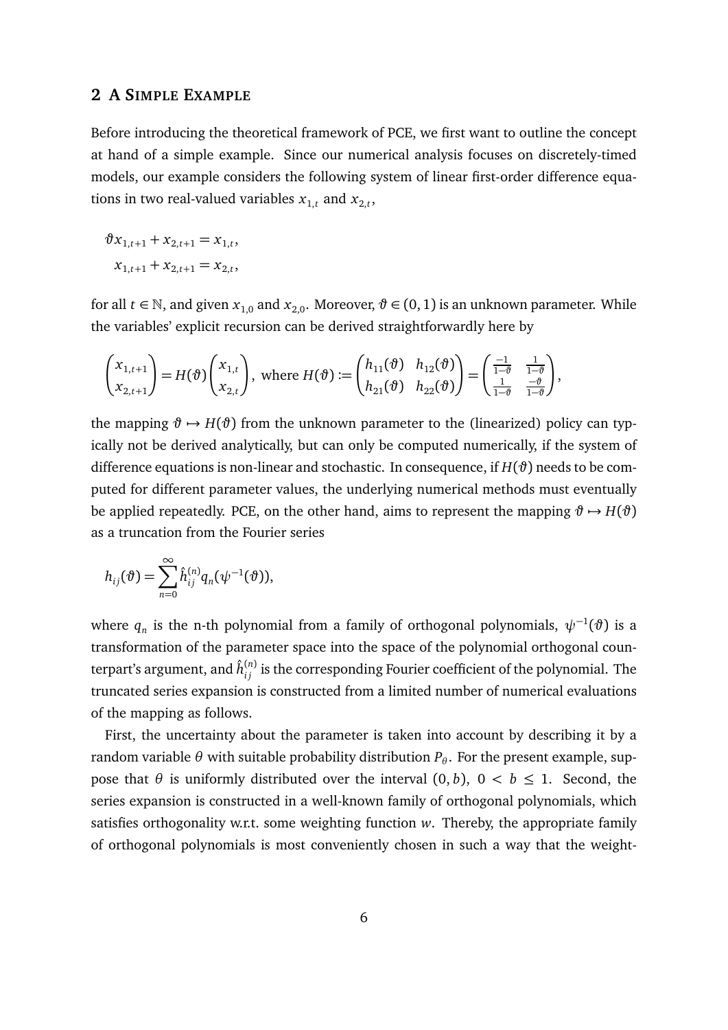## 2 A Simple Example

Before introducing the theoretical framework of PCE, we first want to outline the concept at hand of a simple example. Since our numerical analysis focuses on discretely-timed models, our example considers the following system of linear first-order difference equations in two real-valued variables $x_{1,t}$ and $x_{2,t}$,

$$
\begin{aligned}
\vartheta x_{1,t+1} + x_{2,t+1} &= x_{1,t}, \\
x_{1,t+1} + x_{2,t+1} &= x_{2,t},
\end{aligned}
$$

for all $t \in \mathbb{N}$, and given $x_{1,0}$ and $x_{2,0}$. Moreover, $\vartheta \in (0,1)$ is an unknown parameter. While the variables' explicit recursion can be derived straightforwardly here by

$$
\begin{pmatrix} x_{1,t+1} \\ x_{2,t+1} \end{pmatrix} = H(\vartheta) \begin{pmatrix} x_{1,t} \\ x_{2,t} \end{pmatrix}, \text{ where } H(\vartheta) := \begin{pmatrix} h_{11}(\vartheta) & h_{12}(\vartheta) \\ h_{21}(\vartheta) & h_{22}(\vartheta) \end{pmatrix} = \begin{pmatrix} \frac{-1}{1-\vartheta} & \frac{1}{1-\vartheta} \\ \frac{1}{1-\vartheta} & \frac{-\vartheta}{1-\vartheta} \end{pmatrix},
$$

the mapping $\vartheta \mapsto H(\vartheta)$ from the unknown parameter to the (linearized) policy can typically not be derived analytically, but can only be computed numerically, if the system of difference equations is non-linear and stochastic. In consequence, if $H(\vartheta)$ needs to be computed for different parameter values, the underlying numerical methods must eventually be applied repeatedly. PCE, on the other hand, aims to represent the mapping $\vartheta \mapsto H(\vartheta)$ as a truncation from the Fourier series

$$
h_{ij}(\vartheta) = \sum_{n=0}^{\infty} \hat{h}_{ij}^{(n)} q_n(\psi^{-1}(\vartheta)),
$$

where $q_n$ is the n-th polynomial from a family of orthogonal polynomials, $\psi^{-1}(\vartheta)$ is a transformation of the parameter space into the space of the polynomial orthogonal counterpart's argument, and $\hat{h}_{ij}^{(n)}$ is the corresponding Fourier coefficient of the polynomial. The truncated series expansion is constructed from a limited number of numerical evaluations of the mapping as follows.

First, the uncertainty about the parameter is taken into account by describing it by a random variable $\theta$ with suitable probability distribution $P_\theta$. For the present example, suppose that $\theta$ is uniformly distributed over the interval $(0, b)$, $0 < b \leq 1$. Second, the series expansion is constructed in a well-known family of orthogonal polynomials, which satisfies orthogonality w.r.t. some weighting function $w$. Thereby, the appropriate family of orthogonal polynomials is most conveniently chosen in such a way that the weight-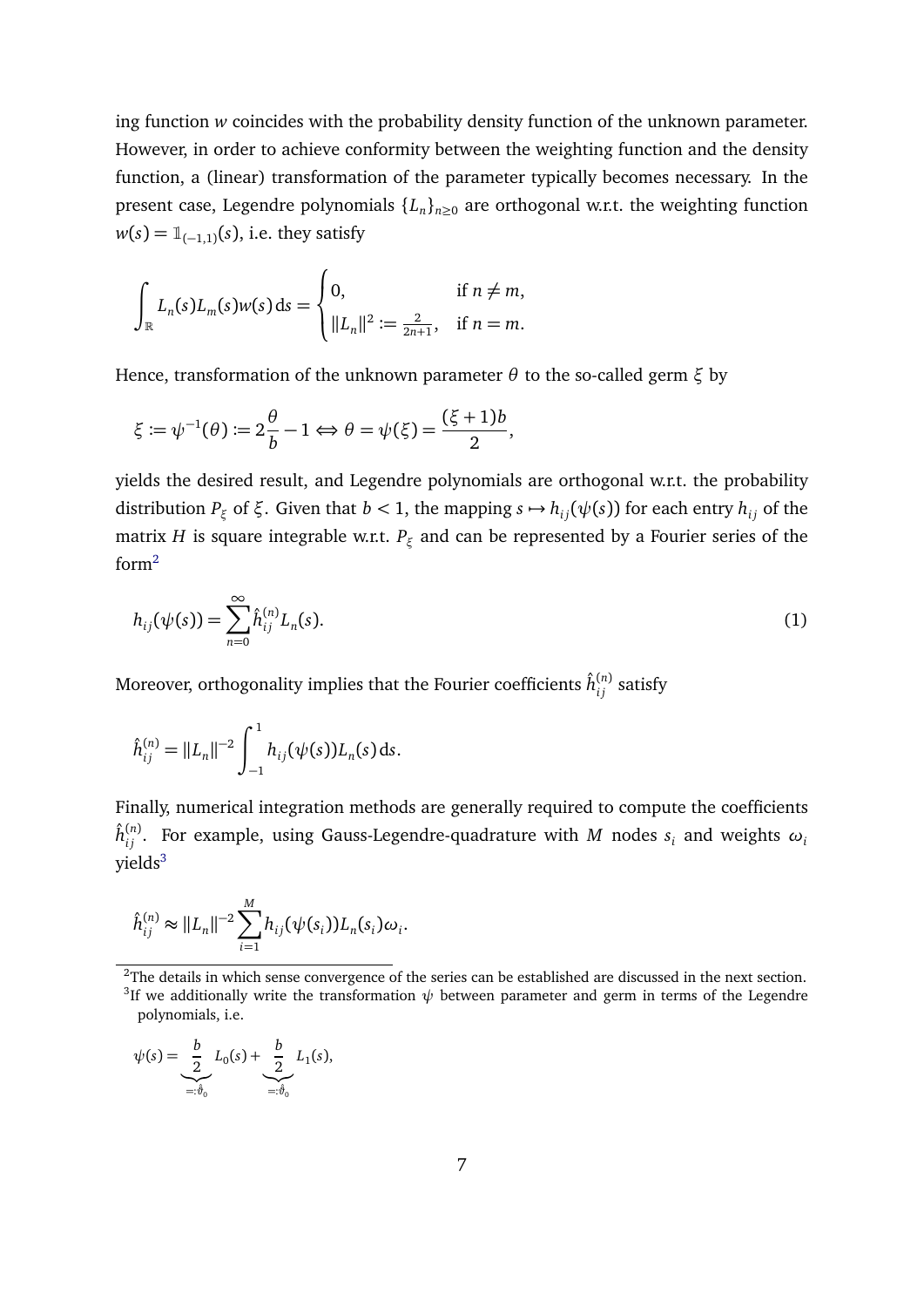ing function $w$ coincides with the probability density function of the unknown parameter. However, in order to achieve conformity between the weighting function and the density function, a (linear) transformation of the parameter typically becomes necessary. In the present case, Legendre polynomials $\{L_n\}_{n\geq 0}$ are orthogonal w.r.t. the weighting function $w(s) = \mathbb{1}_{(-1,1)}(s)$, i.e. they satisfy

$$\int_{\mathbb{R}} L_n(s) L_m(s) w(s) \, \mathrm{d}s = \begin{cases} 0, & \text{if } n \neq m, \\ \|L_n\|^2 := \frac{2}{2n+1}, & \text{if } n = m. \end{cases}$$

Hence, transformation of the unknown parameter $\theta$ to the so-called germ $\xi$ by

$$\xi := \psi^{-1}(\theta) := 2\frac{\theta}{b} - 1 \Leftrightarrow \theta = \psi(\xi) = \frac{(\xi+1)b}{2},$$

yields the desired result, and Legendre polynomials are orthogonal w.r.t. the probability distribution $P_\xi$ of $\xi$. Given that $b < 1$, the mapping $s \mapsto h_{ij}(\psi(s))$ for each entry $h_{ij}$ of the matrix $H$ is square integrable w.r.t. $P_\xi$ and can be represented by a Fourier series of the form[2]

$$h_{ij}(\psi(s)) = \sum_{n=0}^{\infty} \hat{h}_{ij}^{(n)} L_n(s). \tag{1}$$

Moreover, orthogonality implies that the Fourier coefficients $\hat{h}_{ij}^{(n)}$ satisfy

$$\hat{h}_{ij}^{(n)} = \|L_n\|^{-2} \int_{-1}^{1} h_{ij}(\psi(s)) L_n(s) \, \mathrm{d}s.$$

Finally, numerical integration methods are generally required to compute the coefficients $\hat{h}_{ij}^{(n)}$. For example, using Gauss-Legendre-quadrature with $M$ nodes $s_i$ and weights $\omega_i$ yields[3]

$$\hat{h}_{ij}^{(n)} \approx \|L_n\|^{-2} \sum_{i=1}^{M} h_{ij}(\psi(s_i)) L_n(s_i) \omega_i.$$

[2] The details in which sense convergence of the series can be established are discussed in the next section.

[3] If we additionally write the transformation $\psi$ between parameter and germ in terms of the Legendre polynomials, i.e.

$$\psi(s) = \underbrace{\frac{b}{2}}_{=:\hat{\vartheta}_0} L_0(s) + \underbrace{\frac{b}{2}}_{=:\hat{\vartheta}_0} L_1(s),$$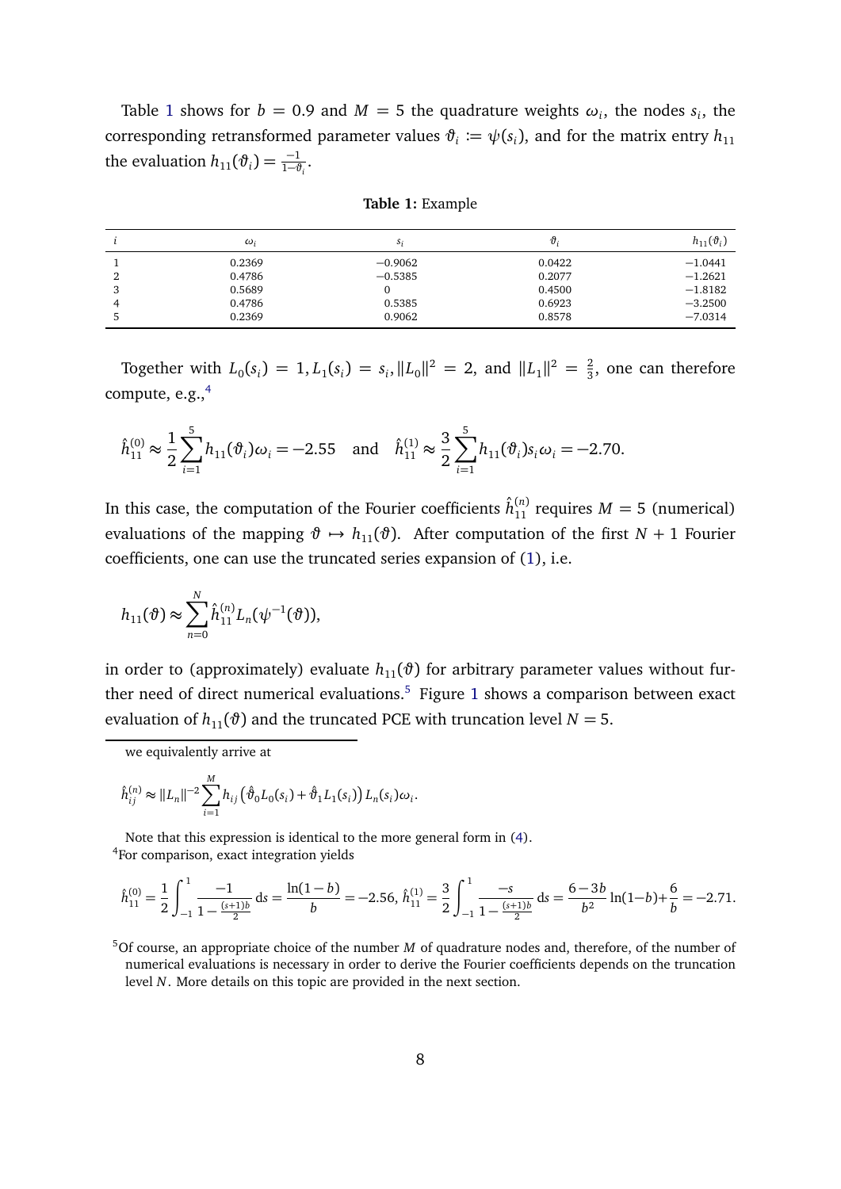Table 1 shows for $b = 0.9$ and $M = 5$ the quadrature weights $\omega_i$, the nodes $s_i$, the corresponding retransformed parameter values $\vartheta_i := \psi(s_i)$, and for the matrix entry $h_{11}$ the evaluation $h_{11}(\vartheta_i) = \frac{-1}{1-\vartheta_i}$.

**Table 1:** Example

| $i$ | $\omega_i$ | $s_i$ | $\vartheta_i$ | $h_{11}(\vartheta_i)$ |
|---|---|---|---|---|
| 1 | 0.2369 | −0.9062 | 0.0422 | −1.0441 |
| 2 | 0.4786 | −0.5385 | 0.2077 | −1.2621 |
| 3 | 0.5689 | 0 | 0.4500 | −1.8182 |
| 4 | 0.4786 | 0.5385 | 0.6923 | −3.2500 |
| 5 | 0.2369 | 0.9062 | 0.8578 | −7.0314 |

Together with $L_0(s_i) = 1, L_1(s_i) = s_i, \|L_0\|^2 = 2$, and $\|L_1\|^2 = \frac{2}{3}$, one can therefore compute, e.g.,[4]

$$\hat{h}_{11}^{(0)} \approx \frac{1}{2}\sum_{i=1}^{5} h_{11}(\vartheta_i)\omega_i = -2.55 \quad \text{and} \quad \hat{h}_{11}^{(1)} \approx \frac{3}{2}\sum_{i=1}^{5} h_{11}(\vartheta_i)s_i\omega_i = -2.70.$$

In this case, the computation of the Fourier coefficients $\hat{h}_{11}^{(n)}$ requires $M = 5$ (numerical) evaluations of the mapping $\vartheta \mapsto h_{11}(\vartheta)$. After computation of the first $N + 1$ Fourier coefficients, one can use the truncated series expansion of (1), i.e.

$$h_{11}(\vartheta) \approx \sum_{n=0}^{N} \hat{h}_{11}^{(n)} L_n(\psi^{-1}(\vartheta)),$$

in order to (approximately) evaluate $h_{11}(\vartheta)$ for arbitrary parameter values without further need of direct numerical evaluations.[5] Figure 1 shows a comparison between exact evaluation of $h_{11}(\vartheta)$ and the truncated PCE with truncation level $N = 5$.

---

we equivalently arrive at

$$\hat{h}_{ij}^{(n)} \approx \|L_n\|^{-2}\sum_{i=1}^{M} h_{ij}\left(\hat{\vartheta}_0 L_0(s_i) + \hat{\vartheta}_1 L_1(s_i)\right) L_n(s_i)\omega_i.$$

Note that this expression is identical to the more general form in (4).

[4]For comparison, exact integration yields

$$\hat{h}_{11}^{(0)} = \frac{1}{2}\int_{-1}^{1} \frac{-1}{1-\frac{(s+1)b}{2}}\,\mathrm{d}s = \frac{\ln(1-b)}{b} = -2.56,\ \hat{h}_{11}^{(1)} = \frac{3}{2}\int_{-1}^{1} \frac{-s}{1-\frac{(s+1)b}{2}}\,\mathrm{d}s = \frac{6-3b}{b^2}\ln(1-b) + \frac{6}{b} = -2.71.$$

[5]Of course, an appropriate choice of the number $M$ of quadrature nodes and, therefore, of the number of numerical evaluations is necessary in order to derive the Fourier coefficients depends on the truncation level $N$. More details on this topic are provided in the next section.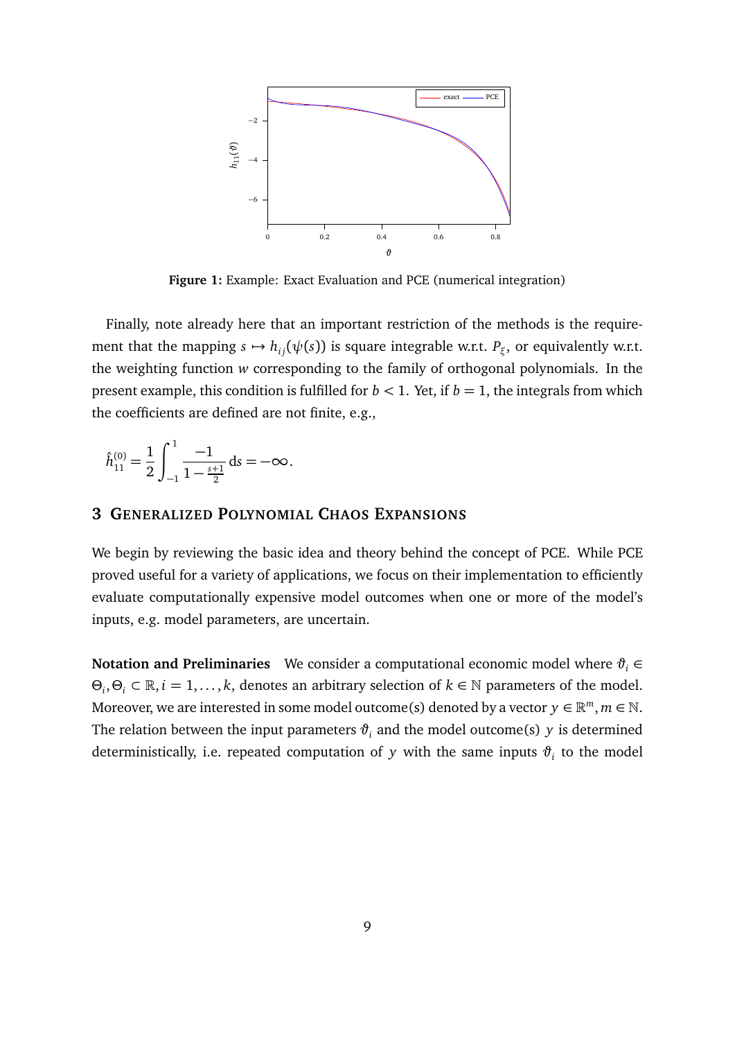exact
PCE

−2

−4

−6

$h_{11}(\vartheta)$

0
0.2
0.4
0.6
0.8

$\vartheta$

**Figure 1:** Example: Exact Evaluation and PCE (numerical integration)

Finally, note already here that an important restriction of the methods is the requirement that the mapping $s \mapsto h_{ij}(\psi(s))$ is square integrable w.r.t. $P_\xi$, or equivalently w.r.t. the weighting function $w$ corresponding to the family of orthogonal polynomials. In the present example, this condition is fulfilled for $b < 1$. Yet, if $b = 1$, the integrals from which the coefficients are defined are not finite, e.g.,

$$\hat{h}_{11}^{(0)} = \frac{1}{2} \int_{-1}^{1} \frac{-1}{1 - \frac{s+1}{2}} \, \mathrm{d}s = -\infty.$$

## 3 Generalized Polynomial Chaos Expansions

We begin by reviewing the basic idea and theory behind the concept of PCE. While PCE proved useful for a variety of applications, we focus on their implementation to efficiently evaluate computationally expensive model outcomes when one or more of the model's inputs, e.g. model parameters, are uncertain.

**Notation and Preliminaries** We consider a computational economic model where $\vartheta_i \in \Theta_i, \Theta_i \subset \mathbb{R}, i = 1, \ldots, k$, denotes an arbitrary selection of $k \in \mathbb{N}$ parameters of the model. Moreover, we are interested in some model outcome(s) denoted by a vector $y \in \mathbb{R}^m, m \in \mathbb{N}$. The relation between the input parameters $\vartheta_i$ and the model outcome(s) $y$ is determined deterministically, i.e. repeated computation of $y$ with the same inputs $\vartheta_i$ to the model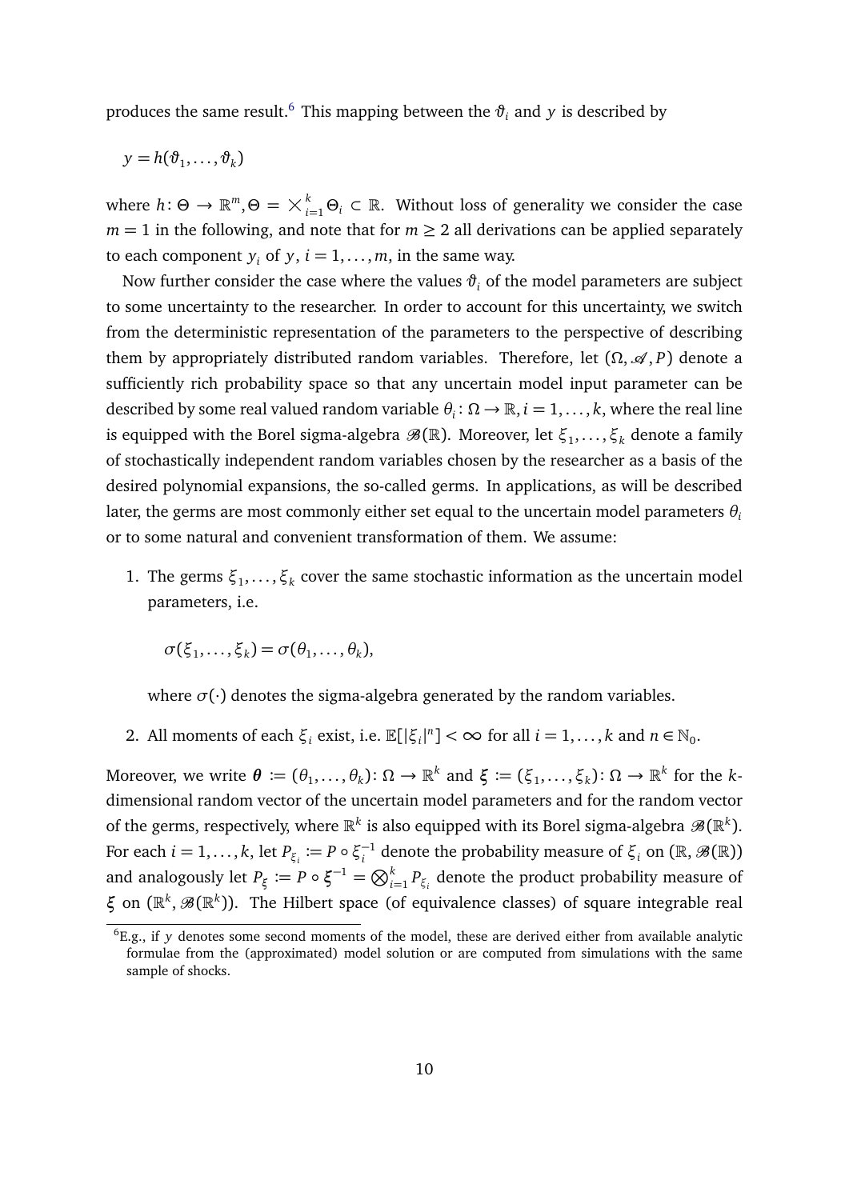produces the same result.[6] This mapping between the $\vartheta_i$ and $y$ is described by

$$y = h(\vartheta_1, \ldots, \vartheta_k)$$

where $h\colon \Theta \to \mathbb{R}^m, \Theta = \times_{i=1}^k \Theta_i \subset \mathbb{R}$. Without loss of generality we consider the case $m = 1$ in the following, and note that for $m \geq 2$ all derivations can be applied separately to each component $y_i$ of $y$, $i = 1, \ldots, m$, in the same way.

Now further consider the case where the values $\vartheta_i$ of the model parameters are subject to some uncertainty to the researcher. In order to account for this uncertainty, we switch from the deterministic representation of the parameters to the perspective of describing them by appropriately distributed random variables. Therefore, let $(\Omega, \mathscr{A}, P)$ denote a sufficiently rich probability space so that any uncertain model input parameter can be described by some real valued random variable $\theta_i\colon \Omega \to \mathbb{R}, i = 1, \ldots, k$, where the real line is equipped with the Borel sigma-algebra $\mathscr{B}(\mathbb{R})$. Moreover, let $\xi_1, \ldots, \xi_k$ denote a family of stochastically independent random variables chosen by the researcher as a basis of the desired polynomial expansions, the so-called germs. In applications, as will be described later, the germs are most commonly either set equal to the uncertain model parameters $\theta_i$ or to some natural and convenient transformation of them. We assume:

1. The germs $\xi_1, \ldots, \xi_k$ cover the same stochastic information as the uncertain model parameters, i.e.

   $$\sigma(\xi_1, \ldots, \xi_k) = \sigma(\theta_1, \ldots, \theta_k),$$

   where $\sigma(\cdot)$ denotes the sigma-algebra generated by the random variables.

2. All moments of each $\xi_i$ exist, i.e. $\mathbb{E}[|\xi_i|^n] < \infty$ for all $i = 1, \ldots, k$ and $n \in \mathbb{N}_0$.

Moreover, we write $\boldsymbol{\theta} := (\theta_1, \ldots, \theta_k)\colon \Omega \to \mathbb{R}^k$ and $\boldsymbol{\xi} := (\xi_1, \ldots, \xi_k)\colon \Omega \to \mathbb{R}^k$ for the $k$-dimensional random vector of the uncertain model parameters and for the random vector of the germs, respectively, where $\mathbb{R}^k$ is also equipped with its Borel sigma-algebra $\mathscr{B}(\mathbb{R}^k)$. For each $i = 1, \ldots, k$, let $P_{\xi_i} := P \circ \xi_i^{-1}$ denote the probability measure of $\xi_i$ on $(\mathbb{R}, \mathscr{B}(\mathbb{R}))$ and analogously let $P_{\boldsymbol{\xi}} := P \circ \boldsymbol{\xi}^{-1} = \bigotimes_{i=1}^k P_{\xi_i}$ denote the product probability measure of $\boldsymbol{\xi}$ on $(\mathbb{R}^k, \mathscr{B}(\mathbb{R}^k))$. The Hilbert space (of equivalence classes) of square integrable real

[6] E.g., if $y$ denotes some second moments of the model, these are derived either from available analytic formulae from the (approximated) model solution or are computed from simulations with the same sample of shocks.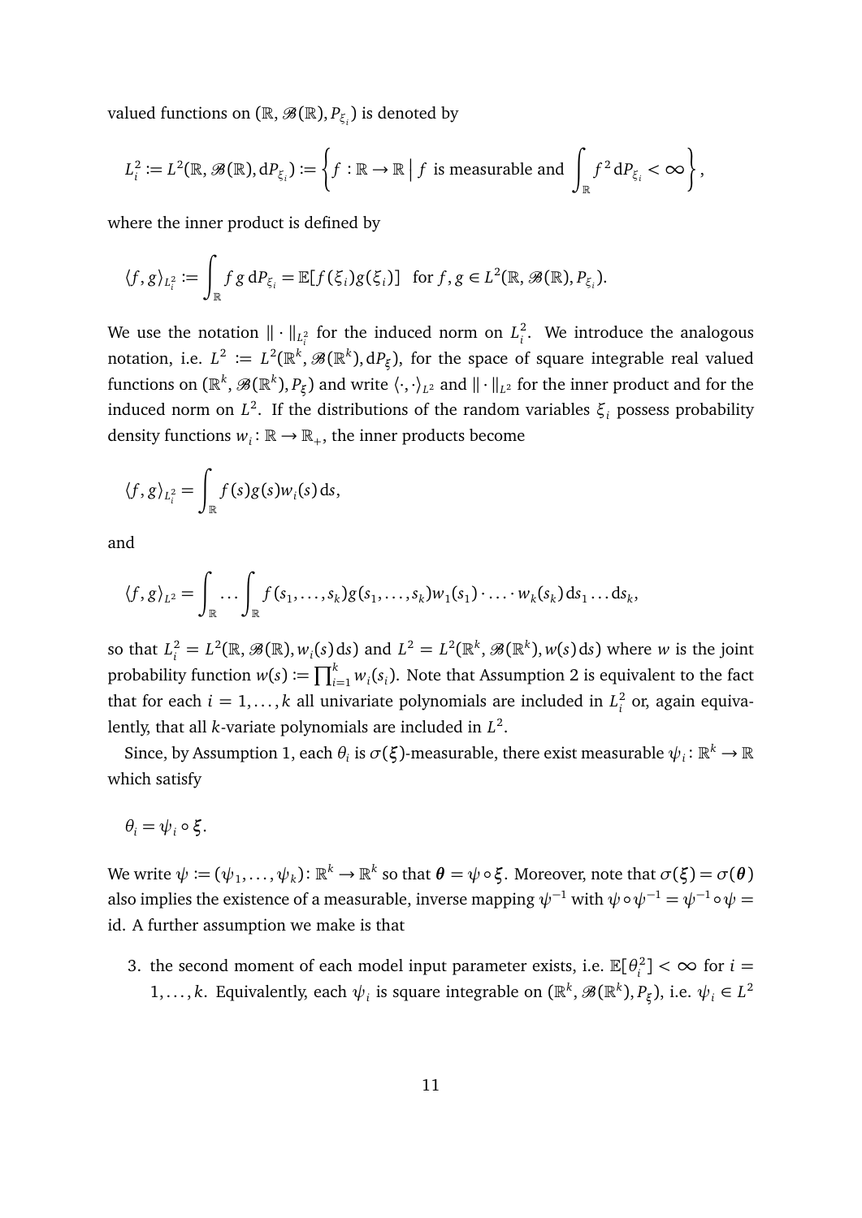valued functions on $(\mathbb{R}, \mathscr{B}(\mathbb{R}), P_{\xi_i})$ is denoted by

$$L_i^2 := L^2(\mathbb{R}, \mathscr{B}(\mathbb{R}), \mathrm{d}P_{\xi_i}) := \left\{ f : \mathbb{R} \to \mathbb{R} \;\middle|\; f \text{ is measurable and } \int_{\mathbb{R}} f^2 \,\mathrm{d}P_{\xi_i} < \infty \right\},$$

where the inner product is defined by

$$\langle f, g \rangle_{L_i^2} := \int_{\mathbb{R}} f\, g \,\mathrm{d}P_{\xi_i} = \mathbb{E}[f(\xi_i) g(\xi_i)] \quad \text{for } f, g \in L^2(\mathbb{R}, \mathscr{B}(\mathbb{R}), P_{\xi_i}).$$

We use the notation $\|\cdot\|_{L_i^2}$ for the induced norm on $L_i^2$. We introduce the analogous notation, i.e. $L^2 := L^2(\mathbb{R}^k, \mathscr{B}(\mathbb{R}^k), \mathrm{d}P_{\xi})$, for the space of square integrable real valued functions on $(\mathbb{R}^k, \mathscr{B}(\mathbb{R}^k), P_{\xi})$ and write $\langle \cdot, \cdot \rangle_{L^2}$ and $\|\cdot\|_{L^2}$ for the inner product and for the induced norm on $L^2$. If the distributions of the random variables $\xi_i$ possess probability density functions $w_i : \mathbb{R} \to \mathbb{R}_+$, the inner products become

$$\langle f, g \rangle_{L_i^2} = \int_{\mathbb{R}} f(s) g(s) w_i(s) \,\mathrm{d}s,$$

and

$$\langle f, g \rangle_{L^2} = \int_{\mathbb{R}} \dots \int_{\mathbb{R}} f(s_1, \dots, s_k) g(s_1, \dots, s_k) w_1(s_1) \cdot \ldots \cdot w_k(s_k) \,\mathrm{d}s_1 \dots \mathrm{d}s_k,$$

so that $L_i^2 = L^2(\mathbb{R}, \mathscr{B}(\mathbb{R}), w_i(s)\,\mathrm{d}s)$ and $L^2 = L^2(\mathbb{R}^k, \mathscr{B}(\mathbb{R}^k), w(s)\,\mathrm{d}s)$ where $w$ is the joint probability function $w(s) := \prod_{i=1}^k w_i(s_i)$. Note that Assumption 2 is equivalent to the fact that for each $i = 1, \dots, k$ all univariate polynomials are included in $L_i^2$ or, again equivalently, that all $k$-variate polynomials are included in $L^2$.

Since, by Assumption 1, each $\theta_i$ is $\sigma(\boldsymbol{\xi})$-measurable, there exist measurable $\psi_i : \mathbb{R}^k \to \mathbb{R}$ which satisfy

$$\theta_i = \psi_i \circ \boldsymbol{\xi}.$$

We write $\psi := (\psi_1, \dots, \psi_k) : \mathbb{R}^k \to \mathbb{R}^k$ so that $\boldsymbol{\theta} = \psi \circ \boldsymbol{\xi}$. Moreover, note that $\sigma(\boldsymbol{\xi}) = \sigma(\boldsymbol{\theta})$ also implies the existence of a measurable, inverse mapping $\psi^{-1}$ with $\psi \circ \psi^{-1} = \psi^{-1} \circ \psi = \mathrm{id}$. A further assumption we make is that

3. the second moment of each model input parameter exists, i.e. $\mathbb{E}[\theta_i^2] < \infty$ for $i = 1, \dots, k$. Equivalently, each $\psi_i$ is square integrable on $(\mathbb{R}^k, \mathscr{B}(\mathbb{R}^k), P_{\xi})$, i.e. $\psi_i \in L^2$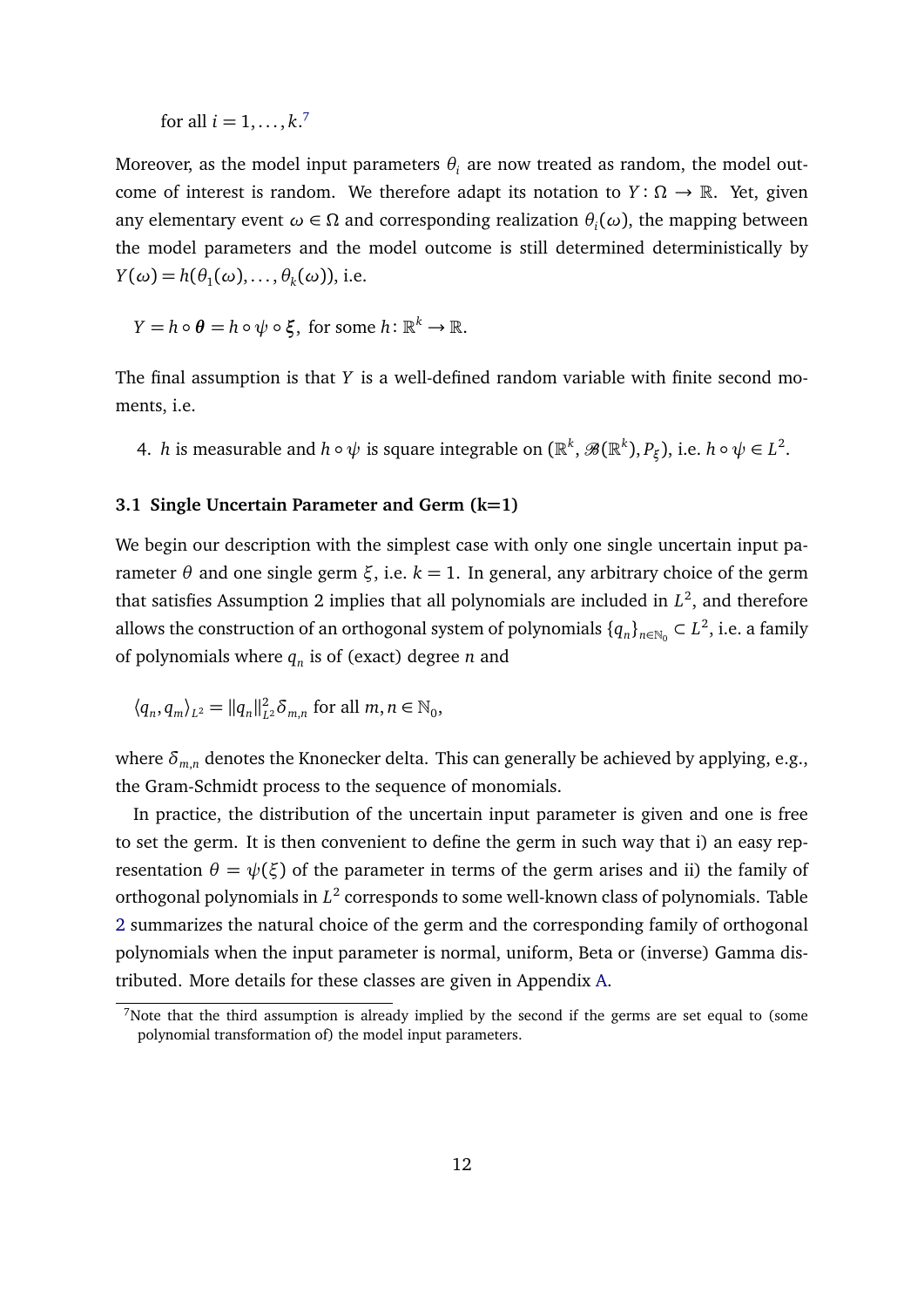for all $i = 1, \ldots, k$.[7]

Moreover, as the model input parameters $\theta_i$ are now treated as random, the model outcome of interest is random. We therefore adapt its notation to $Y : \Omega \to \mathbb{R}$. Yet, given any elementary event $\omega \in \Omega$ and corresponding realization $\theta_i(\omega)$, the mapping between the model parameters and the model outcome is still determined deterministically by $Y(\omega) = h(\theta_1(\omega), \ldots, \theta_k(\omega))$, i.e.

$$Y = h \circ \boldsymbol{\theta} = h \circ \psi \circ \boldsymbol{\xi}, \text{ for some } h : \mathbb{R}^k \to \mathbb{R}.$$

The final assumption is that $Y$ is a well-defined random variable with finite second moments, i.e.

4. $h$ is measurable and $h \circ \psi$ is square integrable on $(\mathbb{R}^k, \mathscr{B}(\mathbb{R}^k), P_\xi)$, i.e. $h \circ \psi \in L^2$.

### 3.1 Single Uncertain Parameter and Germ (k=1)

We begin our description with the simplest case with only one single uncertain input parameter $\theta$ and one single germ $\xi$, i.e. $k = 1$. In general, any arbitrary choice of the germ that satisfies Assumption 2 implies that all polynomials are included in $L^2$, and therefore allows the construction of an orthogonal system of polynomials $\{q_n\}_{n \in \mathbb{N}_0} \subset L^2$, i.e. a family of polynomials where $q_n$ is of (exact) degree $n$ and

$$\langle q_n, q_m \rangle_{L^2} = \|q_n\|^2_{L^2} \delta_{m,n} \text{ for all } m, n \in \mathbb{N}_0,$$

where $\delta_{m,n}$ denotes the Knonecker delta. This can generally be achieved by applying, e.g., the Gram-Schmidt process to the sequence of monomials.

In practice, the distribution of the uncertain input parameter is given and one is free to set the germ. It is then convenient to define the germ in such way that i) an easy representation $\theta = \psi(\xi)$ of the parameter in terms of the germ arises and ii) the family of orthogonal polynomials in $L^2$ corresponds to some well-known class of polynomials. Table 2 summarizes the natural choice of the germ and the corresponding family of orthogonal polynomials when the input parameter is normal, uniform, Beta or (inverse) Gamma distributed. More details for these classes are given in Appendix A.

[7] Note that the third assumption is already implied by the second if the germs are set equal to (some polynomial transformation of) the model input parameters.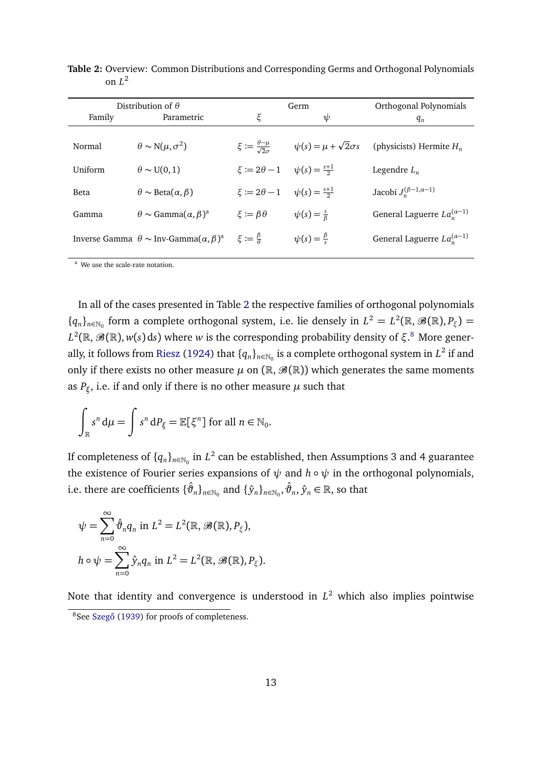**Table 2:** Overview: Common Distributions and Corresponding Germs and Orthogonal Polynomials on $L^2$

| Distribution of $\theta$ | | Germ | | Orthogonal Polynomials |
|---|---|---|---|---|
| Family | Parametric | $\xi$ | $\psi$ | $q_n$ |
| Normal | $\theta \sim \mathrm{N}(\mu, \sigma^2)$ | $\xi := \frac{\theta-\mu}{\sqrt{2}\sigma}$ | $\psi(s) = \mu + \sqrt{2}\sigma s$ | (physicists) Hermite $H_n$ |
| Uniform | $\theta \sim \mathrm{U}(0,1)$ | $\xi := 2\theta - 1$ | $\psi(s) = \frac{s+1}{2}$ | Legendre $L_n$ |
| Beta | $\theta \sim \mathrm{Beta}(\alpha, \beta)$ | $\xi := 2\theta - 1$ | $\psi(s) = \frac{s+1}{2}$ | Jacobi $J_n^{(\beta-1,\alpha-1)}$ |
| Gamma | $\theta \sim \mathrm{Gamma}(\alpha, \beta)$[a] | $\xi := \beta\theta$ | $\psi(s) = \frac{s}{\beta}$ | General Laguerre $La_n^{(\alpha-1)}$ |
| Inverse Gamma | $\theta \sim \text{Inv-Gamma}(\alpha, \beta)$[a] | $\xi := \frac{\beta}{\theta}$ | $\psi(s) = \frac{\beta}{s}$ | General Laguerre $La_n^{(\alpha-1)}$ |

[a] We use the scale-rate notation.

In all of the cases presented in Table 2 the respective families of orthogonal polynomials $\{q_n\}_{n\in\mathbb{N}_0}$ form a complete orthogonal system, i.e. lie densely in $L^2 = L^2(\mathbb{R}, \mathscr{B}(\mathbb{R}), P_\xi) = L^2(\mathbb{R}, \mathscr{B}(\mathbb{R}), w(s)\,\mathrm{d}s)$ where $w$ is the corresponding probability density of $\xi$.[8] More generally, it follows from Riesz (1924) that $\{q_n\}_{n\in\mathbb{N}_0}$ is a complete orthogonal system in $L^2$ if and only if there exists no other measure $\mu$ on $(\mathbb{R}, \mathscr{B}(\mathbb{R}))$ which generates the same moments as $P_\xi$, i.e. if and only if there is no other measure $\mu$ such that

$$\int_{\mathbb{R}} s^n \,\mathrm{d}\mu = \int s^n \,\mathrm{d}P_\xi = \mathbb{E}[\xi^n] \text{ for all } n \in \mathbb{N}_0.$$

If completeness of $\{q_n\}_{n\in\mathbb{N}_0}$ in $L^2$ can be established, then Assumptions 3 and 4 guarantee the existence of Fourier series expansions of $\psi$ and $h \circ \psi$ in the orthogonal polynomials, i.e. there are coefficients $\{\hat{\vartheta}_n\}_{n\in\mathbb{N}_0}$ and $\{\hat{y}_n\}_{n\in\mathbb{N}_0}$, $\hat{\vartheta}_n, \hat{y}_n \in \mathbb{R}$, so that

$$\psi = \sum_{n=0}^{\infty} \hat{\vartheta}_n q_n \text{ in } L^2 = L^2(\mathbb{R}, \mathscr{B}(\mathbb{R}), P_\xi),$$

$$h \circ \psi = \sum_{n=0}^{\infty} \hat{y}_n q_n \text{ in } L^2 = L^2(\mathbb{R}, \mathscr{B}(\mathbb{R}), P_\xi).$$

Note that identity and convergence is understood in $L^2$ which also implies pointwise

[8] See Szegő (1939) for proofs of completeness.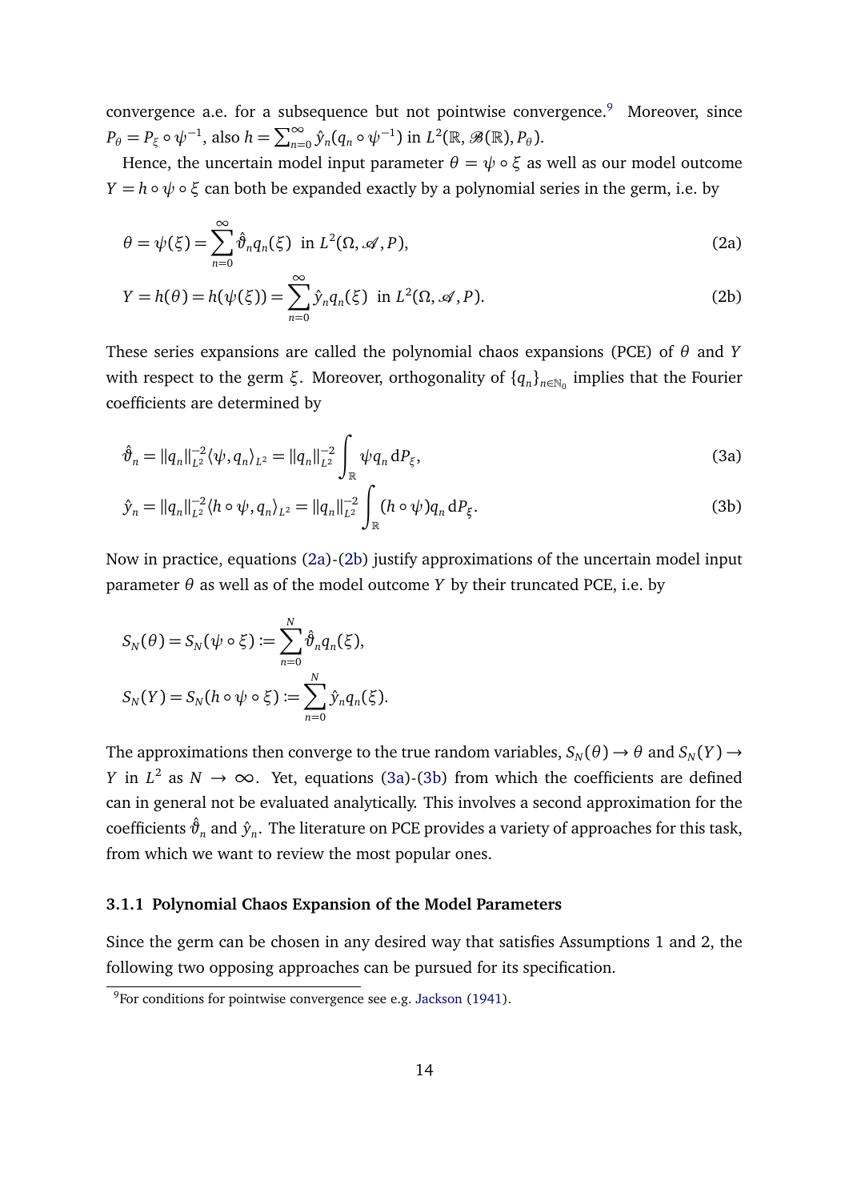convergence a.e. for a subsequence but not pointwise convergence.[9] Moreover, since $P_\theta = P_\xi \circ \psi^{-1}$, also $h = \sum_{n=0}^{\infty} \hat{y}_n (q_n \circ \psi^{-1})$ in $L^2(\mathbb{R}, \mathscr{B}(\mathbb{R}), P_\theta)$.

Hence, the uncertain model input parameter $\theta = \psi \circ \xi$ as well as our model outcome $Y = h \circ \psi \circ \xi$ can both be expanded exactly by a polynomial series in the germ, i.e. by

$$\theta = \psi(\xi) = \sum_{n=0}^{\infty} \hat{\vartheta}_n q_n(\xi) \ \text{ in } L^2(\Omega, \mathscr{A}, P), \tag{2a}$$

$$Y = h(\theta) = h(\psi(\xi)) = \sum_{n=0}^{\infty} \hat{y}_n q_n(\xi) \ \text{ in } L^2(\Omega, \mathscr{A}, P). \tag{2b}$$

These series expansions are called the polynomial chaos expansions (PCE) of $\theta$ and $Y$ with respect to the germ $\xi$. Moreover, orthogonality of $\{q_n\}_{n \in \mathbb{N}_0}$ implies that the Fourier coefficients are determined by

$$\hat{\vartheta}_n = \|q_n\|_{L^2}^{-2} \langle \psi, q_n \rangle_{L^2} = \|q_n\|_{L^2}^{-2} \int_{\mathbb{R}} \psi q_n \, \mathrm{d}P_\xi, \tag{3a}$$

$$\hat{y}_n = \|q_n\|_{L^2}^{-2} \langle h \circ \psi, q_n \rangle_{L^2} = \|q_n\|_{L^2}^{-2} \int_{\mathbb{R}} (h \circ \psi) q_n \, \mathrm{d}P_\xi. \tag{3b}$$

Now in practice, equations (2a)-(2b) justify approximations of the uncertain model input parameter $\theta$ as well as of the model outcome $Y$ by their truncated PCE, i.e. by

$$S_N(\theta) = S_N(\psi \circ \xi) := \sum_{n=0}^{N} \hat{\vartheta}_n q_n(\xi),$$

$$S_N(Y) = S_N(h \circ \psi \circ \xi) := \sum_{n=0}^{N} \hat{y}_n q_n(\xi).$$

The approximations then converge to the true random variables, $S_N(\theta) \to \theta$ and $S_N(Y) \to Y$ in $L^2$ as $N \to \infty$. Yet, equations (3a)-(3b) from which the coefficients are defined can in general not be evaluated analytically. This involves a second approximation for the coefficients $\hat{\vartheta}_n$ and $\hat{y}_n$. The literature on PCE provides a variety of approaches for this task, from which we want to review the most popular ones.

### 3.1.1 Polynomial Chaos Expansion of the Model Parameters

Since the germ can be chosen in any desired way that satisfies Assumptions 1 and 2, the following two opposing approaches can be pursued for its specification.

[9] For conditions for pointwise convergence see e.g. Jackson (1941).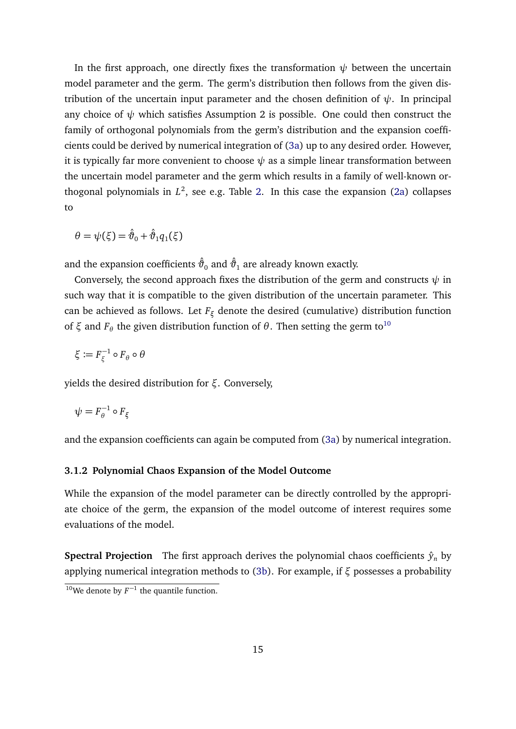In the first approach, one directly fixes the transformation $\psi$ between the uncertain model parameter and the germ. The germ's distribution then follows from the given distribution of the uncertain input parameter and the chosen definition of $\psi$. In principal any choice of $\psi$ which satisfies Assumption 2 is possible. One could then construct the family of orthogonal polynomials from the germ's distribution and the expansion coefficients could be derived by numerical integration of (3a) up to any desired order. However, it is typically far more convenient to choose $\psi$ as a simple linear transformation between the uncertain model parameter and the germ which results in a family of well-known orthogonal polynomials in $L^2$, see e.g. Table 2. In this case the expansion (2a) collapses to

$$\theta = \psi(\xi) = \hat{\vartheta}_0 + \hat{\vartheta}_1 q_1(\xi)$$

and the expansion coefficients $\hat{\vartheta}_0$ and $\hat{\vartheta}_1$ are already known exactly.

Conversely, the second approach fixes the distribution of the germ and constructs $\psi$ in such way that it is compatible to the given distribution of the uncertain parameter. This can be achieved as follows. Let $F_\xi$ denote the desired (cumulative) distribution function of $\xi$ and $F_\theta$ the given distribution function of $\theta$. Then setting the germ to[10]

$$\xi := F_\xi^{-1} \circ F_\theta \circ \theta$$

yields the desired distribution for $\xi$. Conversely,

$$\psi = F_\theta^{-1} \circ F_\xi$$

and the expansion coefficients can again be computed from (3a) by numerical integration.

### 3.1.2 Polynomial Chaos Expansion of the Model Outcome

While the expansion of the model parameter can be directly controlled by the appropriate choice of the germ, the expansion of the model outcome of interest requires some evaluations of the model.

**Spectral Projection** The first approach derives the polynomial chaos coefficients $\hat{y}_n$ by applying numerical integration methods to (3b). For example, if $\xi$ possesses a probability

[10] We denote by $F^{-1}$ the quantile function.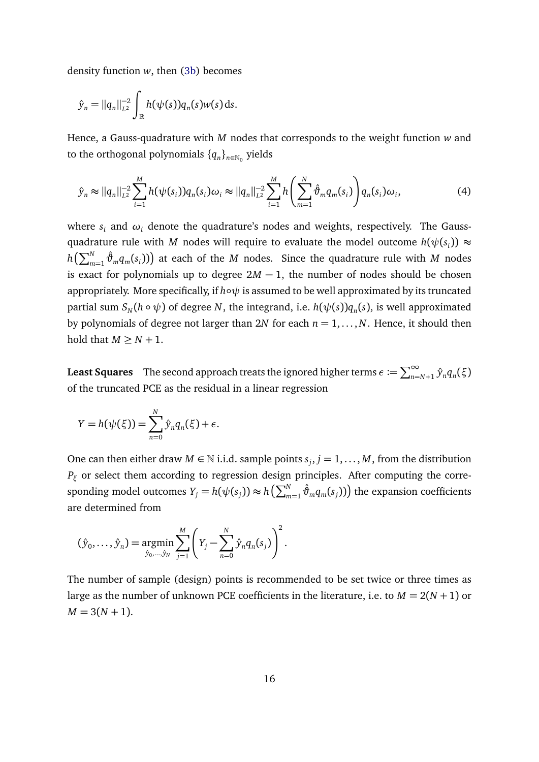density function $w$, then (3b) becomes

$$\hat{y}_n = \|q_n\|_{L^2}^{-2} \int_{\mathbb{R}} h(\psi(s)) q_n(s) w(s)\, \mathrm{d}s.$$

Hence, a Gauss-quadrature with $M$ nodes that corresponds to the weight function $w$ and to the orthogonal polynomials $\{q_n\}_{n\in\mathbb{N}_0}$ yields

$$\hat{y}_n \approx \|q_n\|_{L^2}^{-2} \sum_{i=1}^{M} h(\psi(s_i)) q_n(s_i)\omega_i \approx \|q_n\|_{L^2}^{-2} \sum_{i=1}^{M} h\left(\sum_{m=1}^{N} \hat{\vartheta}_m q_m(s_i)\right) q_n(s_i)\omega_i, \tag{4}$$

where $s_i$ and $\omega_i$ denote the quadrature's nodes and weights, respectively. The Gauss-quadrature rule with $M$ nodes will require to evaluate the model outcome $h(\psi(s_i)) \approx h\big(\sum_{m=1}^{N} \hat{\vartheta}_m q_m(s_i)\big)$ at each of the $M$ nodes. Since the quadrature rule with $M$ nodes is exact for polynomials up to degree $2M-1$, the number of nodes should be chosen appropriately. More specifically, if $h\circ\psi$ is assumed to be well approximated by its truncated partial sum $S_N(h\circ\psi)$ of degree $N$, the integrand, i.e. $h(\psi(s))q_n(s)$, is well approximated by polynomials of degree not larger than $2N$ for each $n = 1,\dots,N$. Hence, it should then hold that $M \geq N+1$.

**Least Squares** The second approach treats the ignored higher terms $\epsilon := \sum_{n=N+1}^{\infty} \hat{y}_n q_n(\xi)$ of the truncated PCE as the residual in a linear regression

$$Y = h(\psi(\xi)) = \sum_{n=0}^{N} \hat{y}_n q_n(\xi) + \epsilon.$$

One can then either draw $M \in \mathbb{N}$ i.i.d. sample points $s_j$, $j = 1,\dots,M$, from the distribution $P_\xi$ or select them according to regression design principles. After computing the corresponding model outcomes $Y_j = h(\psi(s_j)) \approx h\big(\sum_{m=1}^{N} \hat{\vartheta}_m q_m(s_j)\big)$ the expansion coefficients are determined from

$$(\hat{y}_0,\dots,\hat{y}_n) = \underset{\hat{y}_0,\dots,\hat{y}_N}{\operatorname{argmin}} \sum_{j=1}^{M} \left(Y_j - \sum_{n=0}^{N} \hat{y}_n q_n(s_j)\right)^2.$$

The number of sample (design) points is recommended to be set twice or three times as large as the number of unknown PCE coefficients in the literature, i.e. to $M = 2(N+1)$ or $M = 3(N+1)$.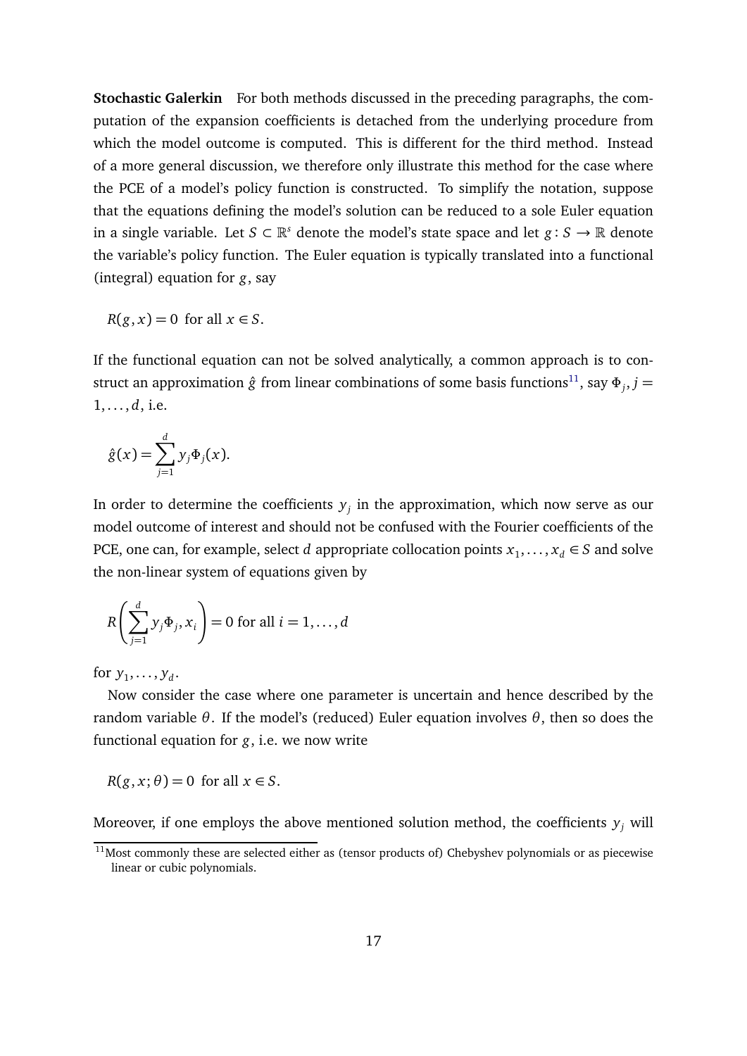**Stochastic Galerkin** For both methods discussed in the preceding paragraphs, the computation of the expansion coefficients is detached from the underlying procedure from which the model outcome is computed. This is different for the third method. Instead of a more general discussion, we therefore only illustrate this method for the case where the PCE of a model's policy function is constructed. To simplify the notation, suppose that the equations defining the model's solution can be reduced to a sole Euler equation in a single variable. Let $S \subset \mathbb{R}^s$ denote the model's state space and let $g : S \to \mathbb{R}$ denote the variable's policy function. The Euler equation is typically translated into a functional (integral) equation for $g$, say

$$R(g, x) = 0 \text{ for all } x \in S.$$

If the functional equation can not be solved analytically, a common approach is to construct an approximation $\hat{g}$ from linear combinations of some basis functions[11], say $\Phi_j$, $j = 1, \ldots, d$, i.e.

$$\hat{g}(x) = \sum_{j=1}^{d} y_j \Phi_j(x).$$

In order to determine the coefficients $y_j$ in the approximation, which now serve as our model outcome of interest and should not be confused with the Fourier coefficients of the PCE, one can, for example, select $d$ appropriate collocation points $x_1, \ldots, x_d \in S$ and solve the non-linear system of equations given by

$$R\left(\sum_{j=1}^{d} y_j \Phi_j, x_i\right) = 0 \text{ for all } i = 1, \ldots, d$$

for $y_1, \ldots, y_d$.

Now consider the case where one parameter is uncertain and hence described by the random variable $\theta$. If the model's (reduced) Euler equation involves $\theta$, then so does the functional equation for $g$, i.e. we now write

$$R(g, x; \theta) = 0 \text{ for all } x \in S.$$

Moreover, if one employs the above mentioned solution method, the coefficients $y_j$ will

[11] Most commonly these are selected either as (tensor products of) Chebyshev polynomials or as piecewise linear or cubic polynomials.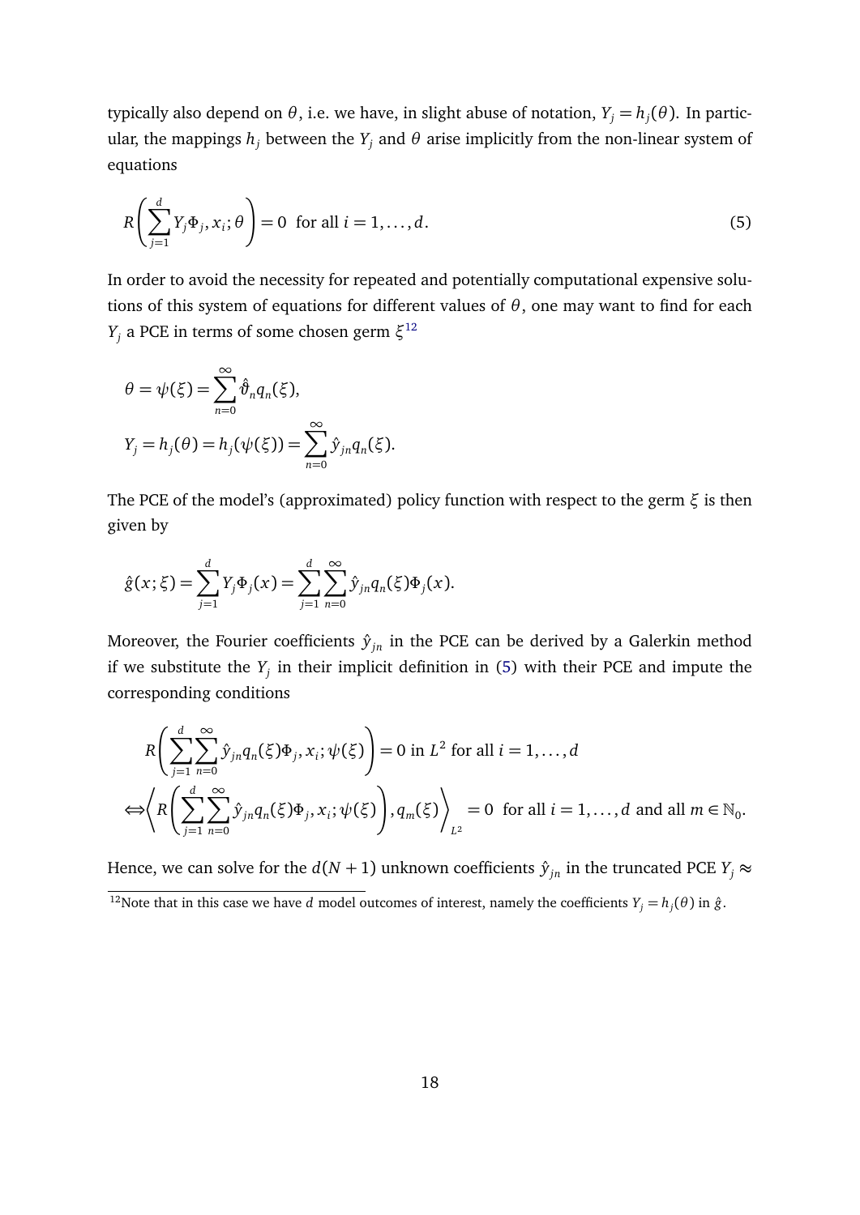typically also depend on $\theta$, i.e. we have, in slight abuse of notation, $Y_j = h_j(\theta)$. In particular, the mappings $h_j$ between the $Y_j$ and $\theta$ arise implicitly from the non-linear system of equations

$$R\left(\sum_{j=1}^{d} Y_j \Phi_j, x_i; \theta\right) = 0 \text{ for all } i = 1, \dots, d. \tag{5}$$

In order to avoid the necessity for repeated and potentially computational expensive solutions of this system of equations for different values of $\theta$, one may want to find for each $Y_j$ a PCE in terms of some chosen germ $\xi$[12]

$$\theta = \psi(\xi) = \sum_{n=0}^{\infty} \hat{\vartheta}_n q_n(\xi),$$

$$Y_j = h_j(\theta) = h_j(\psi(\xi)) = \sum_{n=0}^{\infty} \hat{y}_{jn} q_n(\xi).$$

The PCE of the model's (approximated) policy function with respect to the germ $\xi$ is then given by

$$\hat{g}(x;\xi) = \sum_{j=1}^{d} Y_j \Phi_j(x) = \sum_{j=1}^{d} \sum_{n=0}^{\infty} \hat{y}_{jn} q_n(\xi) \Phi_j(x).$$

Moreover, the Fourier coefficients $\hat{y}_{jn}$ in the PCE can be derived by a Galerkin method if we substitute the $Y_j$ in their implicit definition in (5) with their PCE and impute the corresponding conditions

$$R\left(\sum_{j=1}^{d} \sum_{n=0}^{\infty} \hat{y}_{jn} q_n(\xi) \Phi_j, x_i; \psi(\xi)\right) = 0 \text{ in } L^2 \text{ for all } i = 1, \dots, d$$

$$\Leftrightarrow \left\langle R\left(\sum_{j=1}^{d} \sum_{n=0}^{\infty} \hat{y}_{jn} q_n(\xi) \Phi_j, x_i; \psi(\xi)\right), q_m(\xi) \right\rangle_{L^2} = 0 \text{ for all } i = 1, \dots, d \text{ and all } m \in \mathbb{N}_0.$$

Hence, we can solve for the $d(N+1)$ unknown coefficients $\hat{y}_{jn}$ in the truncated PCE $Y_j \approx$

---

[12] Note that in this case we have $d$ model outcomes of interest, namely the coefficients $Y_j = h_j(\theta)$ in $\hat{g}$.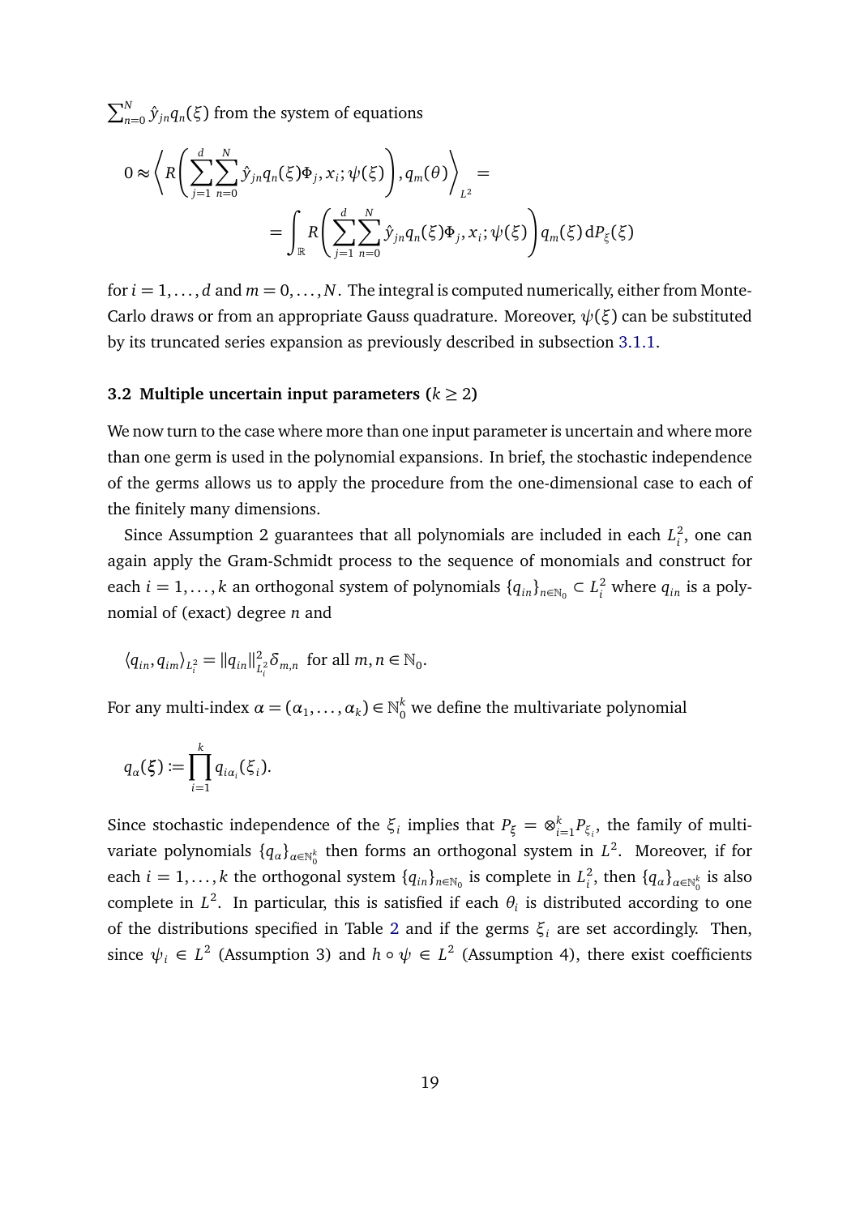$\sum_{n=0}^{N} \hat{y}_{jn} q_n(\xi)$ from the system of equations

$$0 \approx \left\langle R\left(\sum_{j=1}^{d}\sum_{n=0}^{N} \hat{y}_{jn} q_n(\xi)\Phi_j, x_i; \psi(\xi)\right), q_m(\theta)\right\rangle_{L^2} =$$

$$= \int_{\mathbb{R}} R\left(\sum_{j=1}^{d}\sum_{n=0}^{N} \hat{y}_{jn} q_n(\xi)\Phi_j, x_i; \psi(\xi)\right) q_m(\xi)\, \mathrm{d}P_\xi(\xi)$$

for $i = 1, \dots, d$ and $m = 0, \dots, N$. The integral is computed numerically, either from Monte-Carlo draws or from an appropriate Gauss quadrature. Moreover, $\psi(\xi)$ can be substituted by its truncated series expansion as previously described in subsection 3.1.1.

### 3.2 Multiple uncertain input parameters ($k \geq 2$)

We now turn to the case where more than one input parameter is uncertain and where more than one germ is used in the polynomial expansions. In brief, the stochastic independence of the germs allows us to apply the procedure from the one-dimensional case to each of the finitely many dimensions.

Since Assumption 2 guarantees that all polynomials are included in each $L_i^2$, one can again apply the Gram-Schmidt process to the sequence of monomials and construct for each $i = 1, \dots, k$ an orthogonal system of polynomials $\{q_{in}\}_{n \in \mathbb{N}_0} \subset L_i^2$ where $q_{in}$ is a polynomial of (exact) degree $n$ and

$$\langle q_{in}, q_{im} \rangle_{L_i^2} = \|q_{in}\|_{L_i^2}^2 \delta_{m,n} \text{ for all } m, n \in \mathbb{N}_0.$$

For any multi-index $\alpha = (\alpha_1, \dots, \alpha_k) \in \mathbb{N}_0^k$ we define the multivariate polynomial

$$q_\alpha(\xi) := \prod_{i=1}^{k} q_{i\alpha_i}(\xi_i).$$

Since stochastic independence of the $\xi_i$ implies that $P_\xi = \otimes_{i=1}^{k} P_{\xi_i}$, the family of multivariate polynomials $\{q_\alpha\}_{\alpha \in \mathbb{N}_0^k}$ then forms an orthogonal system in $L^2$. Moreover, if for each $i = 1, \dots, k$ the orthogonal system $\{q_{in}\}_{n \in \mathbb{N}_0}$ is complete in $L_i^2$, then $\{q_\alpha\}_{\alpha \in \mathbb{N}_0^k}$ is also complete in $L^2$. In particular, this is satisfied if each $\theta_i$ is distributed according to one of the distributions specified in Table 2 and if the germs $\xi_i$ are set accordingly. Then, since $\psi_i \in L^2$ (Assumption 3) and $h \circ \psi \in L^2$ (Assumption 4), there exist coefficients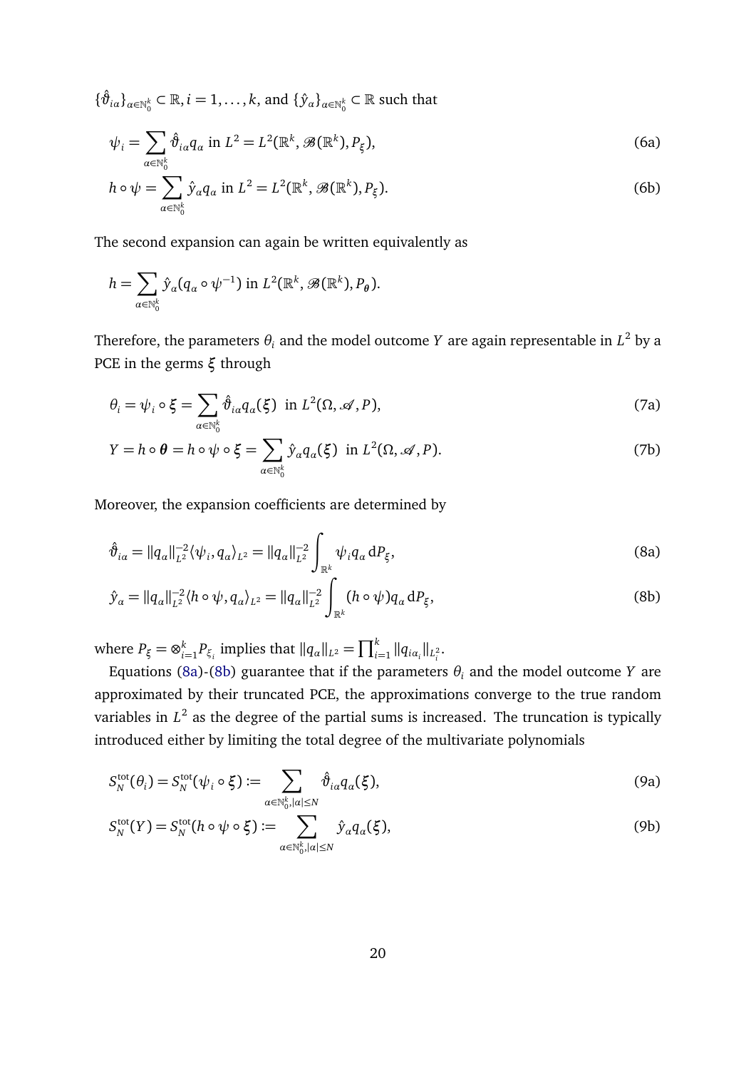$\{\hat{\vartheta}_{i\alpha}\}_{\alpha\in\mathbb{N}_0^k} \subset \mathbb{R}, i = 1,\dots,k$, and $\{\hat{y}_\alpha\}_{\alpha\in\mathbb{N}_0^k} \subset \mathbb{R}$ such that

$$\psi_i = \sum_{\alpha\in\mathbb{N}_0^k} \hat{\vartheta}_{i\alpha} q_\alpha \text{ in } L^2 = L^2(\mathbb{R}^k, \mathscr{B}(\mathbb{R}^k), P_\xi), \tag{6a}$$

$$h \circ \psi = \sum_{\alpha\in\mathbb{N}_0^k} \hat{y}_\alpha q_\alpha \text{ in } L^2 = L^2(\mathbb{R}^k, \mathscr{B}(\mathbb{R}^k), P_\xi). \tag{6b}$$

The second expansion can again be written equivalently as

$$h = \sum_{\alpha\in\mathbb{N}_0^k} \hat{y}_\alpha (q_\alpha \circ \psi^{-1}) \text{ in } L^2(\mathbb{R}^k, \mathscr{B}(\mathbb{R}^k), P_{\boldsymbol{\theta}}).$$

Therefore, the parameters $\theta_i$ and the model outcome $Y$ are again representable in $L^2$ by a PCE in the germs $\boldsymbol{\xi}$ through

$$\theta_i = \psi_i \circ \boldsymbol{\xi} = \sum_{\alpha\in\mathbb{N}_0^k} \hat{\vartheta}_{i\alpha} q_\alpha(\boldsymbol{\xi}) \text{ in } L^2(\Omega, \mathscr{A}, P), \tag{7a}$$

$$Y = h \circ \boldsymbol{\theta} = h \circ \psi \circ \boldsymbol{\xi} = \sum_{\alpha\in\mathbb{N}_0^k} \hat{y}_\alpha q_\alpha(\boldsymbol{\xi}) \text{ in } L^2(\Omega, \mathscr{A}, P). \tag{7b}$$

Moreover, the expansion coefficients are determined by

$$\hat{\vartheta}_{i\alpha} = \|q_\alpha\|_{L^2}^{-2} \langle \psi_i, q_\alpha \rangle_{L^2} = \|q_\alpha\|_{L^2}^{-2} \int_{\mathbb{R}^k} \psi_i q_\alpha \, \mathrm{d}P_\xi, \tag{8a}$$

$$\hat{y}_\alpha = \|q_\alpha\|_{L^2}^{-2} \langle h \circ \psi, q_\alpha \rangle_{L^2} = \|q_\alpha\|_{L^2}^{-2} \int_{\mathbb{R}^k} (h \circ \psi) q_\alpha \, \mathrm{d}P_\xi, \tag{8b}$$

where $P_\xi = \otimes_{i=1}^k P_{\xi_i}$ implies that $\|q_\alpha\|_{L^2} = \prod_{i=1}^k \|q_{i\alpha_i}\|_{L_i^2}$.

Equations (8a)-(8b) guarantee that if the parameters $\theta_i$ and the model outcome $Y$ are approximated by their truncated PCE, the approximations converge to the true random variables in $L^2$ as the degree of the partial sums is increased. The truncation is typically introduced either by limiting the total degree of the multivariate polynomials

$$S_N^{\text{tot}}(\theta_i) = S_N^{\text{tot}}(\psi_i \circ \boldsymbol{\xi}) := \sum_{\alpha\in\mathbb{N}_0^k, |\alpha|\le N} \hat{\vartheta}_{i\alpha} q_\alpha(\boldsymbol{\xi}), \tag{9a}$$

$$S_N^{\text{tot}}(Y) = S_N^{\text{tot}}(h \circ \psi \circ \boldsymbol{\xi}) := \sum_{\alpha\in\mathbb{N}_0^k, |\alpha|\le N} \hat{y}_\alpha q_\alpha(\boldsymbol{\xi}), \tag{9b}$$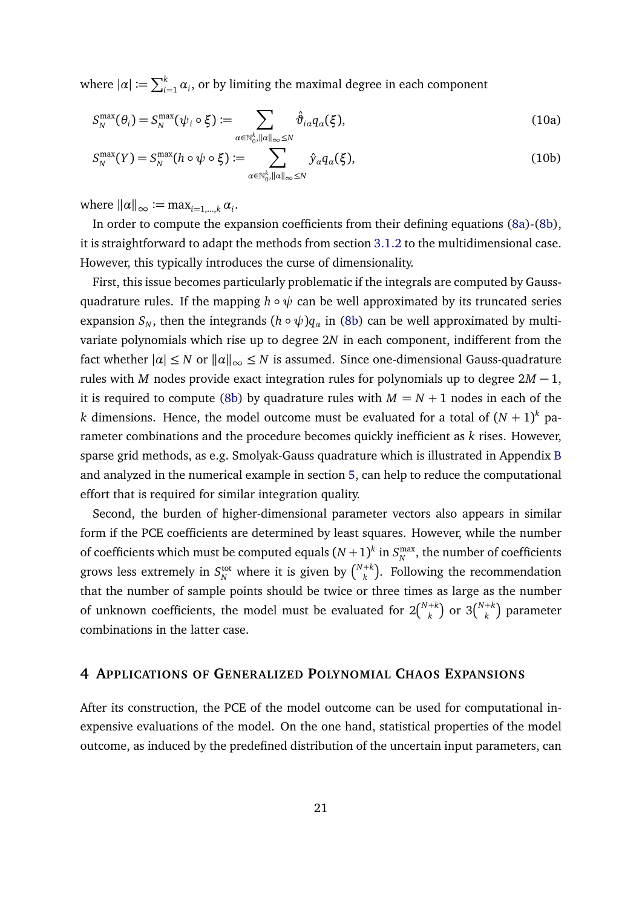where $|\alpha| := \sum_{i=1}^{k} \alpha_i$, or by limiting the maximal degree in each component

$$S_N^{\max}(\theta_i) = S_N^{\max}(\psi_i \circ \xi) := \sum_{\alpha \in \mathbb{N}_0^k, \|\alpha\|_\infty \leq N} \hat{\vartheta}_{i\alpha} q_\alpha(\xi), \tag{10a}$$

$$S_N^{\max}(Y) = S_N^{\max}(h \circ \psi \circ \xi) := \sum_{\alpha \in \mathbb{N}_0^k, \|\alpha\|_\infty \leq N} \hat{y}_\alpha q_\alpha(\xi), \tag{10b}$$

where $\|\alpha\|_\infty := \max_{i=1,\ldots,k} \alpha_i$.

In order to compute the expansion coefficients from their defining equations (8a)-(8b), it is straightforward to adapt the methods from section 3.1.2 to the multidimensional case. However, this typically introduces the curse of dimensionality.

First, this issue becomes particularly problematic if the integrals are computed by Gauss-quadrature rules. If the mapping $h \circ \psi$ can be well approximated by its truncated series expansion $S_N$, then the integrands $(h \circ \psi)q_\alpha$ in (8b) can be well approximated by multivariate polynomials which rise up to degree $2N$ in each component, indifferent from the fact whether $|\alpha| \leq N$ or $\|\alpha\|_\infty \leq N$ is assumed. Since one-dimensional Gauss-quadrature rules with $M$ nodes provide exact integration rules for polynomials up to degree $2M-1$, it is required to compute (8b) by quadrature rules with $M = N+1$ nodes in each of the $k$ dimensions. Hence, the model outcome must be evaluated for a total of $(N+1)^k$ parameter combinations and the procedure becomes quickly inefficient as $k$ rises. However, sparse grid methods, as e.g. Smolyak-Gauss quadrature which is illustrated in Appendix B and analyzed in the numerical example in section 5, can help to reduce the computational effort that is required for similar integration quality.

Second, the burden of higher-dimensional parameter vectors also appears in similar form if the PCE coefficients are determined by least squares. However, while the number of coefficients which must be computed equals $(N+1)^k$ in $S_N^{\max}$, the number of coefficients grows less extremely in $S_N^{\text{tot}}$ where it is given by $\binom{N+k}{k}$. Following the recommendation that the number of sample points should be twice or three times as large as the number of unknown coefficients, the model must be evaluated for $2\binom{N+k}{k}$ or $3\binom{N+k}{k}$ parameter combinations in the latter case.

## 4 Applications of Generalized Polynomial Chaos Expansions

After its construction, the PCE of the model outcome can be used for computational inexpensive evaluations of the model. On the one hand, statistical properties of the model outcome, as induced by the predefined distribution of the uncertain input parameters, can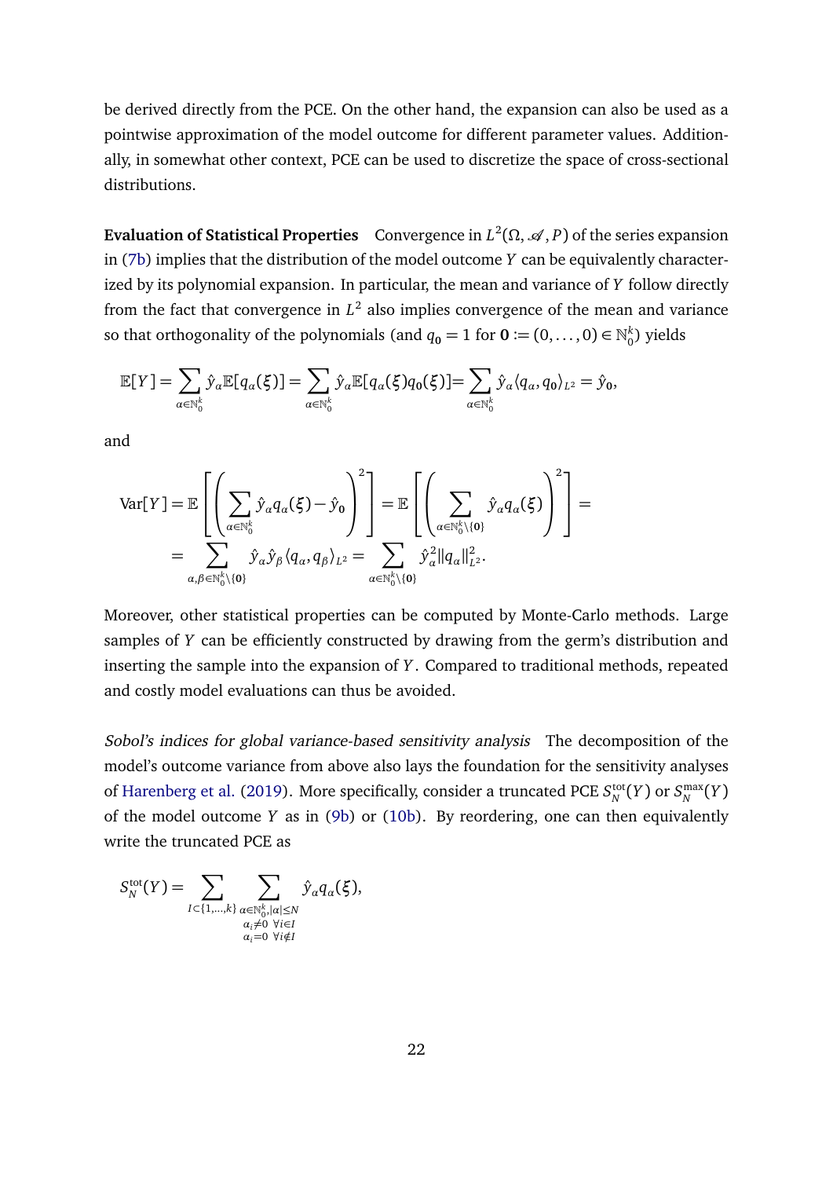be derived directly from the PCE. On the other hand, the expansion can also be used as a pointwise approximation of the model outcome for different parameter values. Additionally, in somewhat other context, PCE can be used to discretize the space of cross-sectional distributions.

**Evaluation of Statistical Properties** Convergence in $L^2(\Omega, \mathscr{A}, P)$ of the series expansion in (7b) implies that the distribution of the model outcome $Y$ can be equivalently characterized by its polynomial expansion. In particular, the mean and variance of $Y$ follow directly from the fact that convergence in $L^2$ also implies convergence of the mean and variance so that orthogonality of the polynomials (and $q_{\mathbf{0}} = 1$ for $\mathbf{0} := (0, \ldots, 0) \in \mathbb{N}_0^k$) yields

$$\mathbb{E}[Y] = \sum_{\alpha \in \mathbb{N}_0^k} \hat{y}_\alpha \mathbb{E}[q_\alpha(\xi)] = \sum_{\alpha \in \mathbb{N}_0^k} \hat{y}_\alpha \mathbb{E}[q_\alpha(\xi) q_{\mathbf{0}}(\xi)] = \sum_{\alpha \in \mathbb{N}_0^k} \hat{y}_\alpha \langle q_\alpha, q_{\mathbf{0}} \rangle_{L^2} = \hat{y}_{\mathbf{0}},$$

and

$$\begin{aligned}
\mathrm{Var}[Y] &= \mathbb{E}\left[\left(\sum_{\alpha \in \mathbb{N}_0^k} \hat{y}_\alpha q_\alpha(\xi) - \hat{y}_{\mathbf{0}}\right)^2\right] = \mathbb{E}\left[\left(\sum_{\alpha \in \mathbb{N}_0^k \setminus \{\mathbf{0}\}} \hat{y}_\alpha q_\alpha(\xi)\right)^2\right] = \\
&= \sum_{\alpha, \beta \in \mathbb{N}_0^k \setminus \{\mathbf{0}\}} \hat{y}_\alpha \hat{y}_\beta \langle q_\alpha, q_\beta \rangle_{L^2} = \sum_{\alpha \in \mathbb{N}_0^k \setminus \{\mathbf{0}\}} \hat{y}_\alpha^2 \|q_\alpha\|_{L^2}^2.
\end{aligned}$$

Moreover, other statistical properties can be computed by Monte-Carlo methods. Large samples of $Y$ can be efficiently constructed by drawing from the germ's distribution and inserting the sample into the expansion of $Y$. Compared to traditional methods, repeated and costly model evaluations can thus be avoided.

*Sobol's indices for global variance-based sensitivity analysis* The decomposition of the model's outcome variance from above also lays the foundation for the sensitivity analyses of Harenberg et al. (2019). More specifically, consider a truncated PCE $S_N^{\mathrm{tot}}(Y)$ or $S_N^{\max}(Y)$ of the model outcome $Y$ as in (9b) or (10b). By reordering, one can then equivalently write the truncated PCE as

$$S_N^{\mathrm{tot}}(Y) = \sum_{I \subset \{1, \ldots, k\}} \sum_{\substack{\alpha \in \mathbb{N}_0^k, |\alpha| \leq N \\ \alpha_i \neq 0 \ \forall i \in I \\ \alpha_i = 0 \ \forall i \notin I}} \hat{y}_\alpha q_\alpha(\xi),$$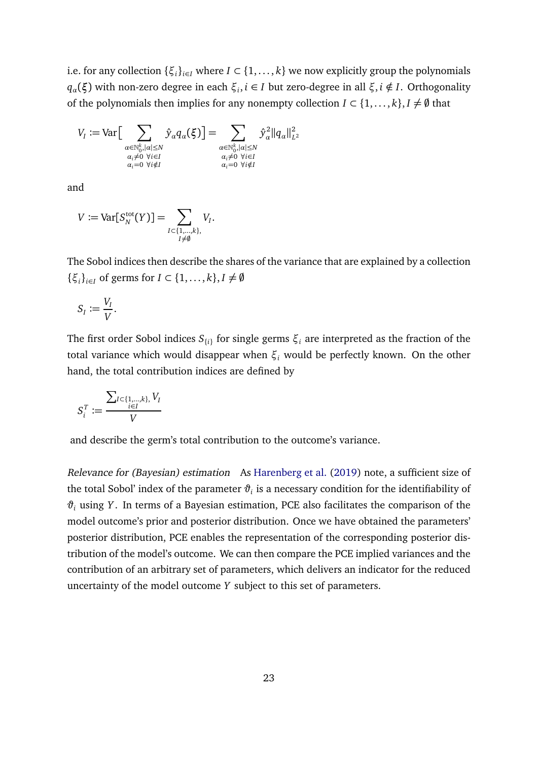i.e. for any collection $\{\xi_i\}_{i\in I}$ where $I \subset \{1,\dots,k\}$ we now explicitly group the polynomials $q_\alpha(\boldsymbol{\xi})$ with non-zero degree in each $\xi_i, i \in I$ but zero-degree in all $\xi, i \notin I$. Orthogonality of the polynomials then implies for any nonempty collection $I \subset \{1,\dots,k\}, I \neq \emptyset$ that

$$V_I := \mathrm{Var}\Big[\sum_{\substack{\alpha\in\mathbb{N}_0^k, |\alpha|\le N\\ \alpha_i\neq 0\ \forall i\in I\\ \alpha_i=0\ \forall i\notin I}} \hat{y}_\alpha q_\alpha(\boldsymbol{\xi})\Big] = \sum_{\substack{\alpha\in\mathbb{N}_0^k, |\alpha|\le N\\ \alpha_i\neq 0\ \forall i\in I\\ \alpha_i=0\ \forall i\notin I}} \hat{y}_\alpha^2 \|q_\alpha\|_{L^2}^2$$

and

$$V := \mathrm{Var}[S_N^{\mathrm{tot}}(Y)] = \sum_{\substack{I\subset\{1,\dots,k\},\\ I\neq\emptyset}} V_I.$$

The Sobol indices then describe the shares of the variance that are explained by a collection $\{\xi_i\}_{i\in I}$ of germs for $I \subset \{1,\dots,k\}, I \neq \emptyset$

$$S_I := \frac{V_I}{V}.$$

The first order Sobol indices $S_{\{i\}}$ for single germs $\xi_i$ are interpreted as the fraction of the total variance which would disappear when $\xi_i$ would be perfectly known. On the other hand, the total contribution indices are defined by

$$S_i^T := \frac{\sum_{\substack{I\subset\{1,\dots,k\},\\ i\in I}} V_I}{V}$$

and describe the germ's total contribution to the outcome's variance.

*Relevance for (Bayesian) estimation* As Harenberg et al. (2019) note, a sufficient size of the total Sobol' index of the parameter $\vartheta_i$ is a necessary condition for the identifiability of $\vartheta_i$ using $Y$. In terms of a Bayesian estimation, PCE also facilitates the comparison of the model outcome's prior and posterior distribution. Once we have obtained the parameters' posterior distribution, PCE enables the representation of the corresponding posterior distribution of the model's outcome. We can then compare the PCE implied variances and the contribution of an arbitrary set of parameters, which delivers an indicator for the reduced uncertainty of the model outcome $Y$ subject to this set of parameters.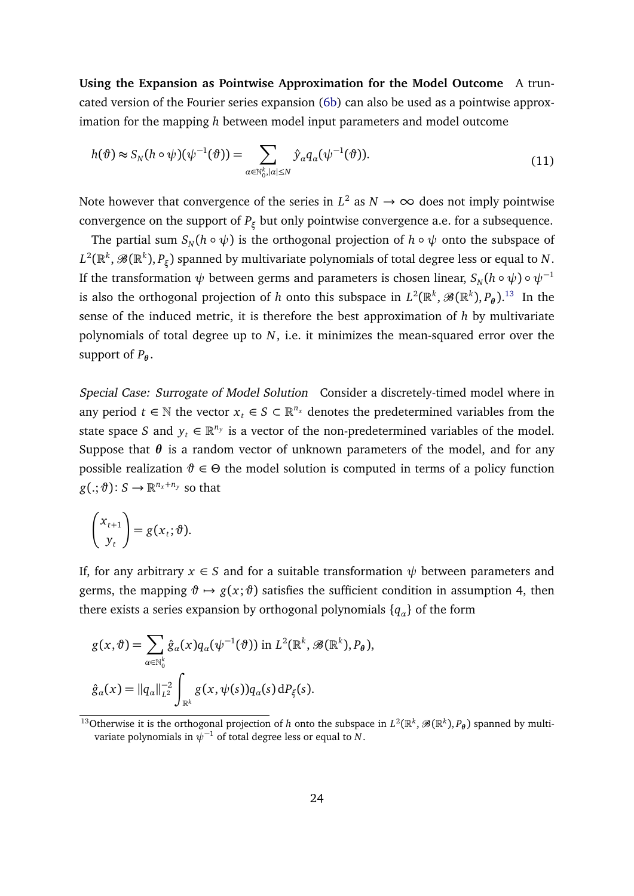**Using the Expansion as Pointwise Approximation for the Model Outcome** A truncated version of the Fourier series expansion (6b) can also be used as a pointwise approximation for the mapping $h$ between model input parameters and model outcome

$$h(\vartheta) \approx S_N(h \circ \psi)(\psi^{-1}(\vartheta)) = \sum_{\alpha \in \mathbb{N}_0^k, |\alpha| \leq N} \hat{y}_\alpha q_\alpha(\psi^{-1}(\vartheta)). \tag{11}$$

Note however that convergence of the series in $L^2$ as $N \to \infty$ does not imply pointwise convergence on the support of $P_\xi$ but only pointwise convergence a.e. for a subsequence.

The partial sum $S_N(h \circ \psi)$ is the orthogonal projection of $h \circ \psi$ onto the subspace of $L^2(\mathbb{R}^k, \mathscr{B}(\mathbb{R}^k), P_\xi)$ spanned by multivariate polynomials of total degree less or equal to $N$. If the transformation $\psi$ between germs and parameters is chosen linear, $S_N(h \circ \psi) \circ \psi^{-1}$ is also the orthogonal projection of $h$ onto this subspace in $L^2(\mathbb{R}^k, \mathscr{B}(\mathbb{R}^k), P_{\boldsymbol{\theta}})$.[13] In the sense of the induced metric, it is therefore the best approximation of $h$ by multivariate polynomials of total degree up to $N$, i.e. it minimizes the mean-squared error over the support of $P_{\boldsymbol{\theta}}$.

*Special Case: Surrogate of Model Solution* Consider a discretely-timed model where in any period $t \in \mathbb{N}$ the vector $x_t \in S \subset \mathbb{R}^{n_x}$ denotes the predetermined variables from the state space $S$ and $y_t \in \mathbb{R}^{n_y}$ is a vector of the non-predetermined variables of the model. Suppose that $\boldsymbol{\theta}$ is a random vector of unknown parameters of the model, and for any possible realization $\vartheta \in \Theta$ the model solution is computed in terms of a policy function $g(.;\vartheta)\colon S \to \mathbb{R}^{n_x+n_y}$ so that

$$\begin{pmatrix} x_{t+1} \\ y_t \end{pmatrix} = g(x_t;\vartheta).$$

If, for any arbitrary $x \in S$ and for a suitable transformation $\psi$ between parameters and germs, the mapping $\vartheta \mapsto g(x;\vartheta)$ satisfies the sufficient condition in assumption 4, then there exists a series expansion by orthogonal polynomials $\{q_\alpha\}$ of the form

$$g(x,\vartheta) = \sum_{\alpha \in \mathbb{N}_0^k} \hat{g}_\alpha(x) q_\alpha(\psi^{-1}(\vartheta)) \text{ in } L^2(\mathbb{R}^k, \mathscr{B}(\mathbb{R}^k), P_{\boldsymbol{\theta}}),$$

$$\hat{g}_\alpha(x) = \|q_\alpha\|_{L^2}^{-2} \int_{\mathbb{R}^k} g(x, \psi(s)) q_\alpha(s) \, \mathrm{d}P_\xi(s).$$

[13] Otherwise it is the orthogonal projection of $h$ onto the subspace in $L^2(\mathbb{R}^k, \mathscr{B}(\mathbb{R}^k), P_{\boldsymbol{\theta}})$ spanned by multivariate polynomials in $\psi^{-1}$ of total degree less or equal to $N$.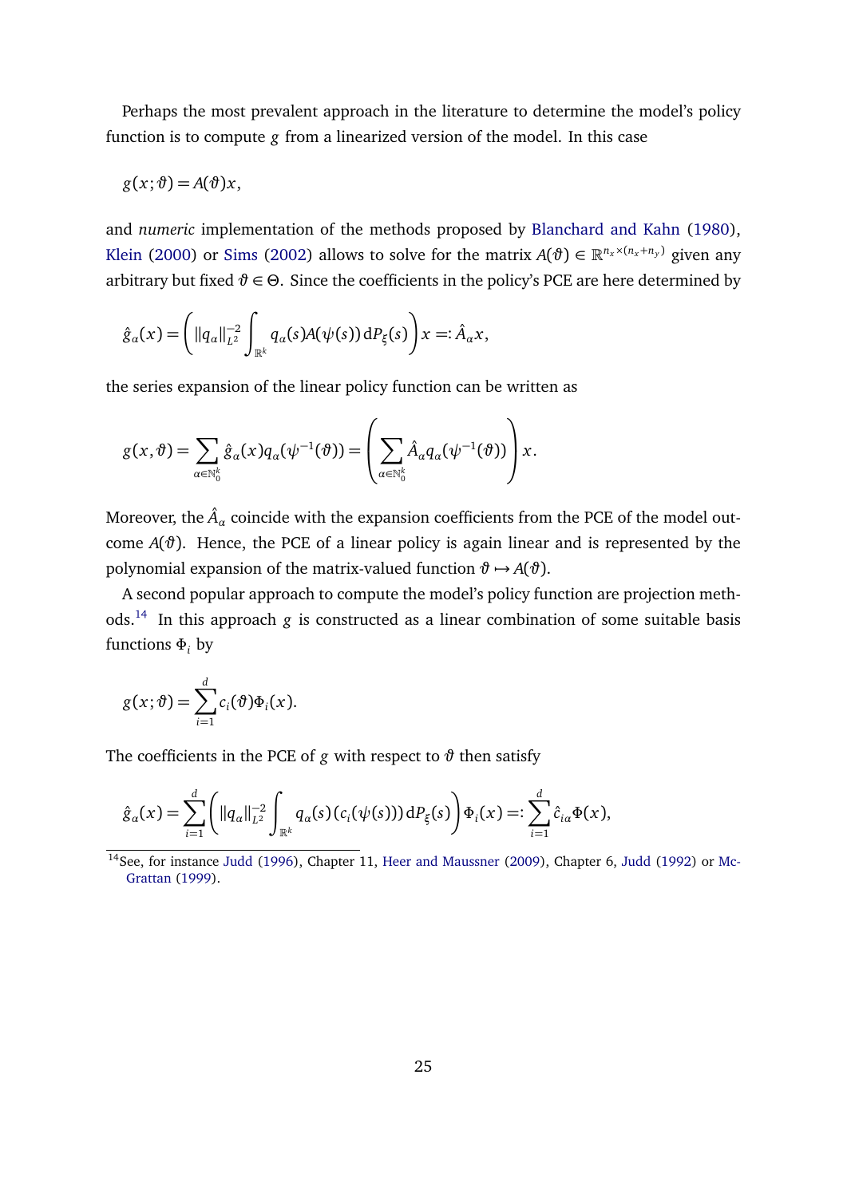Perhaps the most prevalent approach in the literature to determine the model's policy function is to compute $g$ from a linearized version of the model. In this case

$$g(x;\vartheta) = A(\vartheta)x,$$

and *numeric* implementation of the methods proposed by Blanchard and Kahn (1980), Klein (2000) or Sims (2002) allows to solve for the matrix $A(\vartheta) \in \mathbb{R}^{n_x \times (n_x + n_y)}$ given any arbitrary but fixed $\vartheta \in \Theta$. Since the coefficients in the policy's PCE are here determined by

$$\hat{g}_\alpha(x) = \left( \|q_\alpha\|_{L^2}^{-2} \int_{\mathbb{R}^k} q_\alpha(s) A(\psi(s)) \,\mathrm{d}P_\xi(s) \right) x =: \hat{A}_\alpha x,$$

the series expansion of the linear policy function can be written as

$$g(x,\vartheta) = \sum_{\alpha \in \mathbb{N}_0^k} \hat{g}_\alpha(x) q_\alpha(\psi^{-1}(\vartheta)) = \left( \sum_{\alpha \in \mathbb{N}_0^k} \hat{A}_\alpha q_\alpha(\psi^{-1}(\vartheta)) \right) x.$$

Moreover, the $\hat{A}_\alpha$ coincide with the expansion coefficients from the PCE of the model outcome $A(\vartheta)$. Hence, the PCE of a linear policy is again linear and is represented by the polynomial expansion of the matrix-valued function $\vartheta \mapsto A(\vartheta)$.

A second popular approach to compute the model's policy function are projection methods.[14] In this approach $g$ is constructed as a linear combination of some suitable basis functions $\Phi_i$ by

$$g(x;\vartheta) = \sum_{i=1}^{d} c_i(\vartheta) \Phi_i(x).$$

The coefficients in the PCE of $g$ with respect to $\vartheta$ then satisfy

$$\hat{g}_\alpha(x) = \sum_{i=1}^{d} \left( \|q_\alpha\|_{L^2}^{-2} \int_{\mathbb{R}^k} q_\alpha(s) \left( c_i(\psi(s)) \right) \mathrm{d}P_\xi(s) \right) \Phi_i(x) =: \sum_{i=1}^{d} \hat{c}_{i\alpha} \Phi(x),$$

[14] See, for instance Judd (1996), Chapter 11, Heer and Maussner (2009), Chapter 6, Judd (1992) or McGrattan (1999).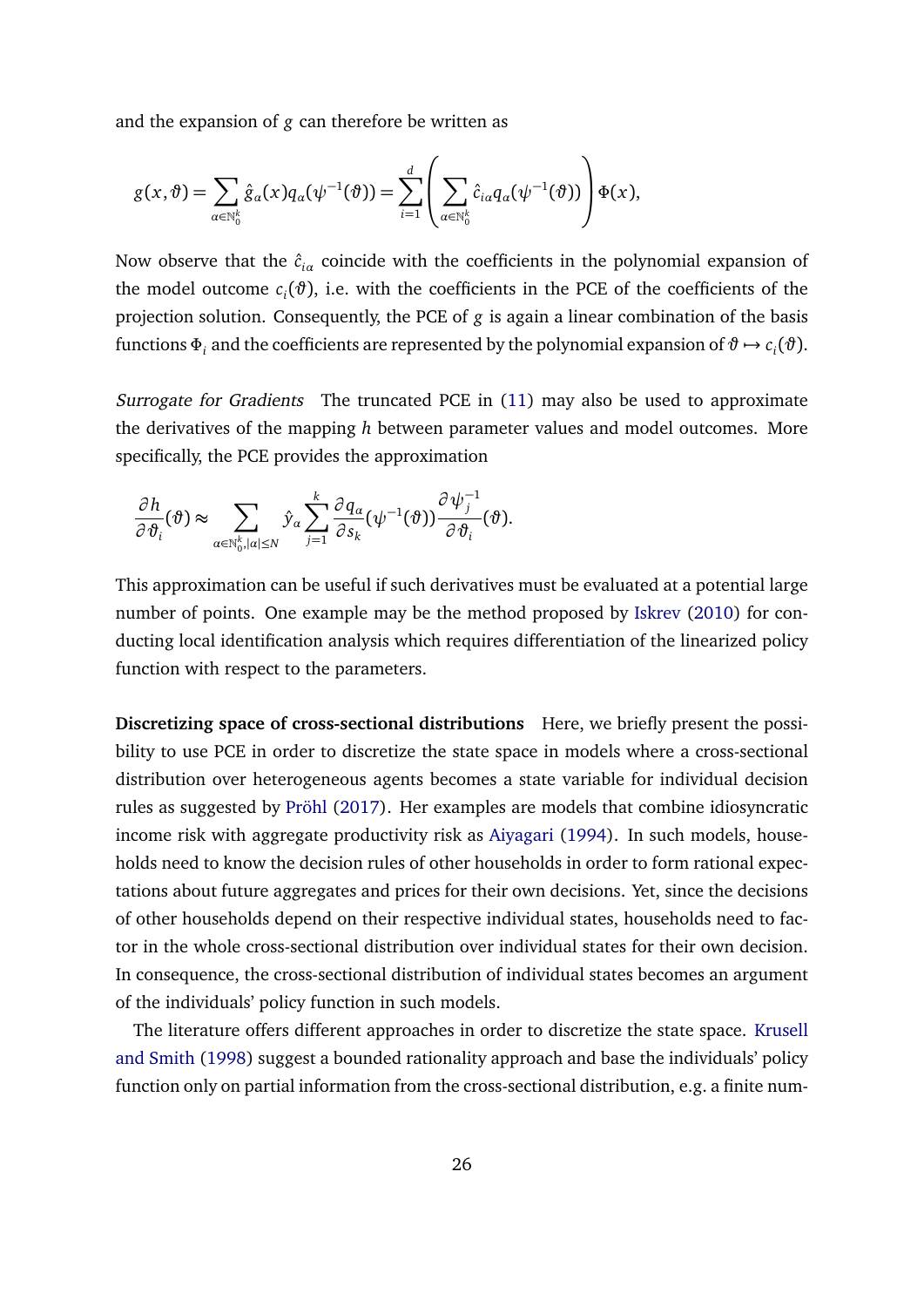and the expansion of $g$ can therefore be written as

$$g(x,\vartheta) = \sum_{\alpha \in \mathbb{N}_0^k} \hat{g}_\alpha(x) q_\alpha(\psi^{-1}(\vartheta)) = \sum_{i=1}^{d} \left( \sum_{\alpha \in \mathbb{N}_0^k} \hat{c}_{i\alpha} q_\alpha(\psi^{-1}(\vartheta)) \right) \Phi(x),$$

Now observe that the $\hat{c}_{i\alpha}$ coincide with the coefficients in the polynomial expansion of the model outcome $c_i(\vartheta)$, i.e. with the coefficients in the PCE of the coefficients of the projection solution. Consequently, the PCE of $g$ is again a linear combination of the basis functions $\Phi_i$ and the coefficients are represented by the polynomial expansion of $\vartheta \mapsto c_i(\vartheta)$.

*Surrogate for Gradients* The truncated PCE in (11) may also be used to approximate the derivatives of the mapping $h$ between parameter values and model outcomes. More specifically, the PCE provides the approximation

$$\frac{\partial h}{\partial \vartheta_i}(\vartheta) \approx \sum_{\alpha \in \mathbb{N}_0^k, |\alpha| \leq N} \hat{y}_\alpha \sum_{j=1}^{k} \frac{\partial q_\alpha}{\partial s_k}(\psi^{-1}(\vartheta)) \frac{\partial \psi_j^{-1}}{\partial \vartheta_i}(\vartheta).$$

This approximation can be useful if such derivatives must be evaluated at a potential large number of points. One example may be the method proposed by Iskrev (2010) for conducting local identification analysis which requires differentiation of the linearized policy function with respect to the parameters.

**Discretizing space of cross-sectional distributions** Here, we briefly present the possibility to use PCE in order to discretize the state space in models where a cross-sectional distribution over heterogeneous agents becomes a state variable for individual decision rules as suggested by Pröhl (2017). Her examples are models that combine idiosyncratic income risk with aggregate productivity risk as Aiyagari (1994). In such models, households need to know the decision rules of other households in order to form rational expectations about future aggregates and prices for their own decisions. Yet, since the decisions of other households depend on their respective individual states, households need to factor in the whole cross-sectional distribution over individual states for their own decision. In consequence, the cross-sectional distribution of individual states becomes an argument of the individuals' policy function in such models.

The literature offers different approaches in order to discretize the state space. Krusell and Smith (1998) suggest a bounded rationality approach and base the individuals' policy function only on partial information from the cross-sectional distribution, e.g. a finite num-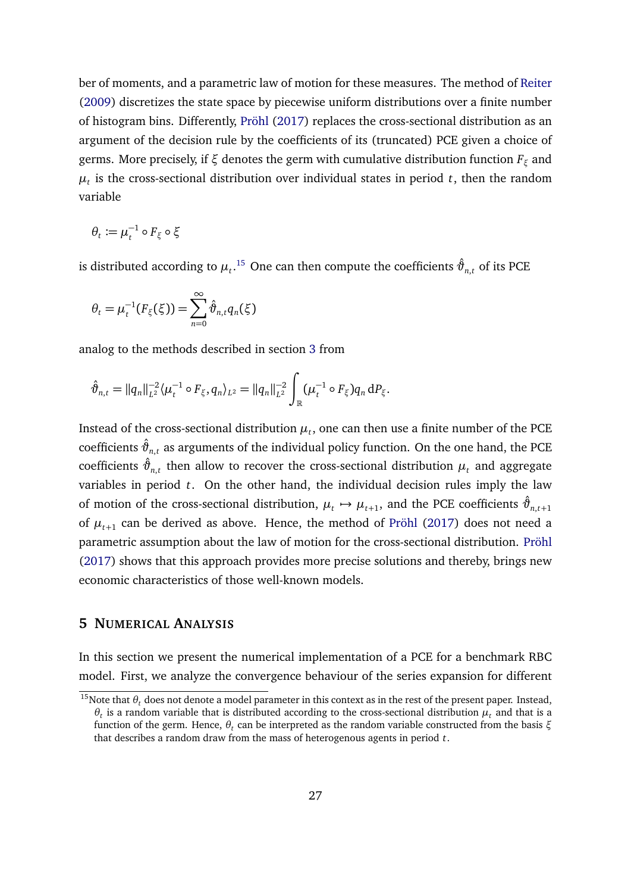ber of moments, and a parametric law of motion for these measures. The method of Reiter (2009) discretizes the state space by piecewise uniform distributions over a finite number of histogram bins. Differently, Pröhl (2017) replaces the cross-sectional distribution as an argument of the decision rule by the coefficients of its (truncated) PCE given a choice of germs. More precisely, if $\xi$ denotes the germ with cumulative distribution function $F_\xi$ and $\mu_t$ is the cross-sectional distribution over individual states in period $t$, then the random variable

$$\theta_t := \mu_t^{-1} \circ F_\xi \circ \xi$$

is distributed according to $\mu_t$.[15] One can then compute the coefficients $\hat{\vartheta}_{n,t}$ of its PCE

$$\theta_t = \mu_t^{-1}(F_\xi(\xi)) = \sum_{n=0}^{\infty} \hat{\vartheta}_{n,t} q_n(\xi)$$

analog to the methods described in section 3 from

$$\hat{\vartheta}_{n,t} = \|q_n\|_{L^2}^{-2} \langle \mu_t^{-1} \circ F_\xi, q_n \rangle_{L^2} = \|q_n\|_{L^2}^{-2} \int_{\mathbb{R}} (\mu_t^{-1} \circ F_\xi) q_n \, \mathrm{d}P_\xi.$$

Instead of the cross-sectional distribution $\mu_t$, one can then use a finite number of the PCE coefficients $\hat{\vartheta}_{n,t}$ as arguments of the individual policy function. On the one hand, the PCE coefficients $\hat{\vartheta}_{n,t}$ then allow to recover the cross-sectional distribution $\mu_t$ and aggregate variables in period $t$. On the other hand, the individual decision rules imply the law of motion of the cross-sectional distribution, $\mu_t \mapsto \mu_{t+1}$, and the PCE coefficients $\hat{\vartheta}_{n,t+1}$ of $\mu_{t+1}$ can be derived as above. Hence, the method of Pröhl (2017) does not need a parametric assumption about the law of motion for the cross-sectional distribution. Pröhl (2017) shows that this approach provides more precise solutions and thereby, brings new economic characteristics of those well-known models.

## 5 Numerical Analysis

In this section we present the numerical implementation of a PCE for a benchmark RBC model. First, we analyze the convergence behaviour of the series expansion for different

[15] Note that $\theta_t$ does not denote a model parameter in this context as in the rest of the present paper. Instead, $\theta_t$ is a random variable that is distributed according to the cross-sectional distribution $\mu_t$ and that is a function of the germ. Hence, $\theta_t$ can be interpreted as the random variable constructed from the basis $\xi$ that describes a random draw from the mass of heterogenous agents in period $t$.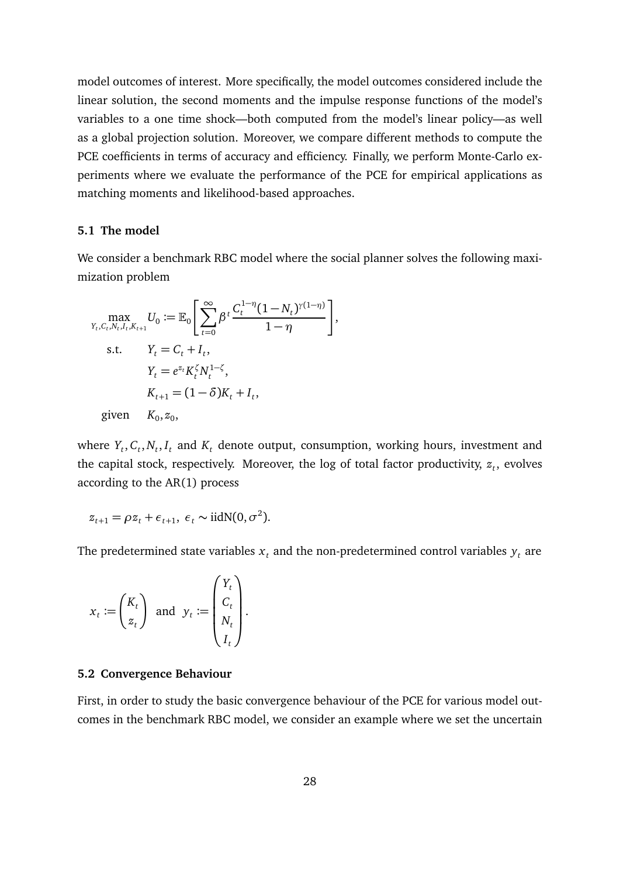model outcomes of interest. More specifically, the model outcomes considered include the linear solution, the second moments and the impulse response functions of the model's variables to a one time shock—both computed from the model's linear policy—as well as a global projection solution. Moreover, we compare different methods to compute the PCE coefficients in terms of accuracy and efficiency. Finally, we perform Monte-Carlo experiments where we evaluate the performance of the PCE for empirical applications as matching moments and likelihood-based approaches.

### 5.1 The model

We consider a benchmark RBC model where the social planner solves the following maximization problem

$$
\begin{aligned}
\max_{Y_t, C_t, N_t, I_t, K_{t+1}} \quad & U_0 := \mathbb{E}_0 \left[ \sum_{t=0}^{\infty} \beta^t \frac{C_t^{1-\eta}(1-N_t)^{\gamma(1-\eta)}}{1-\eta} \right], \\
\text{s.t.} \quad & Y_t = C_t + I_t, \\
& Y_t = e^{z_t} K_t^{\zeta} N_t^{1-\zeta}, \\
& K_{t+1} = (1-\delta)K_t + I_t, \\
\text{given} \quad & K_0, z_0,
\end{aligned}
$$

where $Y_t, C_t, N_t, I_t$ and $K_t$ denote output, consumption, working hours, investment and the capital stock, respectively. Moreover, the log of total factor productivity, $z_t$, evolves according to the AR(1) process

$$
z_{t+1} = \rho z_t + \epsilon_{t+1}, \ \epsilon_t \sim \text{iidN}(0, \sigma^2).
$$

The predetermined state variables $x_t$ and the non-predetermined control variables $y_t$ are

$$
x_t := \begin{pmatrix} K_t \\ z_t \end{pmatrix} \ \text{ and } \ y_t := \begin{pmatrix} Y_t \\ C_t \\ N_t \\ I_t \end{pmatrix}.
$$

### 5.2 Convergence Behaviour

First, in order to study the basic convergence behaviour of the PCE for various model outcomes in the benchmark RBC model, we consider an example where we set the uncertain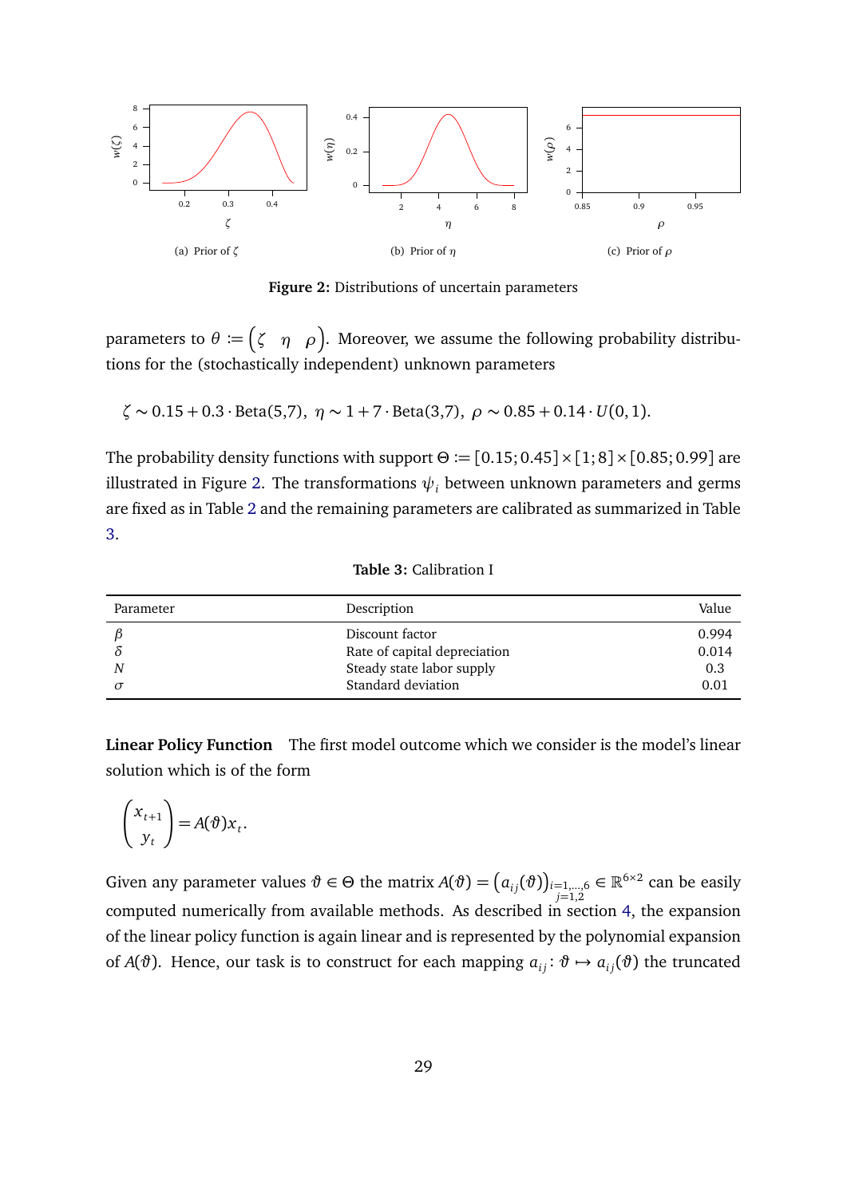w(ζ)

8
6
4
2
0

0.2 0.3 0.4

ζ

(a) Prior of $\zeta$

w(η)

0.4
0.2
0

2 4 6 8

η

(b) Prior of $\eta$

w(ρ)

6
4
2
0

0.85 0.9 0.95

ρ

(c) Prior of $\rho$

**Figure 2:** Distributions of uncertain parameters

parameters to $\theta := \begin{pmatrix} \zeta & \eta & \rho \end{pmatrix}$. Moreover, we assume the following probability distributions for the (stochastically independent) unknown parameters

$$\zeta \sim 0.15 + 0.3 \cdot \text{Beta}(5,7), \ \eta \sim 1 + 7 \cdot \text{Beta}(3,7), \ \rho \sim 0.85 + 0.14 \cdot U(0,1).$$

The probability density functions with support $\Theta := [0.15; 0.45] \times [1; 8] \times [0.85; 0.99]$ are illustrated in Figure 2. The transformations $\psi_i$ between unknown parameters and germs are fixed as in Table 2 and the remaining parameters are calibrated as summarized in Table 3.

**Table 3:** Calibration I

| Parameter | Description | Value |
|---|---|---|
| $\beta$ | Discount factor | 0.994 |
| $\delta$ | Rate of capital depreciation | 0.014 |
| $N$ | Steady state labor supply | 0.3 |
| $\sigma$ | Standard deviation | 0.01 |

**Linear Policy Function** The first model outcome which we consider is the model's linear solution which is of the form

$$\begin{pmatrix} x_{t+1} \\ y_t \end{pmatrix} = A(\vartheta) x_t.$$

Given any parameter values $\vartheta \in \Theta$ the matrix $A(\vartheta) = \left(a_{ij}(\vartheta)\right)_{\substack{i=1,\ldots,6 \\ j=1,2}} \in \mathbb{R}^{6\times 2}$ can be easily computed numerically from available methods. As described in section 4, the expansion of the linear policy function is again linear and is represented by the polynomial expansion of $A(\vartheta)$. Hence, our task is to construct for each mapping $a_{ij} : \vartheta \mapsto a_{ij}(\vartheta)$ the truncated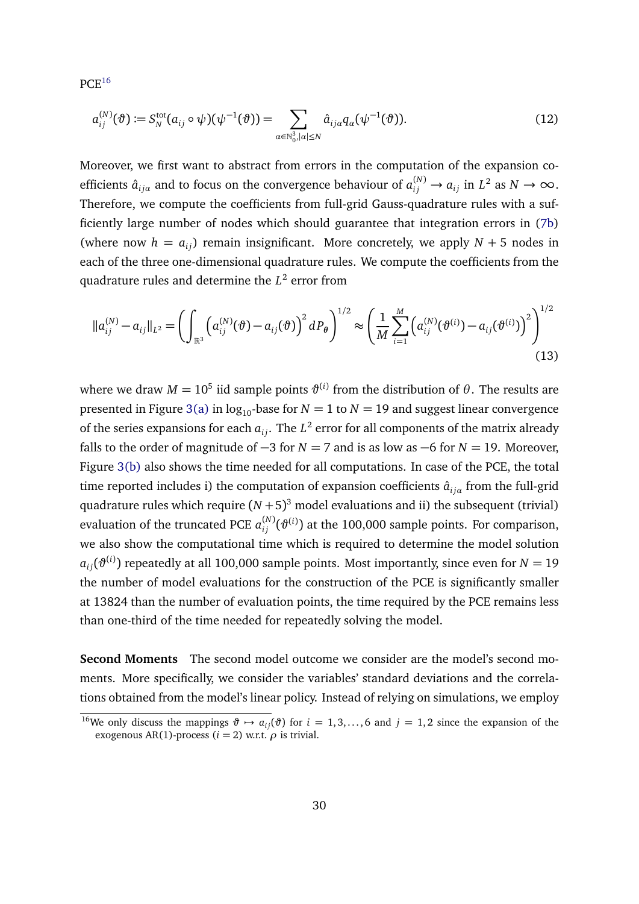PCE[16]

$$a_{ij}^{(N)}(\vartheta) := S_N^{\text{tot}}(a_{ij} \circ \psi)(\psi^{-1}(\vartheta)) = \sum_{\alpha \in \mathbb{N}_0^3, |\alpha| \le N} \hat{a}_{ij\alpha} q_\alpha(\psi^{-1}(\vartheta)). \tag{12}$$

Moreover, we first want to abstract from errors in the computation of the expansion coefficients $\hat{a}_{ij\alpha}$ and to focus on the convergence behaviour of $a_{ij}^{(N)} \to a_{ij}$ in $L^2$ as $N \to \infty$. Therefore, we compute the coefficients from full-grid Gauss-quadrature rules with a sufficiently large number of nodes which should guarantee that integration errors in (7b) (where now $h = a_{ij}$) remain insignificant. More concretely, we apply $N + 5$ nodes in each of the three one-dimensional quadrature rules. We compute the coefficients from the quadrature rules and determine the $L^2$ error from

$$\|a_{ij}^{(N)} - a_{ij}\|_{L^2} = \left( \int_{\mathbb{R}^3} \left( a_{ij}^{(N)}(\vartheta) - a_{ij}(\vartheta) \right)^2 dP_\theta \right)^{1/2} \approx \left( \frac{1}{M} \sum_{i=1}^{M} \left( a_{ij}^{(N)}(\vartheta^{(i)}) - a_{ij}(\vartheta^{(i)}) \right)^2 \right)^{1/2} \tag{13}$$

where we draw $M = 10^5$ iid sample points $\vartheta^{(i)}$ from the distribution of $\theta$. The results are presented in Figure 3(a) in $\log_{10}$-base for $N = 1$ to $N = 19$ and suggest linear convergence of the series expansions for each $a_{ij}$. The $L^2$ error for all components of the matrix already falls to the order of magnitude of $-3$ for $N = 7$ and is as low as $-6$ for $N = 19$. Moreover, Figure 3(b) also shows the time needed for all computations. In case of the PCE, the total time reported includes i) the computation of expansion coefficients $\hat{a}_{ij\alpha}$ from the full-grid quadrature rules which require $(N+5)^3$ model evaluations and ii) the subsequent (trivial) evaluation of the truncated PCE $a_{ij}^{(N)}(\vartheta^{(i)})$ at the 100,000 sample points. For comparison, we also show the computational time which is required to determine the model solution $a_{ij}(\vartheta^{(i)})$ repeatedly at all 100,000 sample points. Most importantly, since even for $N = 19$ the number of model evaluations for the construction of the PCE is significantly smaller at 13824 than the number of evaluation points, the time required by the PCE remains less than one-third of the time needed for repeatedly solving the model.

**Second Moments** The second model outcome we consider are the model's second moments. More specifically, we consider the variables' standard deviations and the correlations obtained from the model's linear policy. Instead of relying on simulations, we employ

[16] We only discuss the mappings $\vartheta \mapsto a_{ij}(\vartheta)$ for $i = 1, 3, \ldots, 6$ and $j = 1, 2$ since the expansion of the exogenous AR(1)-process ($i = 2$) w.r.t. $\rho$ is trivial.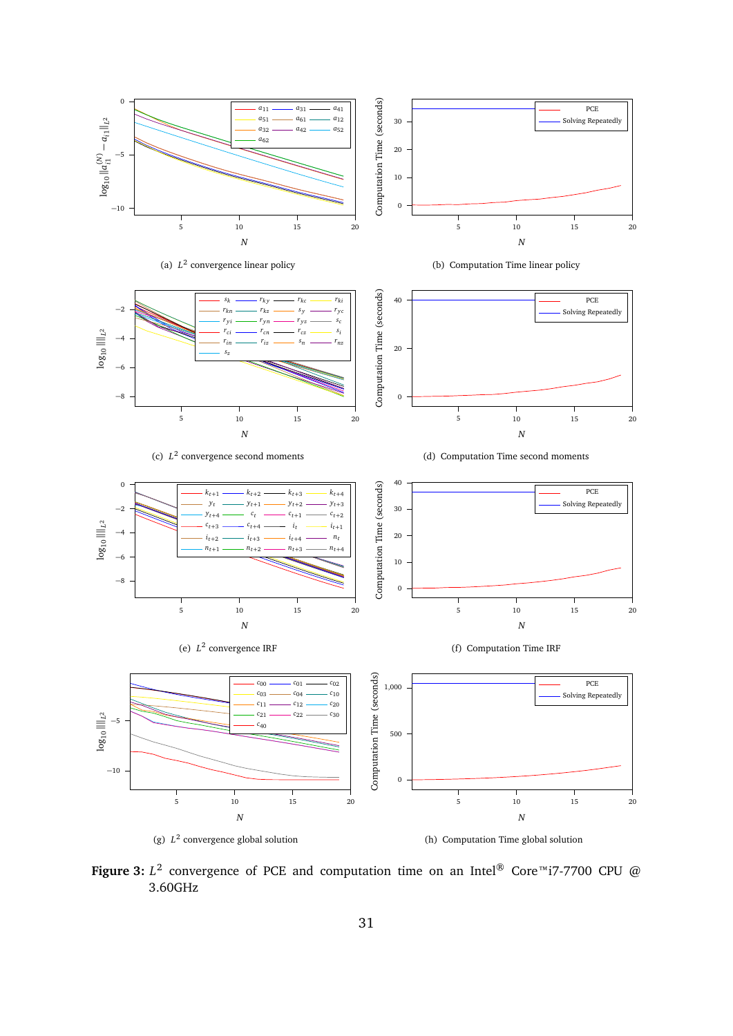(a) $L^2$ convergence linear policy

(b) Computation Time linear policy

(c) $L^2$ convergence second moments

(d) Computation Time second moments

(e) $L^2$ convergence IRF

(f) Computation Time IRF

(g) $L^2$ convergence global solution

(h) Computation Time global solution

**Figure 3:** $L^2$ convergence of PCE and computation time on an Intel® Core™i7-7700 CPU @ 3.60GHz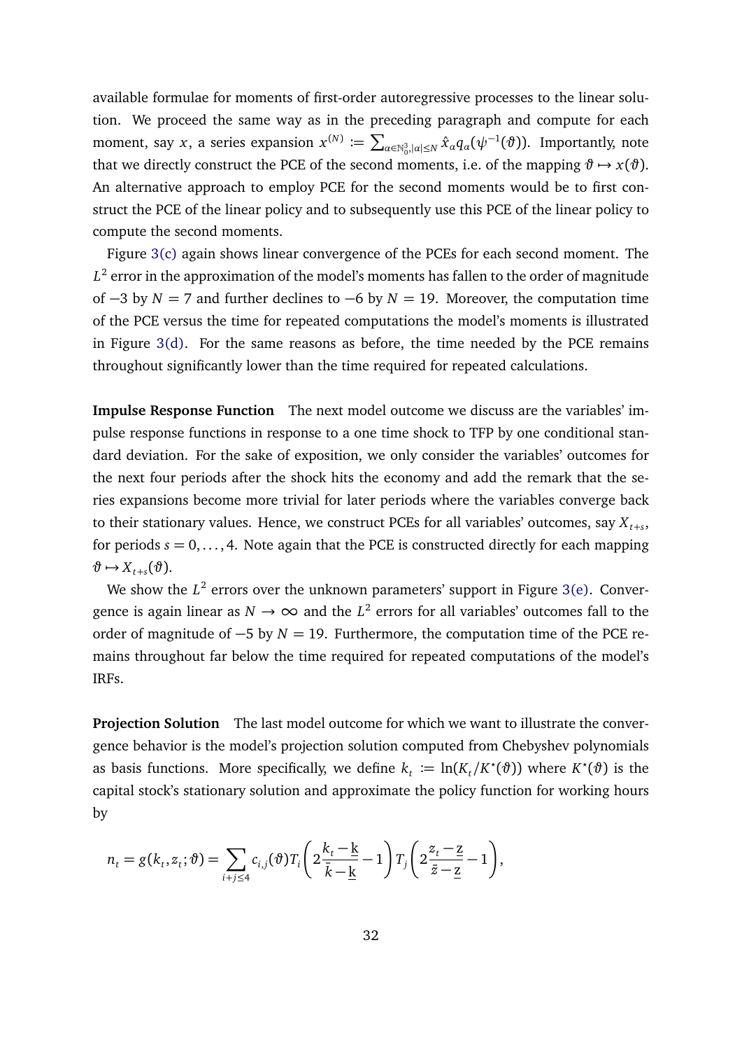available formulae for moments of first-order autoregressive processes to the linear solution. We proceed the same way as in the preceding paragraph and compute for each moment, say $x$, a series expansion $x^{(N)} := \sum_{\alpha \in \mathbb{N}_0^3, |\alpha| \leq N} \hat{x}_\alpha q_\alpha(\psi^{-1}(\vartheta))$. Importantly, note that we directly construct the PCE of the second moments, i.e. of the mapping $\vartheta \mapsto x(\vartheta)$. An alternative approach to employ PCE for the second moments would be to first construct the PCE of the linear policy and to subsequently use this PCE of the linear policy to compute the second moments.

Figure 3(c) again shows linear convergence of the PCEs for each second moment. The $L^2$ error in the approximation of the model's moments has fallen to the order of magnitude of $-3$ by $N = 7$ and further declines to $-6$ by $N = 19$. Moreover, the computation time of the PCE versus the time for repeated computations the model's moments is illustrated in Figure 3(d). For the same reasons as before, the time needed by the PCE remains throughout significantly lower than the time required for repeated calculations.

**Impulse Response Function** The next model outcome we discuss are the variables' impulse response functions in response to a one time shock to TFP by one conditional standard deviation. For the sake of exposition, we only consider the variables' outcomes for the next four periods after the shock hits the economy and add the remark that the series expansions become more trivial for later periods where the variables converge back to their stationary values. Hence, we construct PCEs for all variables' outcomes, say $X_{t+s}$, for periods $s = 0, \ldots, 4$. Note again that the PCE is constructed directly for each mapping $\vartheta \mapsto X_{t+s}(\vartheta)$.

We show the $L^2$ errors over the unknown parameters' support in Figure 3(e). Convergence is again linear as $N \to \infty$ and the $L^2$ errors for all variables' outcomes fall to the order of magnitude of $-5$ by $N = 19$. Furthermore, the computation time of the PCE remains throughout far below the time required for repeated computations of the model's IRFs.

**Projection Solution** The last model outcome for which we want to illustrate the convergence behavior is the model's projection solution computed from Chebyshev polynomials as basis functions. More specifically, we define $k_t := \ln(K_t/K^\star(\vartheta))$ where $K^\star(\vartheta)$ is the capital stock's stationary solution and approximate the policy function for working hours by

$$n_t = g(k_t, z_t; \vartheta) = \sum_{i+j \leq 4} c_{i,j}(\vartheta) T_i\left(2\frac{k_t - \underline{k}}{\bar{k} - \underline{k}} - 1\right) T_j\left(2\frac{z_t - \underline{z}}{\bar{z} - \underline{z}} - 1\right),$$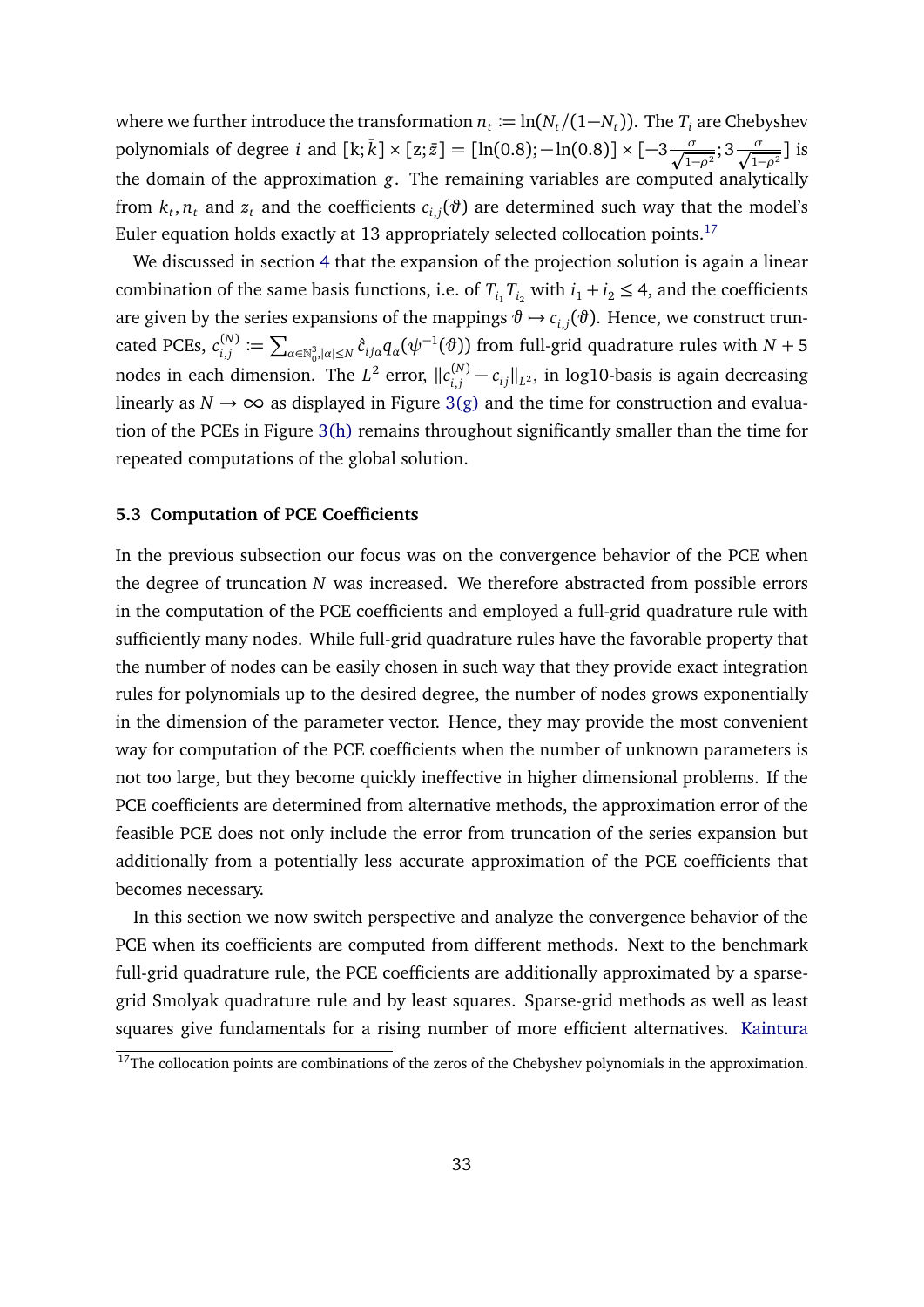where we further introduce the transformation $n_t := \ln(N_t/(1-N_t))$. The $T_i$ are Chebyshev polynomials of degree $i$ and $[\underline{k}; \bar{k}] \times [\underline{z}; \bar{z}] = [\ln(0.8); -\ln(0.8)] \times [-3\frac{\sigma}{\sqrt{1-\rho^2}}; 3\frac{\sigma}{\sqrt{1-\rho^2}}]$ is the domain of the approximation $g$. The remaining variables are computed analytically from $k_t, n_t$ and $z_t$ and the coefficients $c_{i,j}(\vartheta)$ are determined such way that the model's Euler equation holds exactly at 13 appropriately selected collocation points.[17]

We discussed in section 4 that the expansion of the projection solution is again a linear combination of the same basis functions, i.e. of $T_{i_1} T_{i_2}$ with $i_1 + i_2 \leq 4$, and the coefficients are given by the series expansions of the mappings $\vartheta \mapsto c_{i,j}(\vartheta)$. Hence, we construct truncated PCEs, $c_{i,j}^{(N)} := \sum_{\alpha \in \mathbb{N}_0^3, |\alpha| \leq N} \hat{c}_{ij\alpha} q_\alpha(\psi^{-1}(\vartheta))$ from full-grid quadrature rules with $N+5$ nodes in each dimension. The $L^2$ error, $\|c_{i,j}^{(N)} - c_{ij}\|_{L^2}$, in log10-basis is again decreasing linearly as $N \to \infty$ as displayed in Figure 3(g) and the time for construction and evaluation of the PCEs in Figure 3(h) remains throughout significantly smaller than the time for repeated computations of the global solution.

### 5.3 Computation of PCE Coefficients

In the previous subsection our focus was on the convergence behavior of the PCE when the degree of truncation $N$ was increased. We therefore abstracted from possible errors in the computation of the PCE coefficients and employed a full-grid quadrature rule with sufficiently many nodes. While full-grid quadrature rules have the favorable property that the number of nodes can be easily chosen in such way that they provide exact integration rules for polynomials up to the desired degree, the number of nodes grows exponentially in the dimension of the parameter vector. Hence, they may provide the most convenient way for computation of the PCE coefficients when the number of unknown parameters is not too large, but they become quickly ineffective in higher dimensional problems. If the PCE coefficients are determined from alternative methods, the approximation error of the feasible PCE does not only include the error from truncation of the series expansion but additionally from a potentially less accurate approximation of the PCE coefficients that becomes necessary.

In this section we now switch perspective and analyze the convergence behavior of the PCE when its coefficients are computed from different methods. Next to the benchmark full-grid quadrature rule, the PCE coefficients are additionally approximated by a sparse-grid Smolyak quadrature rule and by least squares. Sparse-grid methods as well as least squares give fundamentals for a rising number of more efficient alternatives. Kaintura

[17]The collocation points are combinations of the zeros of the Chebyshev polynomials in the approximation.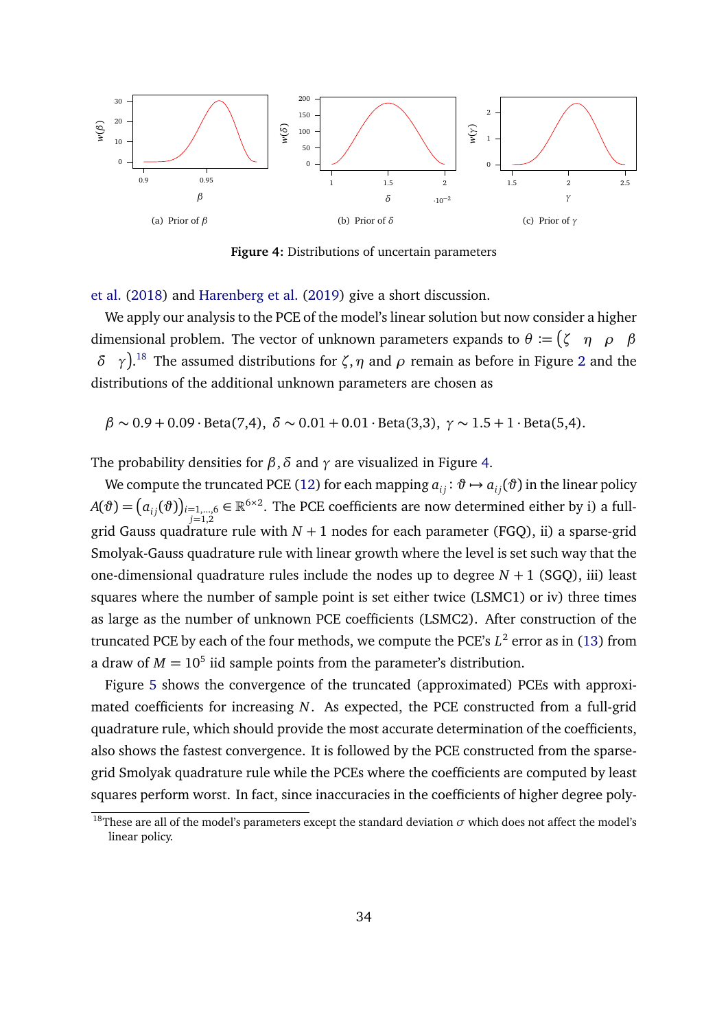$w(\beta)$

30

20

10

0

0.9

0.95

$\beta$

(a) Prior of $\beta$

$w(\delta)$

200

150

100

50

0

1

1.5

2

$\delta$

$\cdot 10^{-2}$

(b) Prior of $\delta$

$w(\gamma)$

2

1

0

1.5

2

2.5

$\gamma$

(c) Prior of $\gamma$

**Figure 4:** Distributions of uncertain parameters

et al. (2018) and Harenberg et al. (2019) give a short discussion.

We apply our analysis to the PCE of the model's linear solution but now consider a higher dimensional problem. The vector of unknown parameters expands to $\theta := \begin{pmatrix}\zeta & \eta & \rho & \beta & \delta & \gamma\end{pmatrix}$.[18] The assumed distributions for $\zeta, \eta$ and $\rho$ remain as before in Figure 2 and the distributions of the additional unknown parameters are chosen as

$$\beta \sim 0.9 + 0.09 \cdot \text{Beta}(7,4), \;\; \delta \sim 0.01 + 0.01 \cdot \text{Beta}(3,3), \;\; \gamma \sim 1.5 + 1 \cdot \text{Beta}(5,4).$$

The probability densities for $\beta, \delta$ and $\gamma$ are visualized in Figure 4.

We compute the truncated PCE (12) for each mapping $a_{ij} : \vartheta \mapsto a_{ij}(\vartheta)$ in the linear policy $A(\vartheta) = \left(a_{ij}(\vartheta)\right)_{\substack{i=1,\ldots,6\\ j=1,2}} \in \mathbb{R}^{6\times 2}$. The PCE coefficients are now determined either by i) a full-grid Gauss quadrature rule with $N+1$ nodes for each parameter (FGQ), ii) a sparse-grid Smolyak-Gauss quadrature rule with linear growth where the level is set such way that the one-dimensional quadrature rules include the nodes up to degree $N+1$ (SGQ), iii) least squares where the number of sample point is set either twice (LSMC1) or iv) three times as large as the number of unknown PCE coefficients (LSMC2). After construction of the truncated PCE by each of the four methods, we compute the PCE's $L^2$ error as in (13) from a draw of $M = 10^5$ iid sample points from the parameter's distribution.

Figure 5 shows the convergence of the truncated (approximated) PCEs with approximated coefficients for increasing $N$. As expected, the PCE constructed from a full-grid quadrature rule, which should provide the most accurate determination of the coefficients, also shows the fastest convergence. It is followed by the PCE constructed from the sparse-grid Smolyak quadrature rule while the PCEs where the coefficients are computed by least squares perform worst. In fact, since inaccuracies in the coefficients of higher degree poly-

[18]These are all of the model's parameters except the standard deviation $\sigma$ which does not affect the model's linear policy.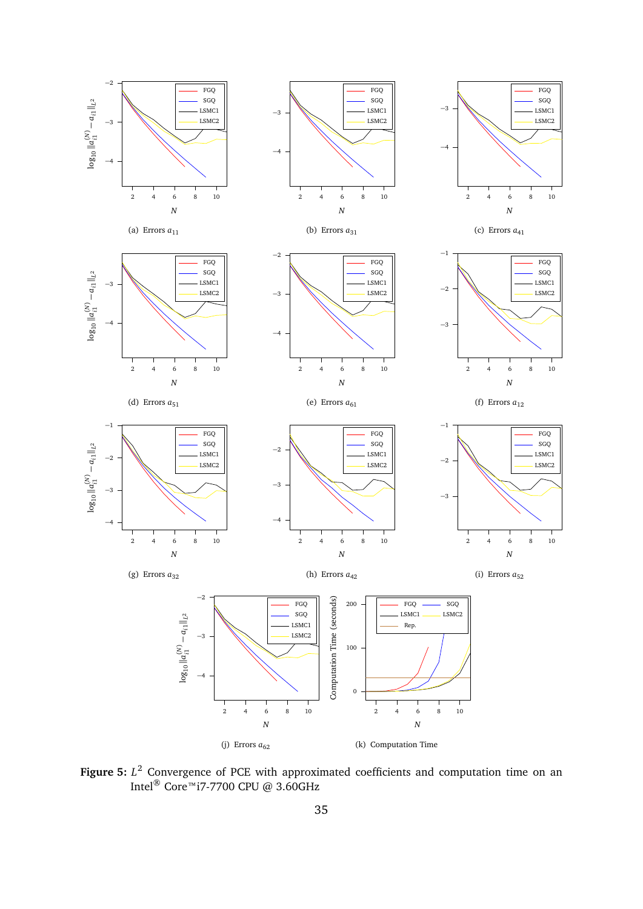(a) Errors $a_{11}$

(b) Errors $a_{31}$

(c) Errors $a_{41}$

(d) Errors $a_{51}$

(e) Errors $a_{61}$

(f) Errors $a_{12}$

(g) Errors $a_{32}$

(h) Errors $a_{42}$

(i) Errors $a_{52}$

(j) Errors $a_{62}$

(k) Computation Time

**Figure 5:** $L^2$ Convergence of PCE with approximated coefficients and computation time on an Intel® Core™i7-7700 CPU @ 3.60GHz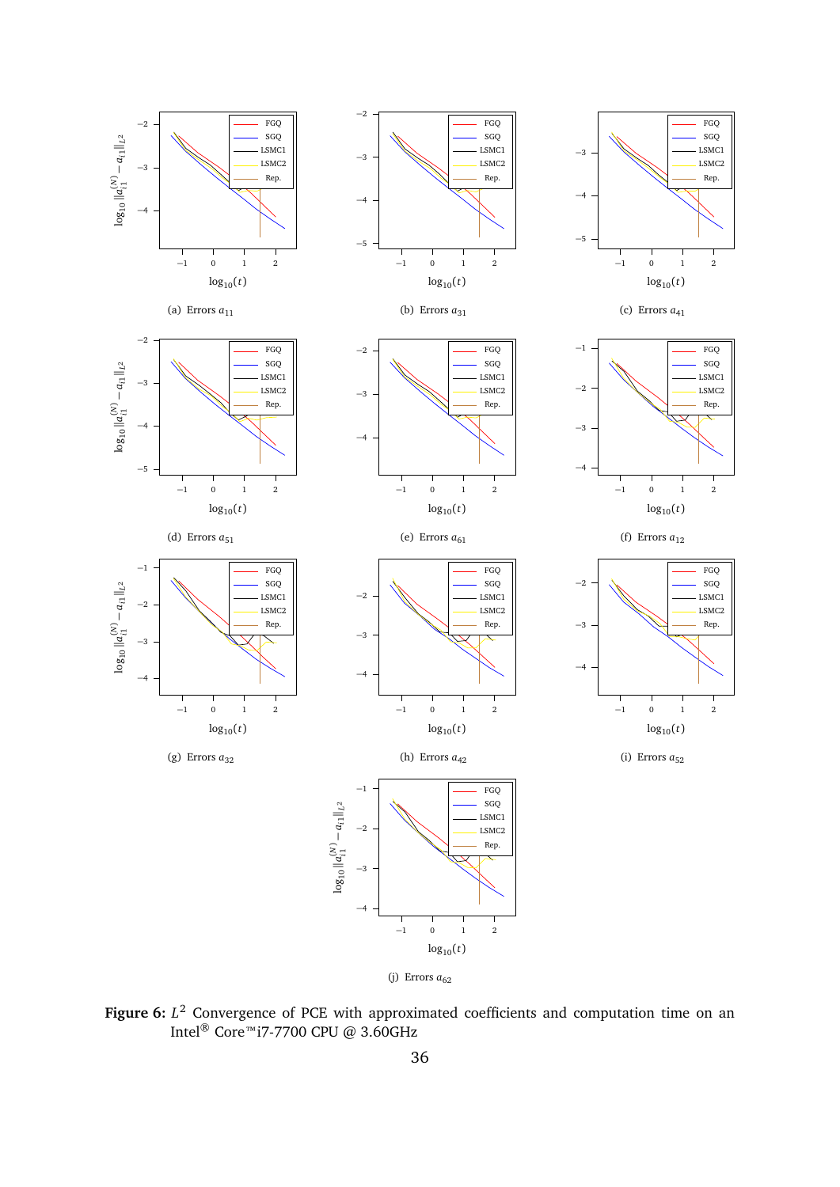$-2$
$-3$
$-4$
$\log_{10} \|a_{i1}^{(N)} - a_{i1}\|_{L^2}$
$-1$ 0 1 2
$\log_{10}(t)$
FGQ
SGQ
LSMC1
LSMC2
Rep.

(a) Errors $a_{11}$

$-2$
$-3$
$-4$
$-5$
$-1$ 0 1 2
$\log_{10}(t)$
FGQ
SGQ
LSMC1
LSMC2
Rep.

(b) Errors $a_{31}$

$-3$
$-4$
$-5$
$-1$ 0 1 2
$\log_{10}(t)$
FGQ
SGQ
LSMC1
LSMC2
Rep.

(c) Errors $a_{41}$

$-2$
$-3$
$-4$
$-5$
$\log_{10} \|a_{i1}^{(N)} - a_{i1}\|_{L^2}$
$-1$ 0 1 2
$\log_{10}(t)$
FGQ
SGQ
LSMC1
LSMC2
Rep.

(d) Errors $a_{51}$

$-2$
$-3$
$-4$
$-1$ 0 1 2
$\log_{10}(t)$
FGQ
SGQ
LSMC1
LSMC2
Rep.

(e) Errors $a_{61}$

$-1$
$-2$
$-3$
$-4$
$-1$ 0 1 2
$\log_{10}(t)$
FGQ
SGQ
LSMC1
LSMC2
Rep.

(f) Errors $a_{12}$

$-1$
$-2$
$-3$
$-4$
$\log_{10} \|a_{i1}^{(N)} - a_{i1}\|_{L^2}$
$-1$ 0 1 2
$\log_{10}(t)$
FGQ
SGQ
LSMC1
LSMC2
Rep.

(g) Errors $a_{32}$

$-2$
$-3$
$-4$
$-1$ 0 1 2
$\log_{10}(t)$
FGQ
SGQ
LSMC1
LSMC2
Rep.

(h) Errors $a_{42}$

$-2$
$-3$
$-4$
$-1$ 0 1 2
$\log_{10}(t)$
FGQ
SGQ
LSMC1
LSMC2
Rep.

(i) Errors $a_{52}$

$-1$
$-2$
$-3$
$-4$
$\log_{10} \|a_{i1}^{(N)} - a_{i1}\|_{L^2}$
$-1$ 0 1 2
$\log_{10}(t)$
FGQ
SGQ
LSMC1
LSMC2
Rep.

(j) Errors $a_{62}$

**Figure 6:** $L^2$ Convergence of PCE with approximated coefficients and computation time on an Intel® Core™i7-7700 CPU @ 3.60GHz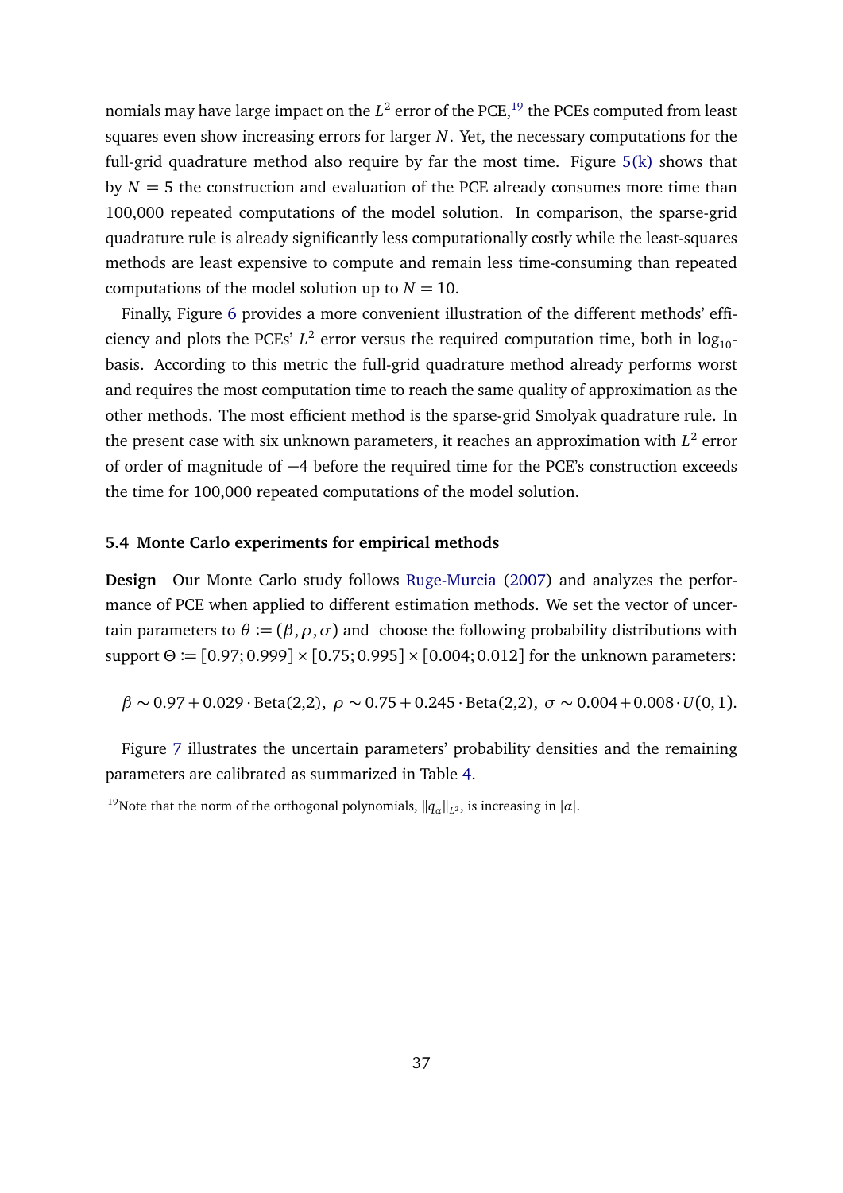nomials may have large impact on the $L^2$ error of the PCE,[19] the PCEs computed from least squares even show increasing errors for larger $N$. Yet, the necessary computations for the full-grid quadrature method also require by far the most time. Figure 5(k) shows that by $N = 5$ the construction and evaluation of the PCE already consumes more time than 100,000 repeated computations of the model solution. In comparison, the sparse-grid quadrature rule is already significantly less computationally costly while the least-squares methods are least expensive to compute and remain less time-consuming than repeated computations of the model solution up to $N = 10$.

Finally, Figure 6 provides a more convenient illustration of the different methods' efficiency and plots the PCEs' $L^2$ error versus the required computation time, both in $\log_{10}$-basis. According to this metric the full-grid quadrature method already performs worst and requires the most computation time to reach the same quality of approximation as the other methods. The most efficient method is the sparse-grid Smolyak quadrature rule. In the present case with six unknown parameters, it reaches an approximation with $L^2$ error of order of magnitude of $-4$ before the required time for the PCE's construction exceeds the time for 100,000 repeated computations of the model solution.

### 5.4 Monte Carlo experiments for empirical methods

**Design** Our Monte Carlo study follows Ruge-Murcia (2007) and analyzes the performance of PCE when applied to different estimation methods. We set the vector of uncertain parameters to $\theta := (\beta, \rho, \sigma)$ and choose the following probability distributions with support $\Theta := [0.97; 0.999] \times [0.75; 0.995] \times [0.004; 0.012]$ for the unknown parameters:

$$\beta \sim 0.97 + 0.029 \cdot \text{Beta(2,2)}, \ \rho \sim 0.75 + 0.245 \cdot \text{Beta(2,2)}, \ \sigma \sim 0.004 + 0.008 \cdot U(0,1).$$

Figure 7 illustrates the uncertain parameters' probability densities and the remaining parameters are calibrated as summarized in Table 4.

[19]Note that the norm of the orthogonal polynomials, $\|q_\alpha\|_{L^2}$, is increasing in $|\alpha|$.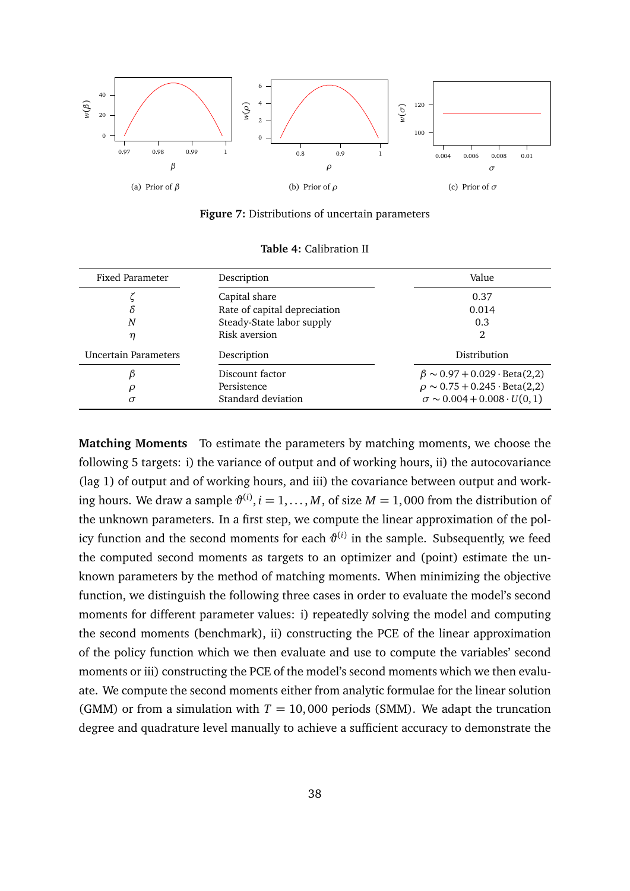$w(\beta)$

40

20

0

0.97 0.98 0.99 1

$\beta$

(a) Prior of $\beta$

$w(\rho)$

6

4

2

0

0.8 0.9 1

$\rho$

(b) Prior of $\rho$

$w(\sigma)$

120

100

0.004 0.006 0.008 0.01

$\sigma$

(c) Prior of $\sigma$

**Figure 7:** Distributions of uncertain parameters

**Table 4:** Calibration II

| Fixed Parameter | Description | Value |
|---|---|---|
| $\zeta$ | Capital share | 0.37 |
| $\delta$ | Rate of capital depreciation | 0.014 |
| $N$ | Steady-State labor supply | 0.3 |
| $\eta$ | Risk aversion | 2 |
| Uncertain Parameters | Description | Distribution |
| $\beta$ | Discount factor | $\beta \sim 0.97 + 0.029 \cdot \text{Beta}(2,2)$ |
| $\rho$ | Persistence | $\rho \sim 0.75 + 0.245 \cdot \text{Beta}(2,2)$ |
| $\sigma$ | Standard deviation | $\sigma \sim 0.004 + 0.008 \cdot U(0,1)$ |

**Matching Moments** To estimate the parameters by matching moments, we choose the following 5 targets: i) the variance of output and of working hours, ii) the autocovariance (lag 1) of output and of working hours, and iii) the covariance between output and working hours. We draw a sample $\vartheta^{(i)}, i = 1, \ldots, M$, of size $M = 1{,}000$ from the distribution of the unknown parameters. In a first step, we compute the linear approximation of the policy function and the second moments for each $\vartheta^{(i)}$ in the sample. Subsequently, we feed the computed second moments as targets to an optimizer and (point) estimate the unknown parameters by the method of matching moments. When minimizing the objective function, we distinguish the following three cases in order to evaluate the model's second moments for different parameter values: i) repeatedly solving the model and computing the second moments (benchmark), ii) constructing the PCE of the linear approximation of the policy function which we then evaluate and use to compute the variables' second moments or iii) constructing the PCE of the model's second moments which we then evaluate. We compute the second moments either from analytic formulae for the linear solution (GMM) or from a simulation with $T = 10{,}000$ periods (SMM). We adapt the truncation degree and quadrature level manually to achieve a sufficient accuracy to demonstrate the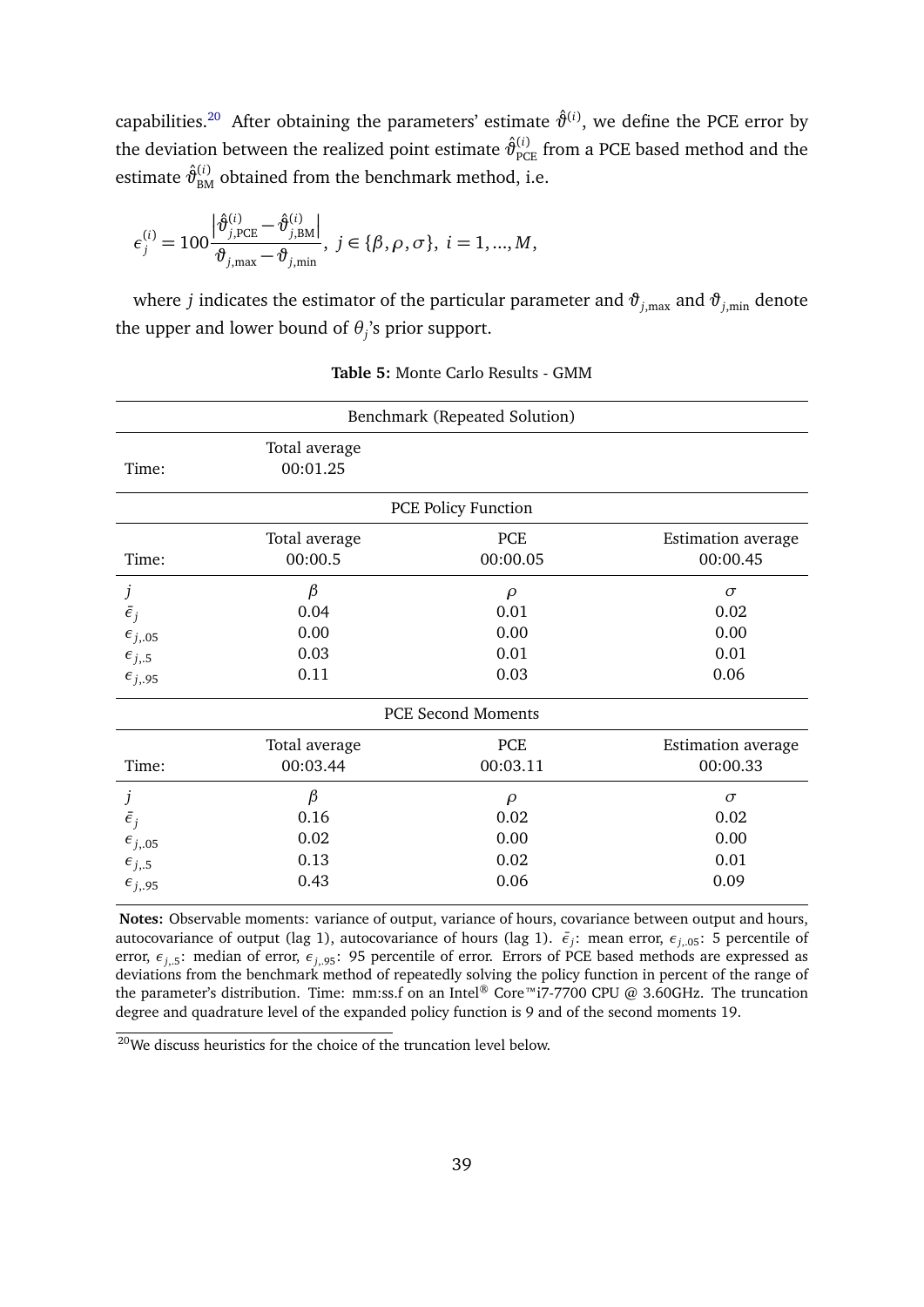capabilities.[20] After obtaining the parameters' estimate $\hat{\vartheta}^{(i)}$, we define the PCE error by the deviation between the realized point estimate $\hat{\vartheta}^{(i)}_{\text{PCE}}$ from a PCE based method and the estimate $\hat{\vartheta}^{(i)}_{\text{BM}}$ obtained from the benchmark method, i.e.

$$\epsilon_j^{(i)} = 100 \frac{\left|\hat{\vartheta}^{(i)}_{j,\text{PCE}} - \hat{\vartheta}^{(i)}_{j,\text{BM}}\right|}{\vartheta_{j,\max} - \vartheta_{j,\min}},\ j \in \{\beta, \rho, \sigma\},\ i = 1, ..., M,$$

where $j$ indicates the estimator of the particular parameter and $\vartheta_{j,\max}$ and $\vartheta_{j,\min}$ denote the upper and lower bound of $\theta_j$'s prior support.

**Table 5:** Monte Carlo Results - GMM

| | | | |
|---|---|---|---|
| | Benchmark (Repeated Solution) | | |
| Time: | Total average 00:01.25 | | |
| | PCE Policy Function | | |
| Time: | Total average 00:00.5 | PCE 00:00.05 | Estimation average 00:00.45 |
| $j$ | $\beta$ | $\rho$ | $\sigma$ |
| $\bar{\epsilon}_j$ | 0.04 | 0.01 | 0.02 |
| $\epsilon_{j,.05}$ | 0.00 | 0.00 | 0.00 |
| $\epsilon_{j,.5}$ | 0.03 | 0.01 | 0.01 |
| $\epsilon_{j,.95}$ | 0.11 | 0.03 | 0.06 |
| | PCE Second Moments | | |
| Time: | Total average 00:03.44 | PCE 00:03.11 | Estimation average 00:00.33 |
| $j$ | $\beta$ | $\rho$ | $\sigma$ |
| $\bar{\epsilon}_j$ | 0.16 | 0.02 | 0.02 |
| $\epsilon_{j,.05}$ | 0.02 | 0.00 | 0.00 |
| $\epsilon_{j,.5}$ | 0.13 | 0.02 | 0.01 |
| $\epsilon_{j,.95}$ | 0.43 | 0.06 | 0.09 |

**Notes:** Observable moments: variance of output, variance of hours, covariance between output and hours, autocovariance of output (lag 1), autocovariance of hours (lag 1). $\bar{\epsilon}_j$: mean error, $\epsilon_{j,.05}$: 5 percentile of error, $\epsilon_{j,.5}$: median of error, $\epsilon_{j,.95}$: 95 percentile of error. Errors of PCE based methods are expressed as deviations from the benchmark method of repeatedly solving the policy function in percent of the range of the parameter's distribution. Time: mm:ss.f on an Intel® Core™i7-7700 CPU @ 3.60GHz. The truncation degree and quadrature level of the expanded policy function is 9 and of the second moments 19.

[20] We discuss heuristics for the choice of the truncation level below.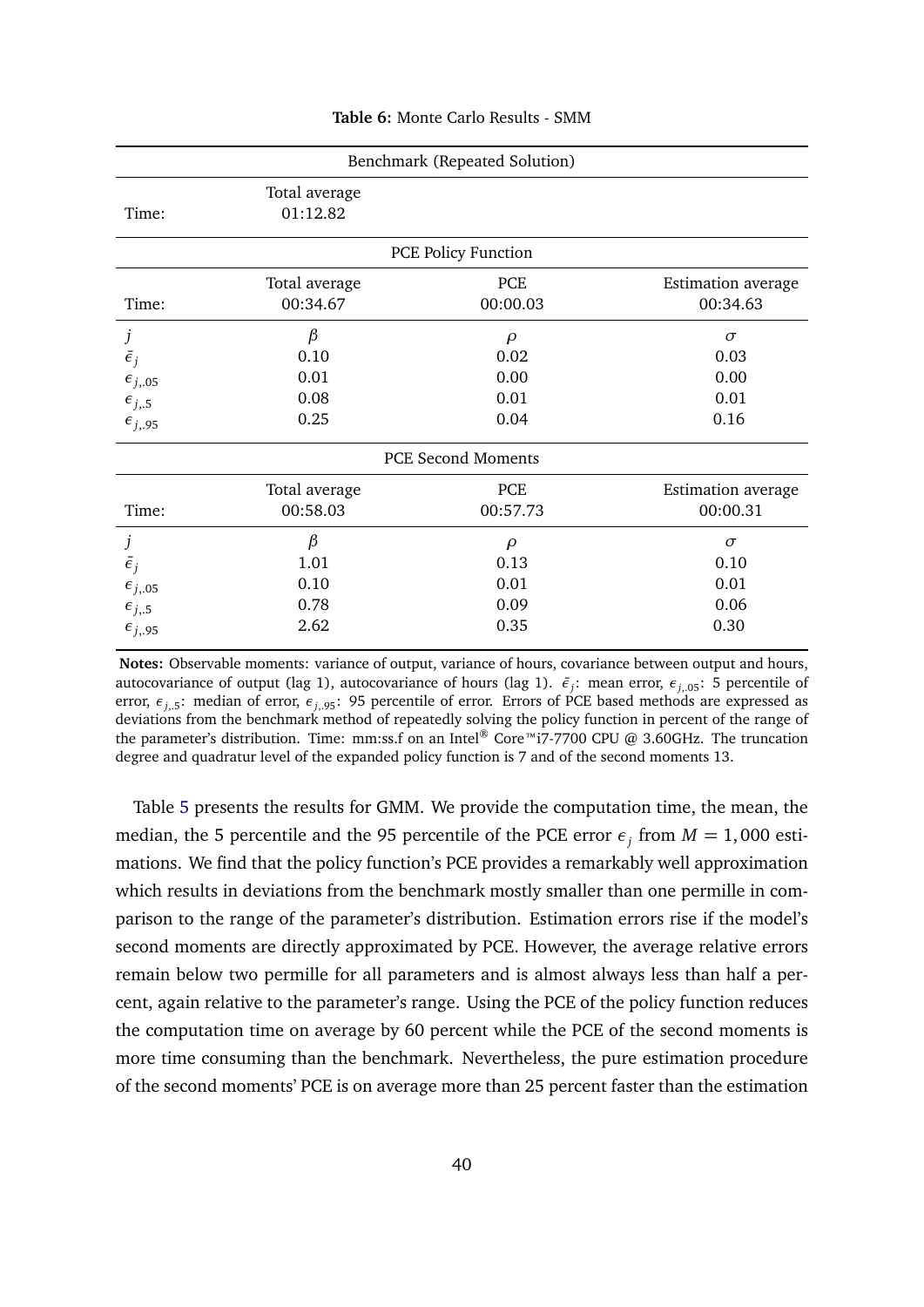**Table 6:** Monte Carlo Results - SMM

| | | | |
|---|---|---|---|
| | Benchmark (Repeated Solution) | | |
| Time: | Total average 01:12.82 | | |
| | PCE Policy Function | | |
| Time: | Total average 00:34.67 | PCE 00:00.03 | Estimation average 00:34.63 |
| $j$ | $\beta$ | $\rho$ | $\sigma$ |
| $\bar{\epsilon}_j$ | 0.10 | 0.02 | 0.03 |
| $\epsilon_{j,.05}$ | 0.01 | 0.00 | 0.00 |
| $\epsilon_{j,.5}$ | 0.08 | 0.01 | 0.01 |
| $\epsilon_{j,.95}$ | 0.25 | 0.04 | 0.16 |
| | PCE Second Moments | | |
| Time: | Total average 00:58.03 | PCE 00:57.73 | Estimation average 00:00.31 |
| $j$ | $\beta$ | $\rho$ | $\sigma$ |
| $\bar{\epsilon}_j$ | 1.01 | 0.13 | 0.10 |
| $\epsilon_{j,.05}$ | 0.10 | 0.01 | 0.01 |
| $\epsilon_{j,.5}$ | 0.78 | 0.09 | 0.06 |
| $\epsilon_{j,.95}$ | 2.62 | 0.35 | 0.30 |

**Notes:** Observable moments: variance of output, variance of hours, covariance between output and hours, autocovariance of output (lag 1), autocovariance of hours (lag 1). $\bar{\epsilon}_j$: mean error, $\epsilon_{j,.05}$: 5 percentile of error, $\epsilon_{j,.5}$: median of error, $\epsilon_{j,.95}$: 95 percentile of error. Errors of PCE based methods are expressed as deviations from the benchmark method of repeatedly solving the policy function in percent of the range of the parameter's distribution. Time: mm:ss.f on an Intel® Core™i7-7700 CPU @ 3.60GHz. The truncation degree and quadratur level of the expanded policy function is 7 and of the second moments 13.

Table 5 presents the results for GMM. We provide the computation time, the mean, the median, the 5 percentile and the 95 percentile of the PCE error $\epsilon_j$ from $M = 1,000$ estimations. We find that the policy function's PCE provides a remarkably well approximation which results in deviations from the benchmark mostly smaller than one permille in comparison to the range of the parameter's distribution. Estimation errors rise if the model's second moments are directly approximated by PCE. However, the average relative errors remain below two permille for all parameters and is almost always less than half a percent, again relative to the parameter's range. Using the PCE of the policy function reduces the computation time on average by 60 percent while the PCE of the second moments is more time consuming than the benchmark. Nevertheless, the pure estimation procedure of the second moments' PCE is on average more than 25 percent faster than the estimation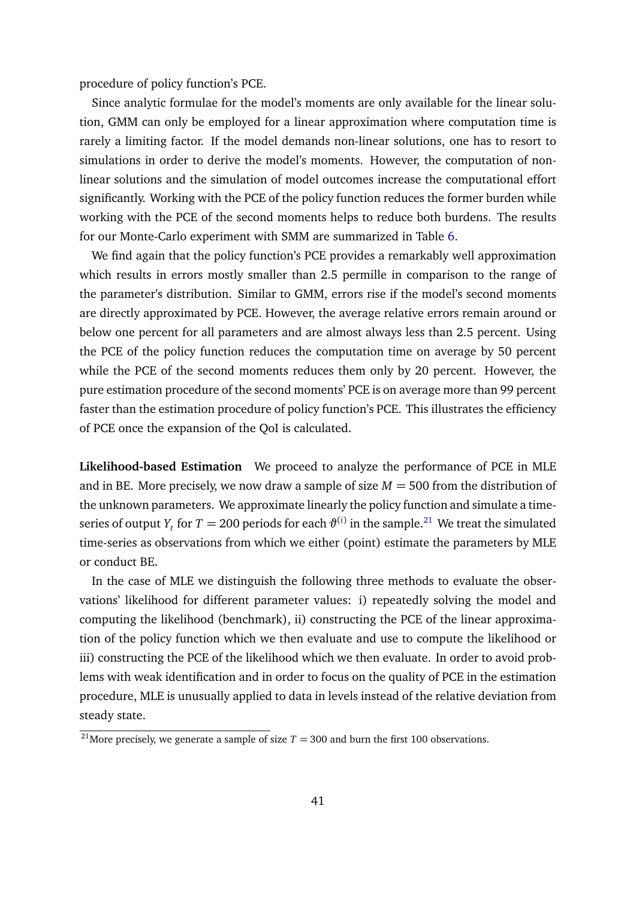procedure of policy function's PCE.

Since analytic formulae for the model's moments are only available for the linear solution, GMM can only be employed for a linear approximation where computation time is rarely a limiting factor. If the model demands non-linear solutions, one has to resort to simulations in order to derive the model's moments. However, the computation of non-linear solutions and the simulation of model outcomes increase the computational effort significantly. Working with the PCE of the policy function reduces the former burden while working with the PCE of the second moments helps to reduce both burdens. The results for our Monte-Carlo experiment with SMM are summarized in Table 6.

We find again that the policy function's PCE provides a remarkably well approximation which results in errors mostly smaller than 2.5 permille in comparison to the range of the parameter's distribution. Similar to GMM, errors rise if the model's second moments are directly approximated by PCE. However, the average relative errors remain around or below one percent for all parameters and are almost always less than 2.5 percent. Using the PCE of the policy function reduces the computation time on average by 50 percent while the PCE of the second moments reduces them only by 20 percent. However, the pure estimation procedure of the second moments' PCE is on average more than 99 percent faster than the estimation procedure of policy function's PCE. This illustrates the efficiency of PCE once the expansion of the QoI is calculated.

**Likelihood-based Estimation** We proceed to analyze the performance of PCE in MLE and in BE. More precisely, we now draw a sample of size $M = 500$ from the distribution of the unknown parameters. We approximate linearly the policy function and simulate a time-series of output $Y_t$ for $T = 200$ periods for each $\vartheta^{(i)}$ in the sample.[21] We treat the simulated time-series as observations from which we either (point) estimate the parameters by MLE or conduct BE.

In the case of MLE we distinguish the following three methods to evaluate the observations' likelihood for different parameter values: i) repeatedly solving the model and computing the likelihood (benchmark), ii) constructing the PCE of the linear approximation of the policy function which we then evaluate and use to compute the likelihood or iii) constructing the PCE of the likelihood which we then evaluate. In order to avoid problems with weak identification and in order to focus on the quality of PCE in the estimation procedure, MLE is unusually applied to data in levels instead of the relative deviation from steady state.

[21]More precisely, we generate a sample of size $T = 300$ and burn the first 100 observations.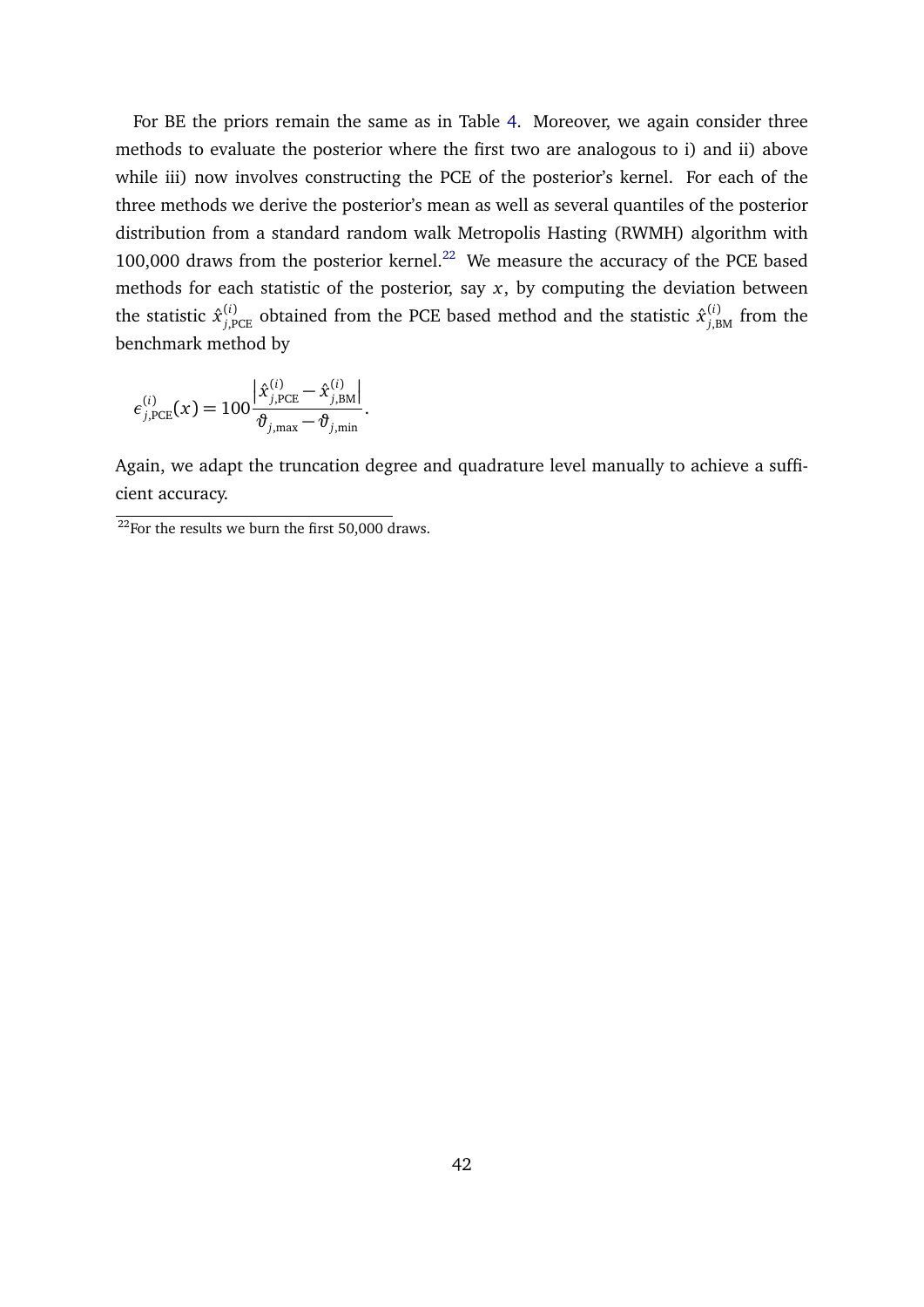For BE the priors remain the same as in Table 4. Moreover, we again consider three methods to evaluate the posterior where the first two are analogous to i) and ii) above while iii) now involves constructing the PCE of the posterior's kernel. For each of the three methods we derive the posterior's mean as well as several quantiles of the posterior distribution from a standard random walk Metropolis Hasting (RWMH) algorithm with 100,000 draws from the posterior kernel.[22] We measure the accuracy of the PCE based methods for each statistic of the posterior, say $x$, by computing the deviation between the statistic $\hat{x}^{(i)}_{j,\text{PCE}}$ obtained from the PCE based method and the statistic $\hat{x}^{(i)}_{j,\text{BM}}$ from the benchmark method by

$$\epsilon^{(i)}_{j,\text{PCE}}(x) = 100 \frac{\left|\hat{x}^{(i)}_{j,\text{PCE}} - \hat{x}^{(i)}_{j,\text{BM}}\right|}{\vartheta_{j,\max} - \vartheta_{j,\min}}.$$

Again, we adapt the truncation degree and quadrature level manually to achieve a sufficient accuracy.

[22]For the results we burn the first 50,000 draws.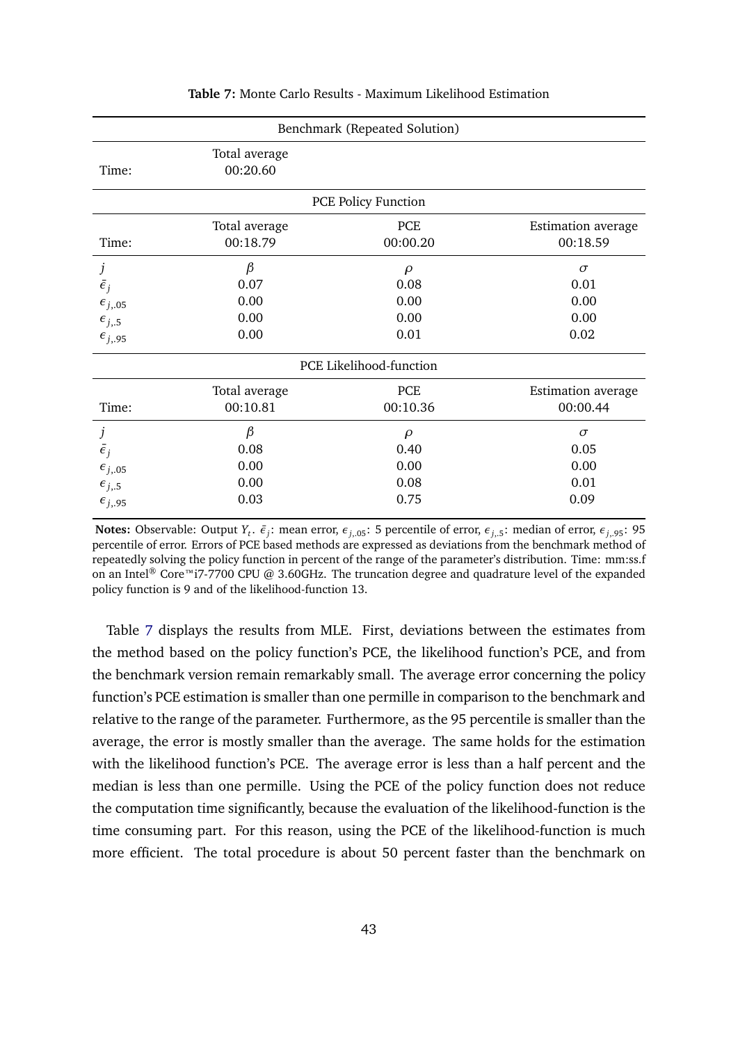**Table 7:** Monte Carlo Results - Maximum Likelihood Estimation

| | | | |
|---|---|---|---|
| | Benchmark (Repeated Solution) | | |
| Time: | Total average 00:20.60 | | |
| | PCE Policy Function | | |
| Time: | Total average 00:18.79 | PCE 00:00.20 | Estimation average 00:18.59 |
| $j$ | $\beta$ | $\rho$ | $\sigma$ |
| $\bar{\epsilon}_j$ | 0.07 | 0.08 | 0.01 |
| $\epsilon_{j,.05}$ | 0.00 | 0.00 | 0.00 |
| $\epsilon_{j,.5}$ | 0.00 | 0.00 | 0.00 |
| $\epsilon_{j,.95}$ | 0.00 | 0.01 | 0.02 |
| | PCE Likelihood-function | | |
| Time: | Total average 00:10.81 | PCE 00:10.36 | Estimation average 00:00.44 |
| $j$ | $\beta$ | $\rho$ | $\sigma$ |
| $\bar{\epsilon}_j$ | 0.08 | 0.40 | 0.05 |
| $\epsilon_{j,.05}$ | 0.00 | 0.00 | 0.00 |
| $\epsilon_{j,.5}$ | 0.00 | 0.08 | 0.01 |
| $\epsilon_{j,.95}$ | 0.03 | 0.75 | 0.09 |

**Notes:** Observable: Output $Y_t$. $\bar{\epsilon}_j$: mean error, $\epsilon_{j,.05}$: 5 percentile of error, $\epsilon_{j,.5}$: median of error, $\epsilon_{j,.95}$: 95 percentile of error. Errors of PCE based methods are expressed as deviations from the benchmark method of repeatedly solving the policy function in percent of the range of the parameter's distribution. Time: mm:ss.f on an Intel® Core™i7-7700 CPU @ 3.60GHz. The truncation degree and quadrature level of the expanded policy function is 9 and of the likelihood-function 13.

Table 7 displays the results from MLE. First, deviations between the estimates from the method based on the policy function's PCE, the likelihood function's PCE, and from the benchmark version remain remarkably small. The average error concerning the policy function's PCE estimation is smaller than one permille in comparison to the benchmark and relative to the range of the parameter. Furthermore, as the 95 percentile is smaller than the average, the error is mostly smaller than the average. The same holds for the estimation with the likelihood function's PCE. The average error is less than a half percent and the median is less than one permille. Using the PCE of the policy function does not reduce the computation time significantly, because the evaluation of the likelihood-function is the time consuming part. For this reason, using the PCE of the likelihood-function is much more efficient. The total procedure is about 50 percent faster than the benchmark on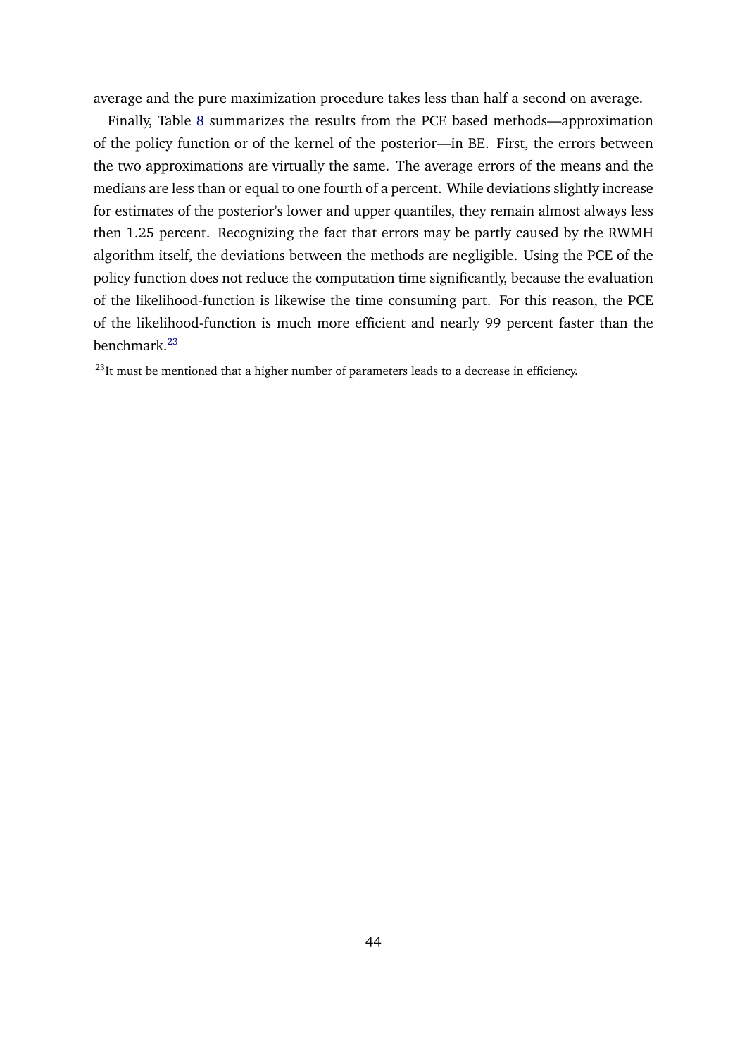average and the pure maximization procedure takes less than half a second on average.

Finally, Table 8 summarizes the results from the PCE based methods—approximation of the policy function or of the kernel of the posterior—in BE. First, the errors between the two approximations are virtually the same. The average errors of the means and the medians are less than or equal to one fourth of a percent. While deviations slightly increase for estimates of the posterior's lower and upper quantiles, they remain almost always less then 1.25 percent. Recognizing the fact that errors may be partly caused by the RWMH algorithm itself, the deviations between the methods are negligible. Using the PCE of the policy function does not reduce the computation time significantly, because the evaluation of the likelihood-function is likewise the time consuming part. For this reason, the PCE of the likelihood-function is much more efficient and nearly 99 percent faster than the benchmark.[23]

[23]It must be mentioned that a higher number of parameters leads to a decrease in efficiency.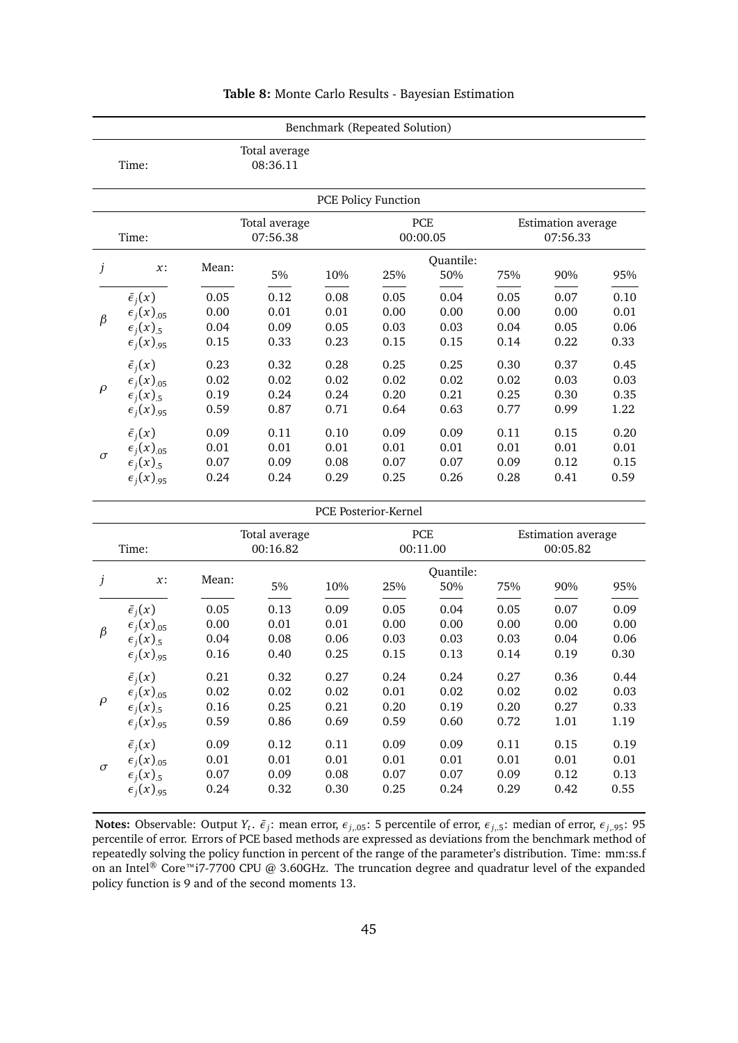**Table 8:** Monte Carlo Results - Bayesian Estimation

| | | | | | | | | | |
|---|---|---|---|---|---|---|---|---|---|
| Benchmark (Repeated Solution) | | | | | | | | | |
| Time: | | Total average 08:36.11 | | | | | | | |
| PCE Policy Function | | | | | | | | | |
| Time: | | Total average 07:56.38 | | | PCE 00:00.05 | | Estimation average 07:56.33 | | |
| $j$ | $x$: | Mean: | 5% | 10% | 25% | Quantile: 50% | 75% | 90% | 95% |
| $\beta$ | $\bar{\epsilon}_j(x)$ | 0.05 | 0.12 | 0.08 | 0.05 | 0.04 | 0.05 | 0.07 | 0.10 |
| | $\epsilon_j(x)_{.05}$ | 0.00 | 0.01 | 0.01 | 0.00 | 0.00 | 0.00 | 0.00 | 0.01 |
| | $\epsilon_j(x)_{.5}$ | 0.04 | 0.09 | 0.05 | 0.03 | 0.03 | 0.04 | 0.05 | 0.06 |
| | $\epsilon_j(x)_{.95}$ | 0.15 | 0.33 | 0.23 | 0.15 | 0.15 | 0.14 | 0.22 | 0.33 |
| $\rho$ | $\bar{\epsilon}_j(x)$ | 0.23 | 0.32 | 0.28 | 0.25 | 0.25 | 0.30 | 0.37 | 0.45 |
| | $\epsilon_j(x)_{.05}$ | 0.02 | 0.02 | 0.02 | 0.02 | 0.02 | 0.02 | 0.03 | 0.03 |
| | $\epsilon_j(x)_{.5}$ | 0.19 | 0.24 | 0.24 | 0.20 | 0.21 | 0.25 | 0.30 | 0.35 |
| | $\epsilon_j(x)_{.95}$ | 0.59 | 0.87 | 0.71 | 0.64 | 0.63 | 0.77 | 0.99 | 1.22 |
| $\sigma$ | $\bar{\epsilon}_j(x)$ | 0.09 | 0.11 | 0.10 | 0.09 | 0.09 | 0.11 | 0.15 | 0.20 |
| | $\epsilon_j(x)_{.05}$ | 0.01 | 0.01 | 0.01 | 0.01 | 0.01 | 0.01 | 0.01 | 0.01 |
| | $\epsilon_j(x)_{.5}$ | 0.07 | 0.09 | 0.08 | 0.07 | 0.07 | 0.09 | 0.12 | 0.15 |
| | $\epsilon_j(x)_{.95}$ | 0.24 | 0.24 | 0.29 | 0.25 | 0.26 | 0.28 | 0.41 | 0.59 |
| PCE Posterior-Kernel | | | | | | | | | |
| Time: | | Total average 00:16.82 | | | PCE 00:11.00 | | Estimation average 00:05.82 | | |
| $j$ | $x$: | Mean: | 5% | 10% | 25% | Quantile: 50% | 75% | 90% | 95% |
| $\beta$ | $\bar{\epsilon}_j(x)$ | 0.05 | 0.13 | 0.09 | 0.05 | 0.04 | 0.05 | 0.07 | 0.09 |
| | $\epsilon_j(x)_{.05}$ | 0.00 | 0.01 | 0.01 | 0.00 | 0.00 | 0.00 | 0.00 | 0.00 |
| | $\epsilon_j(x)_{.5}$ | 0.04 | 0.08 | 0.06 | 0.03 | 0.03 | 0.03 | 0.04 | 0.06 |
| | $\epsilon_j(x)_{.95}$ | 0.16 | 0.40 | 0.25 | 0.15 | 0.13 | 0.14 | 0.19 | 0.30 |
| $\rho$ | $\bar{\epsilon}_j(x)$ | 0.21 | 0.32 | 0.27 | 0.24 | 0.24 | 0.27 | 0.36 | 0.44 |
| | $\epsilon_j(x)_{.05}$ | 0.02 | 0.02 | 0.02 | 0.01 | 0.02 | 0.02 | 0.02 | 0.03 |
| | $\epsilon_j(x)_{.5}$ | 0.16 | 0.25 | 0.21 | 0.20 | 0.19 | 0.20 | 0.27 | 0.33 |
| | $\epsilon_j(x)_{.95}$ | 0.59 | 0.86 | 0.69 | 0.59 | 0.60 | 0.72 | 1.01 | 1.19 |
| $\sigma$ | $\bar{\epsilon}_j(x)$ | 0.09 | 0.12 | 0.11 | 0.09 | 0.09 | 0.11 | 0.15 | 0.19 |
| | $\epsilon_j(x)_{.05}$ | 0.01 | 0.01 | 0.01 | 0.01 | 0.01 | 0.01 | 0.01 | 0.01 |
| | $\epsilon_j(x)_{.5}$ | 0.07 | 0.09 | 0.08 | 0.07 | 0.07 | 0.09 | 0.12 | 0.13 |
| | $\epsilon_j(x)_{.95}$ | 0.24 | 0.32 | 0.30 | 0.25 | 0.24 | 0.29 | 0.42 | 0.55 |

**Notes:** Observable: Output $Y_t$. $\bar{\epsilon}_j$: mean error, $\epsilon_{j,.05}$: 5 percentile of error, $\epsilon_{j,.5}$: median of error, $\epsilon_{j,.95}$: 95 percentile of error. Errors of PCE based methods are expressed as deviations from the benchmark method of repeatedly solving the policy function in percent of the range of the parameter's distribution. Time: mm:ss.f on an Intel® Core™i7-7700 CPU @ 3.60GHz. The truncation degree and quadratur level of the expanded policy function is 9 and of the second moments 13.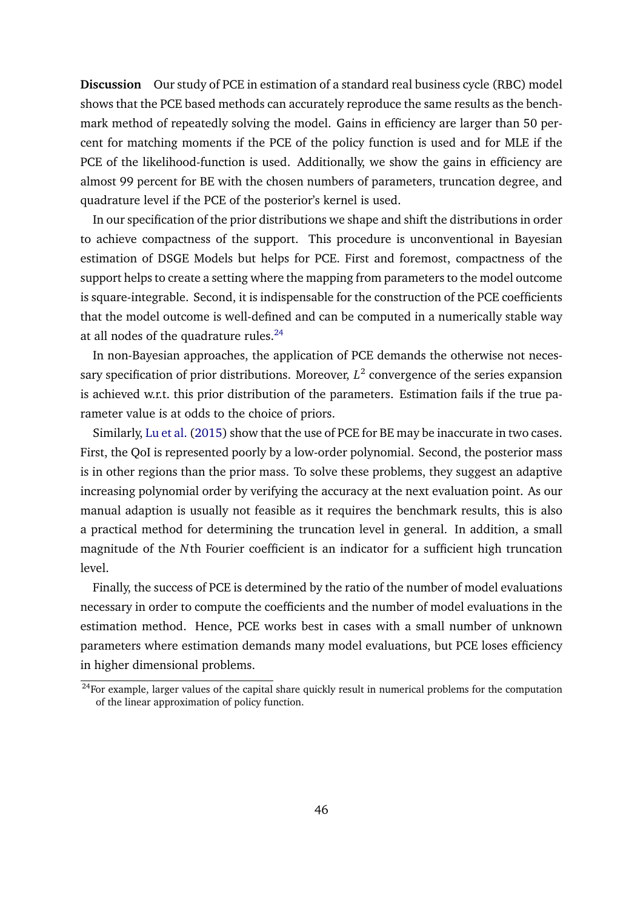**Discussion** Our study of PCE in estimation of a standard real business cycle (RBC) model shows that the PCE based methods can accurately reproduce the same results as the benchmark method of repeatedly solving the model. Gains in efficiency are larger than 50 percent for matching moments if the PCE of the policy function is used and for MLE if the PCE of the likelihood-function is used. Additionally, we show the gains in efficiency are almost 99 percent for BE with the chosen numbers of parameters, truncation degree, and quadrature level if the PCE of the posterior's kernel is used.

In our specification of the prior distributions we shape and shift the distributions in order to achieve compactness of the support. This procedure is unconventional in Bayesian estimation of DSGE Models but helps for PCE. First and foremost, compactness of the support helps to create a setting where the mapping from parameters to the model outcome is square-integrable. Second, it is indispensable for the construction of the PCE coefficients that the model outcome is well-defined and can be computed in a numerically stable way at all nodes of the quadrature rules.[24]

In non-Bayesian approaches, the application of PCE demands the otherwise not necessary specification of prior distributions. Moreover, $L^2$ convergence of the series expansion is achieved w.r.t. this prior distribution of the parameters. Estimation fails if the true parameter value is at odds to the choice of priors.

Similarly, Lu et al. (2015) show that the use of PCE for BE may be inaccurate in two cases. First, the QoI is represented poorly by a low-order polynomial. Second, the posterior mass is in other regions than the prior mass. To solve these problems, they suggest an adaptive increasing polynomial order by verifying the accuracy at the next evaluation point. As our manual adaption is usually not feasible as it requires the benchmark results, this is also a practical method for determining the truncation level in general. In addition, a small magnitude of the $N$th Fourier coefficient is an indicator for a sufficient high truncation level.

Finally, the success of PCE is determined by the ratio of the number of model evaluations necessary in order to compute the coefficients and the number of model evaluations in the estimation method. Hence, PCE works best in cases with a small number of unknown parameters where estimation demands many model evaluations, but PCE loses efficiency in higher dimensional problems.

[24] For example, larger values of the capital share quickly result in numerical problems for the computation of the linear approximation of policy function.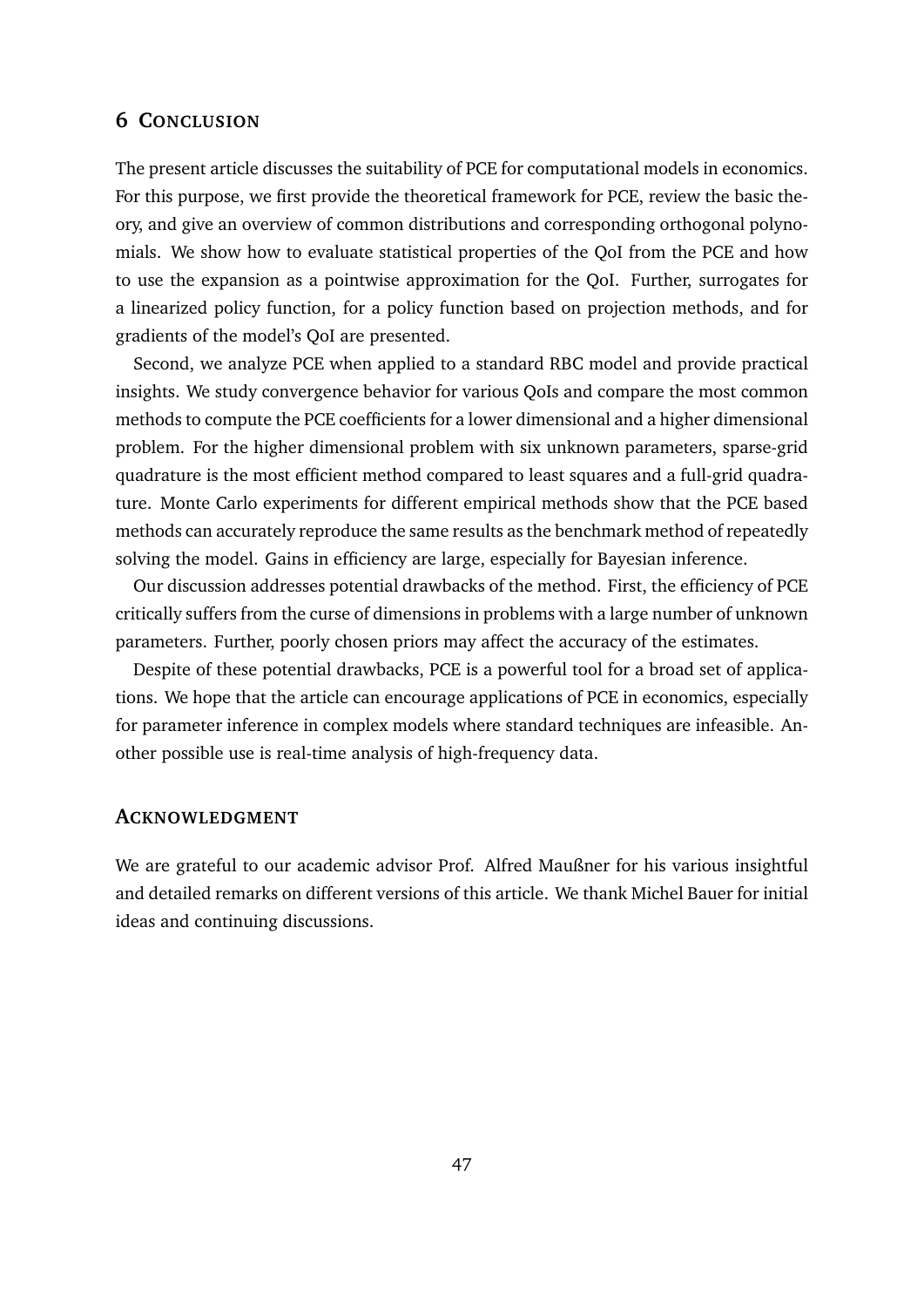## 6 Conclusion

The present article discusses the suitability of PCE for computational models in economics. For this purpose, we first provide the theoretical framework for PCE, review the basic theory, and give an overview of common distributions and corresponding orthogonal polynomials. We show how to evaluate statistical properties of the QoI from the PCE and how to use the expansion as a pointwise approximation for the QoI. Further, surrogates for a linearized policy function, for a policy function based on projection methods, and for gradients of the model's QoI are presented.

Second, we analyze PCE when applied to a standard RBC model and provide practical insights. We study convergence behavior for various QoIs and compare the most common methods to compute the PCE coefficients for a lower dimensional and a higher dimensional problem. For the higher dimensional problem with six unknown parameters, sparse-grid quadrature is the most efficient method compared to least squares and a full-grid quadrature. Monte Carlo experiments for different empirical methods show that the PCE based methods can accurately reproduce the same results as the benchmark method of repeatedly solving the model. Gains in efficiency are large, especially for Bayesian inference.

Our discussion addresses potential drawbacks of the method. First, the efficiency of PCE critically suffers from the curse of dimensions in problems with a large number of unknown parameters. Further, poorly chosen priors may affect the accuracy of the estimates.

Despite of these potential drawbacks, PCE is a powerful tool for a broad set of applications. We hope that the article can encourage applications of PCE in economics, especially for parameter inference in complex models where standard techniques are infeasible. Another possible use is real-time analysis of high-frequency data.

## Acknowledgment

We are grateful to our academic advisor Prof. Alfred Maußner for his various insightful and detailed remarks on different versions of this article. We thank Michel Bauer for initial ideas and continuing discussions.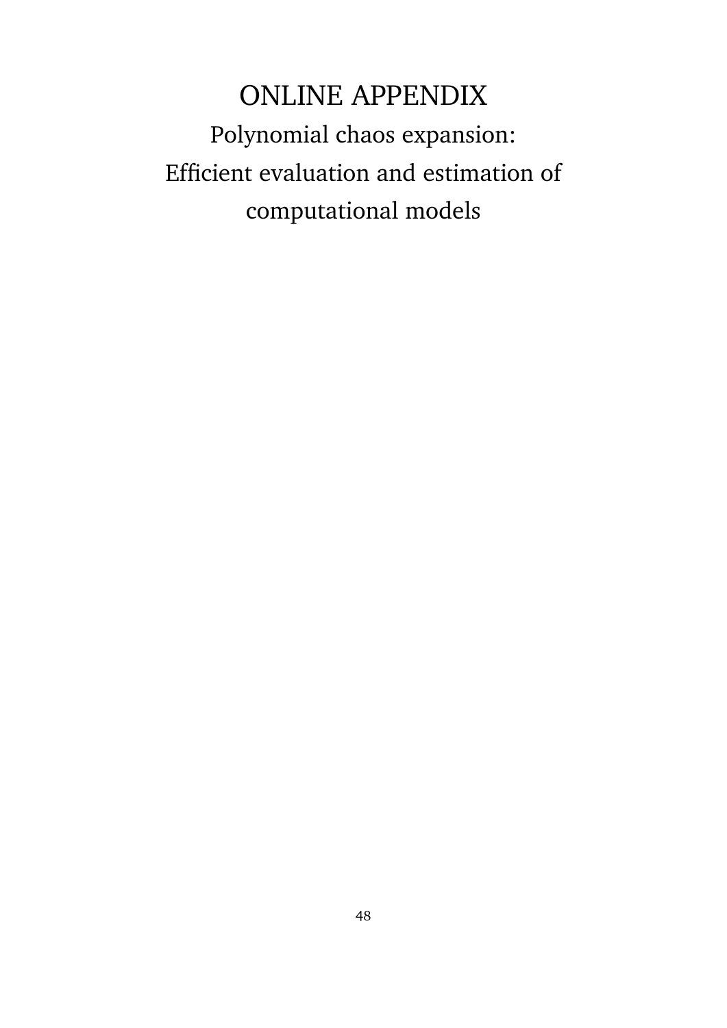# ONLINE APPENDIX

## Polynomial chaos expansion: Efficient evaluation and estimation of computational models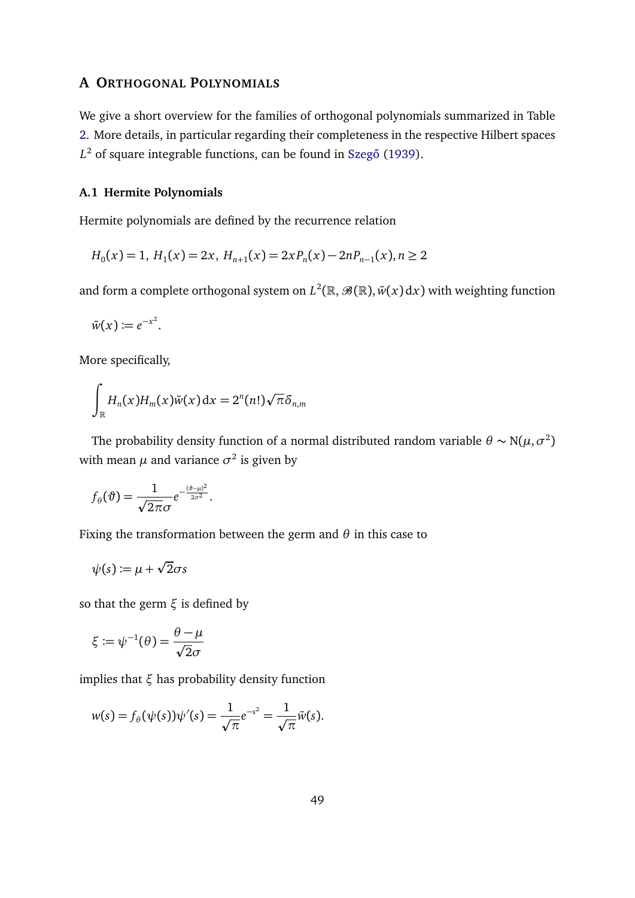# A Orthogonal Polynomials

We give a short overview for the families of orthogonal polynomials summarized in Table 2. More details, in particular regarding their completeness in the respective Hilbert spaces $L^2$ of square integrable functions, can be found in Szegő (1939).

## A.1 Hermite Polynomials

Hermite polynomials are defined by the recurrence relation

$$H_0(x) = 1,\ H_1(x) = 2x,\ H_{n+1}(x) = 2xP_n(x) - 2nP_{n-1}(x), n \geq 2$$

and form a complete orthogonal system on $L^2(\mathbb{R}, \mathscr{B}(\mathbb{R}), \tilde{w}(x)\,\mathrm{d}x)$ with weighting function

$$\tilde{w}(x) := e^{-x^2}.$$

More specifically,

$$\int_{\mathbb{R}} H_n(x)H_m(x)\tilde{w}(x)\,\mathrm{d}x = 2^n(n!)\sqrt{\pi}\delta_{n,m}$$

The probability density function of a normal distributed random variable $\theta \sim \mathrm{N}(\mu, \sigma^2)$ with mean $\mu$ and variance $\sigma^2$ is given by

$$f_\theta(\vartheta) = \frac{1}{\sqrt{2\pi}\sigma} e^{-\frac{(\vartheta-\mu)^2}{2\sigma^2}}.$$

Fixing the transformation between the germ and $\theta$ in this case to

$$\psi(s) := \mu + \sqrt{2}\sigma s$$

so that the germ $\xi$ is defined by

$$\xi := \psi^{-1}(\theta) = \frac{\theta - \mu}{\sqrt{2}\sigma}$$

implies that $\xi$ has probability density function

$$w(s) = f_\theta(\psi(s))\psi'(s) = \frac{1}{\sqrt{\pi}} e^{-s^2} = \frac{1}{\sqrt{\pi}}\tilde{w}(s).$$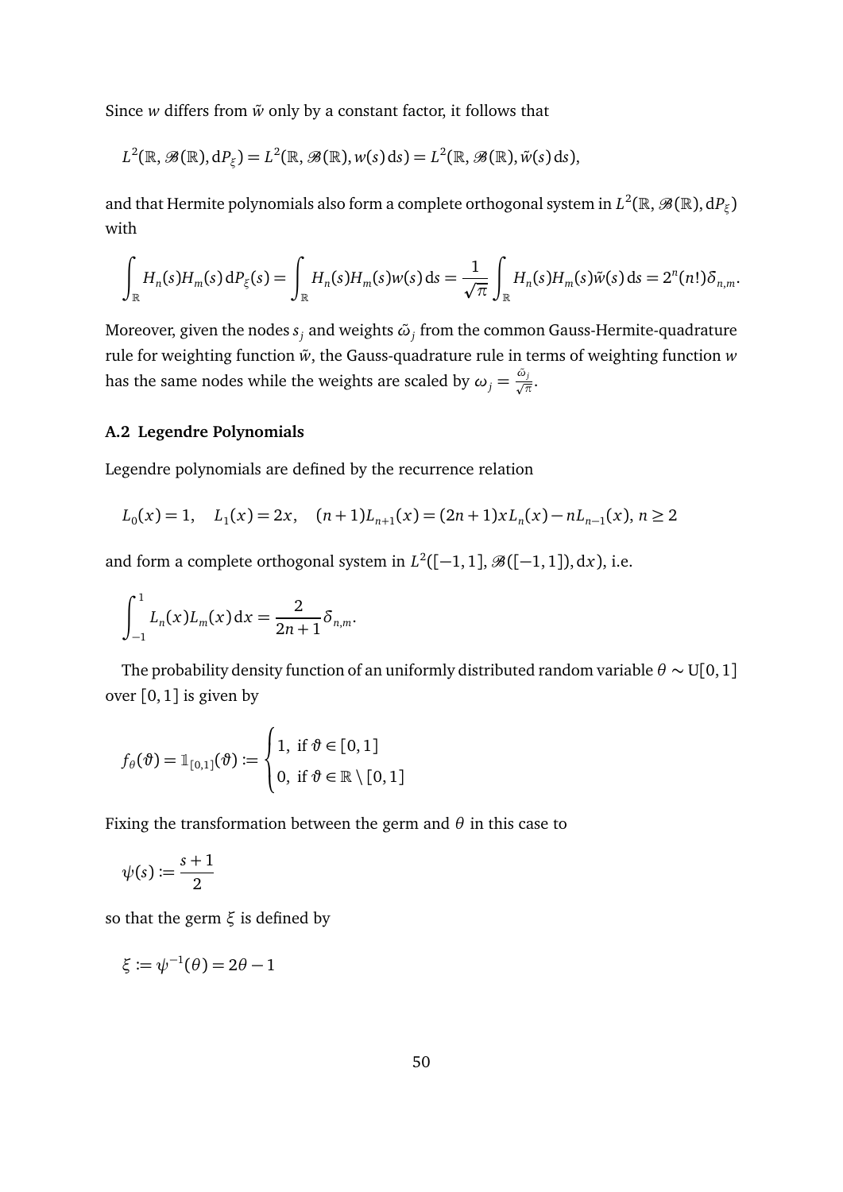Since $w$ differs from $\tilde{w}$ only by a constant factor, it follows that

$$L^2(\mathbb{R}, \mathscr{B}(\mathbb{R}), \mathrm{d}P_\xi) = L^2(\mathbb{R}, \mathscr{B}(\mathbb{R}), w(s)\,\mathrm{d}s) = L^2(\mathbb{R}, \mathscr{B}(\mathbb{R}), \tilde{w}(s)\,\mathrm{d}s),$$

and that Hermite polynomials also form a complete orthogonal system in $L^2(\mathbb{R}, \mathscr{B}(\mathbb{R}), \mathrm{d}P_\xi)$ with

$$\int_{\mathbb{R}} H_n(s)H_m(s)\,\mathrm{d}P_\xi(s) = \int_{\mathbb{R}} H_n(s)H_m(s)w(s)\,\mathrm{d}s = \frac{1}{\sqrt{\pi}}\int_{\mathbb{R}} H_n(s)H_m(s)\tilde{w}(s)\,\mathrm{d}s = 2^n(n!)\delta_{n,m}.$$

Moreover, given the nodes $s_j$ and weights $\tilde{\omega}_j$ from the common Gauss-Hermite-quadrature rule for weighting function $\tilde{w}$, the Gauss-quadrature rule in terms of weighting function $w$ has the same nodes while the weights are scaled by $\omega_j = \frac{\tilde{\omega}_j}{\sqrt{\pi}}$.

### A.2 Legendre Polynomials

Legendre polynomials are defined by the recurrence relation

$$L_0(x) = 1, \quad L_1(x) = 2x, \quad (n+1)L_{n+1}(x) = (2n+1)xL_n(x) - nL_{n-1}(x),\ n \geq 2$$

and form a complete orthogonal system in $L^2([-1,1], \mathscr{B}([-1,1]), \mathrm{d}x)$, i.e.

$$\int_{-1}^{1} L_n(x)L_m(x)\,\mathrm{d}x = \frac{2}{2n+1}\delta_{n,m}.$$

The probability density function of an uniformly distributed random variable $\theta \sim \mathrm{U}[0,1]$ over $[0,1]$ is given by

$$f_\theta(\vartheta) = \mathbb{1}_{[0,1]}(\vartheta) := \begin{cases} 1, & \text{if } \vartheta \in [0,1] \\ 0, & \text{if } \vartheta \in \mathbb{R} \setminus [0,1] \end{cases}$$

Fixing the transformation between the germ and $\theta$ in this case to

$$\psi(s) := \frac{s+1}{2}$$

so that the germ $\xi$ is defined by

$$\xi := \psi^{-1}(\theta) = 2\theta - 1$$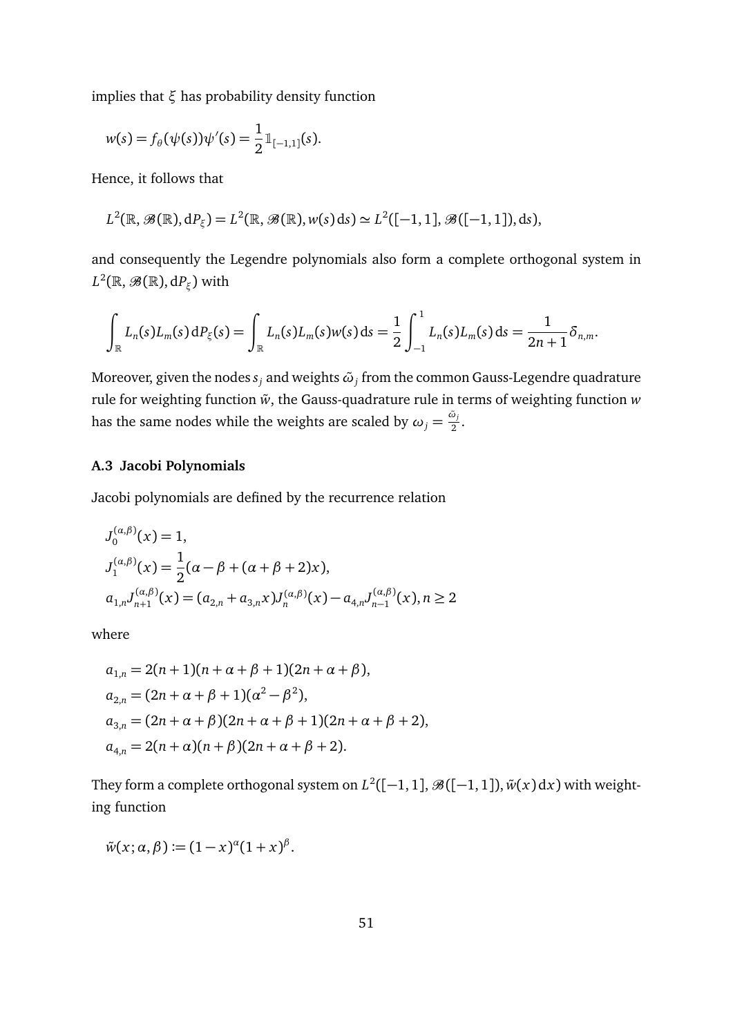implies that $\xi$ has probability density function

$$w(s) = f_\theta(\psi(s))\psi'(s) = \frac{1}{2}\mathbb{1}_{[-1,1]}(s).$$

Hence, it follows that

$$L^2(\mathbb{R}, \mathscr{B}(\mathbb{R}), \mathrm{d}P_\xi) = L^2(\mathbb{R}, \mathscr{B}(\mathbb{R}), w(s)\,\mathrm{d}s) \simeq L^2([-1,1], \mathscr{B}([-1,1]), \mathrm{d}s),$$

and consequently the Legendre polynomials also form a complete orthogonal system in $L^2(\mathbb{R}, \mathscr{B}(\mathbb{R}), \mathrm{d}P_\xi)$ with

$$\int_{\mathbb{R}} L_n(s)L_m(s)\,\mathrm{d}P_\xi(s) = \int_{\mathbb{R}} L_n(s)L_m(s)w(s)\,\mathrm{d}s = \frac{1}{2}\int_{-1}^{1} L_n(s)L_m(s)\,\mathrm{d}s = \frac{1}{2n+1}\delta_{n,m}.$$

Moreover, given the nodes $s_j$ and weights $\tilde{\omega}_j$ from the common Gauss-Legendre quadrature rule for weighting function $\tilde{w}$, the Gauss-quadrature rule in terms of weighting function $w$ has the same nodes while the weights are scaled by $\omega_j = \frac{\tilde{\omega}_j}{2}$.

### A.3 Jacobi Polynomials

Jacobi polynomials are defined by the recurrence relation

$$\begin{aligned}
&J_0^{(\alpha,\beta)}(x) = 1,\\
&J_1^{(\alpha,\beta)}(x) = \frac{1}{2}(\alpha - \beta + (\alpha+\beta+2)x),\\
&a_{1,n}J_{n+1}^{(\alpha,\beta)}(x) = (a_{2,n} + a_{3,n}x)J_n^{(\alpha,\beta)}(x) - a_{4,n}J_{n-1}^{(\alpha,\beta)}(x), n \geq 2
\end{aligned}$$

where

$$\begin{aligned}
&a_{1,n} = 2(n+1)(n+\alpha+\beta+1)(2n+\alpha+\beta),\\
&a_{2,n} = (2n+\alpha+\beta+1)(\alpha^2-\beta^2),\\
&a_{3,n} = (2n+\alpha+\beta)(2n+\alpha+\beta+1)(2n+\alpha+\beta+2),\\
&a_{4,n} = 2(n+\alpha)(n+\beta)(2n+\alpha+\beta+2).
\end{aligned}$$

They form a complete orthogonal system on $L^2([-1,1], \mathscr{B}([-1,1]), \tilde{w}(x)\,\mathrm{d}x)$ with weighting function

$$\tilde{w}(x;\alpha,\beta) := (1-x)^\alpha(1+x)^\beta.$$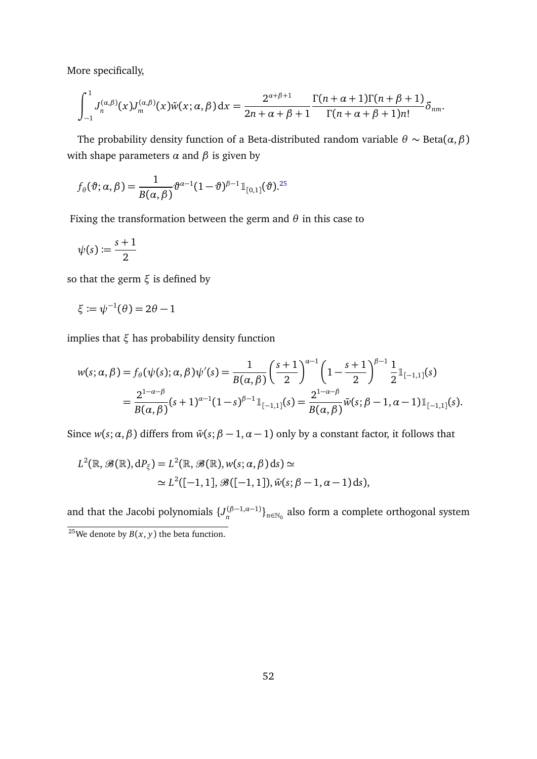More specifically,

$$\int_{-1}^{1} J_n^{(\alpha,\beta)}(x) J_m^{(\alpha,\beta)}(x) \tilde{w}(x;\alpha,\beta)\,\mathrm{d}x = \frac{2^{\alpha+\beta+1}}{2n+\alpha+\beta+1} \frac{\Gamma(n+\alpha+1)\Gamma(n+\beta+1)}{\Gamma(n+\alpha+\beta+1)n!} \delta_{nm}.$$

The probability density function of a Beta-distributed random variable $\theta \sim \mathrm{Beta}(\alpha,\beta)$ with shape parameters $\alpha$ and $\beta$ is given by

$$f_\theta(\vartheta;\alpha,\beta) = \frac{1}{B(\alpha,\beta)} \vartheta^{\alpha-1}(1-\vartheta)^{\beta-1} \mathbb{1}_{[0,1]}(\vartheta).$$ [25]

Fixing the transformation between the germ and $\theta$ in this case to

$$\psi(s) := \frac{s+1}{2}$$

so that the germ $\xi$ is defined by

$$\xi := \psi^{-1}(\theta) = 2\theta - 1$$

implies that $\xi$ has probability density function

$$\begin{aligned} w(s;\alpha,\beta) = f_\theta(\psi(s);\alpha,\beta)\psi'(s) &= \frac{1}{B(\alpha,\beta)} \left(\frac{s+1}{2}\right)^{\alpha-1} \left(1 - \frac{s+1}{2}\right)^{\beta-1} \frac{1}{2} \mathbb{1}_{[-1,1]}(s) \\ &= \frac{2^{1-\alpha-\beta}}{B(\alpha,\beta)} (s+1)^{\alpha-1}(1-s)^{\beta-1} \mathbb{1}_{[-1,1]}(s) = \frac{2^{1-\alpha-\beta}}{B(\alpha,\beta)} \tilde{w}(s;\beta-1,\alpha-1) \mathbb{1}_{[-1,1]}(s). \end{aligned}$$

Since $w(s;\alpha,\beta)$ differs from $\tilde{w}(s;\beta-1,\alpha-1)$ only by a constant factor, it follows that

$$\begin{aligned} L^2(\mathbb{R}, \mathscr{B}(\mathbb{R}), \mathrm{d}P_\xi) = L^2(\mathbb{R}, \mathscr{B}(\mathbb{R}), w(s;\alpha,\beta)\,\mathrm{d}s) \simeq \\ \simeq L^2([-1,1], \mathscr{B}([-1,1]), \tilde{w}(s;\beta-1,\alpha-1)\,\mathrm{d}s), \end{aligned}$$

and that the Jacobi polynomials $\{J_n^{(\beta-1,\alpha-1)}\}_{n\in\mathbb{N}_0}$ also form a complete orthogonal system

[25] We denote by $B(x, y)$ the beta function.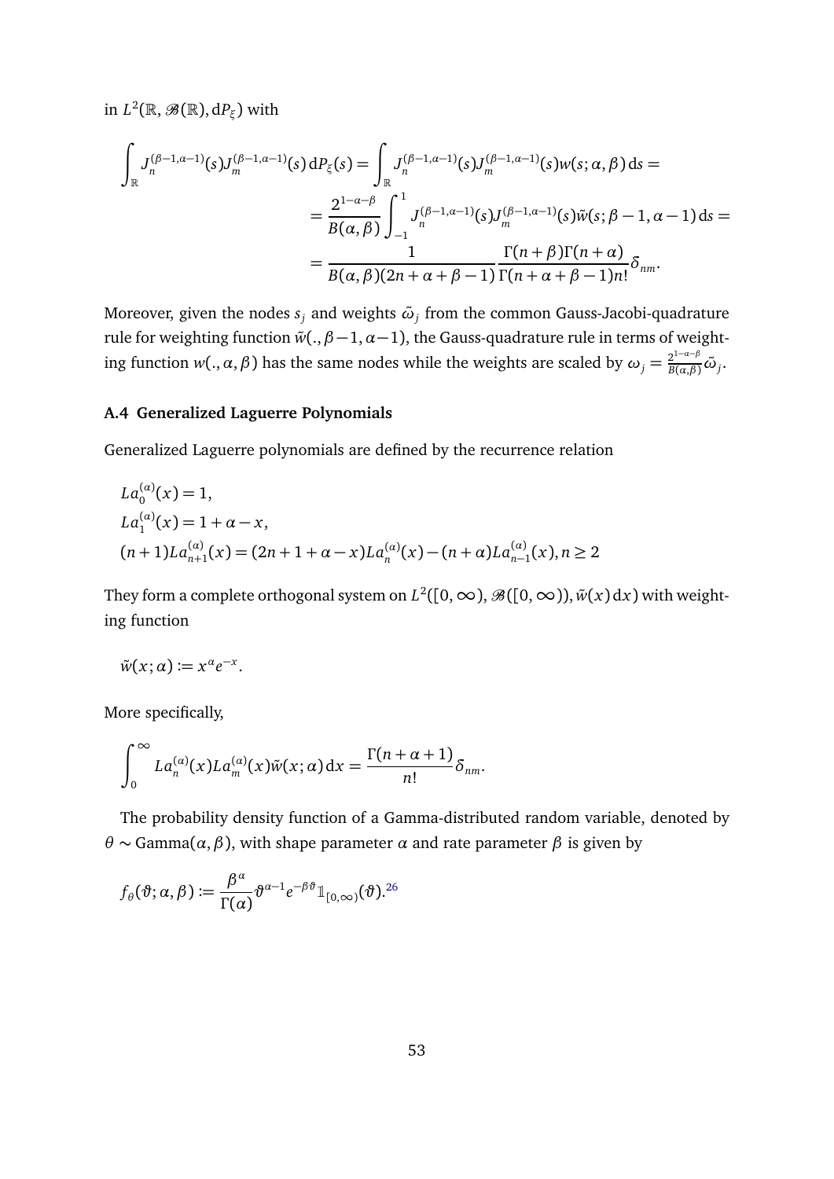in $L^2(\mathbb{R}, \mathscr{B}(\mathbb{R}), \mathrm{d}P_\xi)$ with

$$\begin{aligned}
\int_{\mathbb{R}} J_n^{(\beta-1,\alpha-1)}(s) J_m^{(\beta-1,\alpha-1)}(s)\,\mathrm{d}P_\xi(s) = \int_{\mathbb{R}} J_n^{(\beta-1,\alpha-1)}(s) J_m^{(\beta-1,\alpha-1)}(s) w(s;\alpha,\beta)\,\mathrm{d}s = \\
= \frac{2^{1-\alpha-\beta}}{B(\alpha,\beta)} \int_{-1}^{1} J_n^{(\beta-1,\alpha-1)}(s) J_m^{(\beta-1,\alpha-1)}(s) \tilde{w}(s;\beta-1,\alpha-1)\,\mathrm{d}s = \\
= \frac{1}{B(\alpha,\beta)(2n+\alpha+\beta-1)} \frac{\Gamma(n+\beta)\Gamma(n+\alpha)}{\Gamma(n+\alpha+\beta-1)n!} \delta_{nm}.
\end{aligned}$$

Moreover, given the nodes $s_j$ and weights $\tilde{\omega}_j$ from the common Gauss-Jacobi-quadrature rule for weighting function $\tilde{w}(.,\beta-1,\alpha-1)$, the Gauss-quadrature rule in terms of weighting function $w(.,\alpha,\beta)$ has the same nodes while the weights are scaled by $\omega_j = \frac{2^{1-\alpha-\beta}}{B(\alpha,\beta)}\tilde{\omega}_j$.

### A.4 Generalized Laguerre Polynomials

Generalized Laguerre polynomials are defined by the recurrence relation

$$\begin{aligned}
&La_0^{(\alpha)}(x) = 1, \\
&La_1^{(\alpha)}(x) = 1 + \alpha - x, \\
&(n+1) La_{n+1}^{(\alpha)}(x) = (2n+1+\alpha-x) La_n^{(\alpha)}(x) - (n+\alpha) La_{n-1}^{(\alpha)}(x), n \geq 2
\end{aligned}$$

They form a complete orthogonal system on $L^2([0,\infty), \mathscr{B}([0,\infty)), \tilde{w}(x)\,\mathrm{d}x)$ with weighting function

$$\tilde{w}(x;\alpha) := x^\alpha e^{-x}.$$

More specifically,

$$\int_0^\infty La_n^{(\alpha)}(x) La_m^{(\alpha)}(x) \tilde{w}(x;\alpha)\,\mathrm{d}x = \frac{\Gamma(n+\alpha+1)}{n!}\delta_{nm}.$$

The probability density function of a Gamma-distributed random variable, denoted by $\theta \sim \text{Gamma}(\alpha,\beta)$, with shape parameter $\alpha$ and rate parameter $\beta$ is given by

$$f_\theta(\vartheta;\alpha,\beta) := \frac{\beta^\alpha}{\Gamma(\alpha)} \vartheta^{\alpha-1} e^{-\beta\vartheta} \mathbb{1}_{[0,\infty)}(\vartheta).$$[26]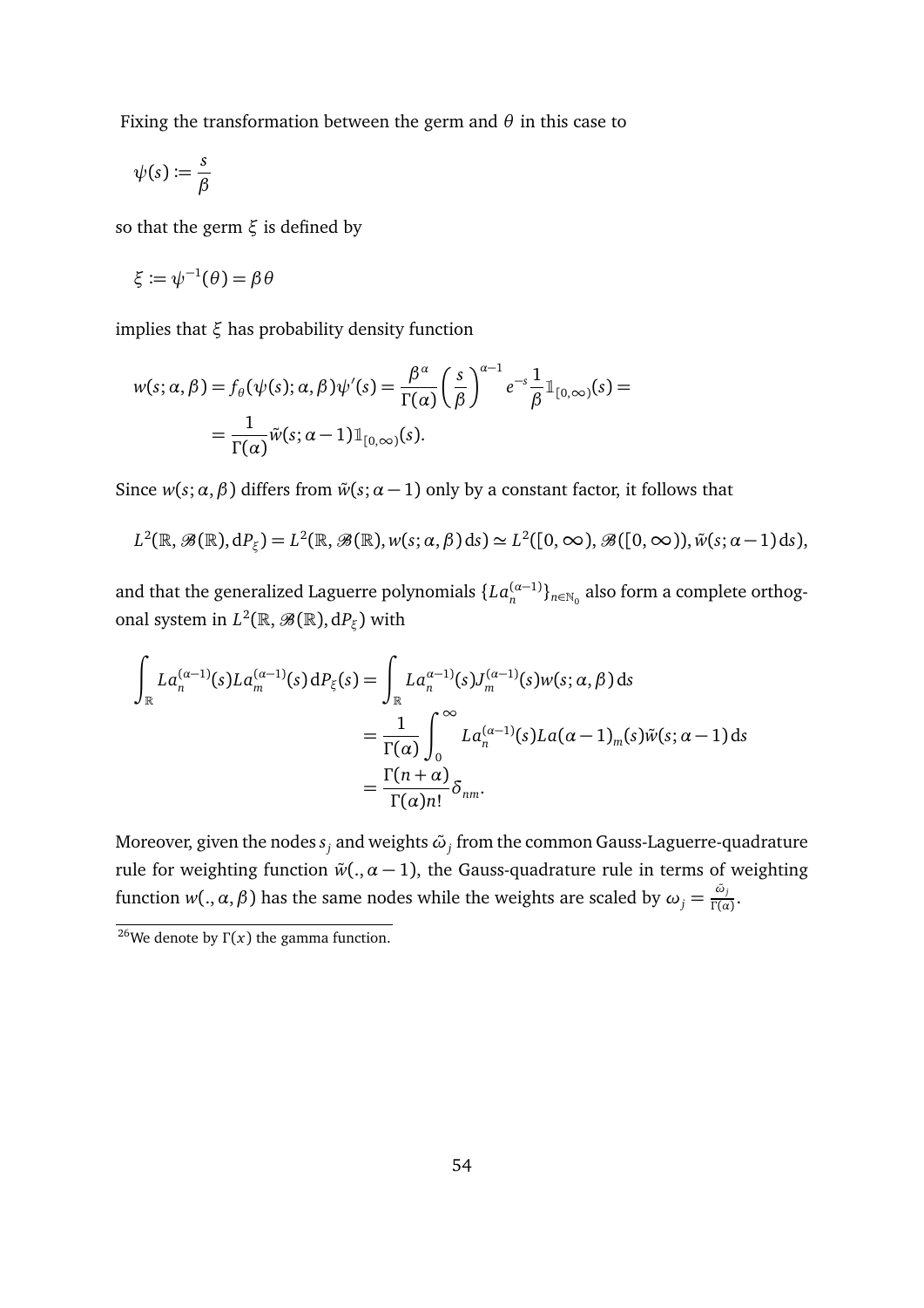Fixing the transformation between the germ and $\theta$ in this case to

$$\psi(s) := \frac{s}{\beta}$$

so that the germ $\xi$ is defined by

$$\xi := \psi^{-1}(\theta) = \beta\theta$$

implies that $\xi$ has probability density function

$$\begin{aligned}
w(s;\alpha,\beta) = f_\theta(\psi(s);\alpha,\beta)\psi'(s) = \frac{\beta^\alpha}{\Gamma(\alpha)}\left(\frac{s}{\beta}\right)^{\alpha-1} e^{-s}\frac{1}{\beta}\mathbb{1}_{[0,\infty)}(s) = \\
= \frac{1}{\Gamma(\alpha)}\tilde{w}(s;\alpha-1)\mathbb{1}_{[0,\infty)}(s).
\end{aligned}$$

Since $w(s;\alpha,\beta)$ differs from $\tilde{w}(s;\alpha-1)$ only by a constant factor, it follows that

$$L^2(\mathbb{R},\mathscr{B}(\mathbb{R}),\mathrm{d}P_\xi) = L^2(\mathbb{R},\mathscr{B}(\mathbb{R}),w(s;\alpha,\beta)\,\mathrm{d}s) \simeq L^2([0,\infty),\mathscr{B}([0,\infty)),\tilde{w}(s;\alpha-1)\,\mathrm{d}s),$$

and that the generalized Laguerre polynomials $\{La_n^{(\alpha-1)}\}_{n\in\mathbb{N}_0}$ also form a complete orthogonal system in $L^2(\mathbb{R},\mathscr{B}(\mathbb{R}),\mathrm{d}P_\xi)$ with

$$\begin{aligned}
\int_{\mathbb{R}} La_n^{(\alpha-1)}(s)La_m^{(\alpha-1)}(s)\,\mathrm{d}P_\xi(s) &= \int_{\mathbb{R}} La_n^{\alpha-1)}(s)J_m^{(\alpha-1)}(s)w(s;\alpha,\beta)\,\mathrm{d}s \\
&= \frac{1}{\Gamma(\alpha)}\int_0^\infty La_n^{(\alpha-1)}(s)La(\alpha-1)_m(s)\tilde{w}(s;\alpha-1)\,\mathrm{d}s \\
&= \frac{\Gamma(n+\alpha)}{\Gamma(\alpha)n!}\delta_{nm}.
\end{aligned}$$

Moreover, given the nodes $s_j$ and weights $\tilde{\omega}_j$ from the common Gauss-Laguerre-quadrature rule for weighting function $\tilde{w}(.,\alpha-1)$, the Gauss-quadrature rule in terms of weighting function $w(.,\alpha,\beta)$ has the same nodes while the weights are scaled by $\omega_j = \frac{\tilde{\omega}_j}{\Gamma(\alpha)}$.

[26] We denote by $\Gamma(x)$ the gamma function.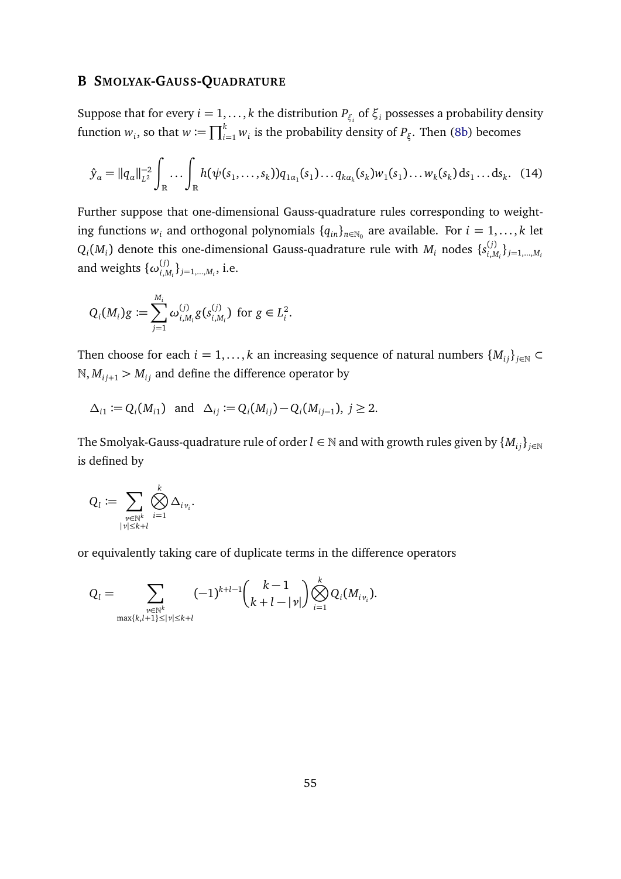# B Smolyak-Gauss-Quadrature

Suppose that for every $i = 1, \ldots, k$ the distribution $P_{\xi_i}$ of $\xi_i$ possesses a probability density function $w_i$, so that $w := \prod_{i=1}^{k} w_i$ is the probability density of $P_\xi$. Then (8b) becomes

$$\hat{y}_\alpha = \|q_\alpha\|_{L^2}^{-2} \int_{\mathbb{R}} \ldots \int_{\mathbb{R}} h(\psi(s_1, \ldots, s_k)) q_{1\alpha_1}(s_1) \ldots q_{k\alpha_k}(s_k) w_1(s_1) \ldots w_k(s_k) \, \mathrm{d}s_1 \ldots \mathrm{d}s_k. \quad (14)$$

Further suppose that one-dimensional Gauss-quadrature rules corresponding to weighting functions $w_i$ and orthogonal polynomials $\{q_{in}\}_{n \in \mathbb{N}_0}$ are available. For $i = 1, \ldots, k$ let $Q_i(M_i)$ denote this one-dimensional Gauss-quadrature rule with $M_i$ nodes $\{s_{i,M_i}^{(j)}\}_{j=1,\ldots,M_i}$ and weights $\{\omega_{i,M_i}^{(j)}\}_{j=1,\ldots,M_i}$, i.e.

$$Q_i(M_i) g := \sum_{j=1}^{M_i} \omega_{i,M_i}^{(j)} g(s_{i,M_i}^{(j)}) \text{ for } g \in L_i^2.$$

Then choose for each $i = 1, \ldots, k$ an increasing sequence of natural numbers $\{M_{ij}\}_{j \in \mathbb{N}} \subset \mathbb{N}, M_{ij+1} > M_{ij}$ and define the difference operator by

$$\Delta_{i1} := Q_i(M_{i1}) \quad \text{and} \quad \Delta_{ij} := Q_i(M_{ij}) - Q_i(M_{ij-1}), \ j \geq 2.$$

The Smolyak-Gauss-quadrature rule of order $l \in \mathbb{N}$ and with growth rules given by $\{M_{ij}\}_{j \in \mathbb{N}}$ is defined by

$$Q_l := \sum_{\substack{\nu \in \mathbb{N}^k \\ |\nu| \leq k+l}} \bigotimes_{i=1}^{k} \Delta_{i\nu_i}.$$

or equivalently taking care of duplicate terms in the difference operators

$$Q_l = \sum_{\substack{\nu \in \mathbb{N}^k \\ \max\{k, l+1\} \leq |\nu| \leq k+l}} (-1)^{k+l-1} \binom{k-1}{k+l-|\nu|} \bigotimes_{i=1}^{k} Q_i(M_{i\nu_i}).$$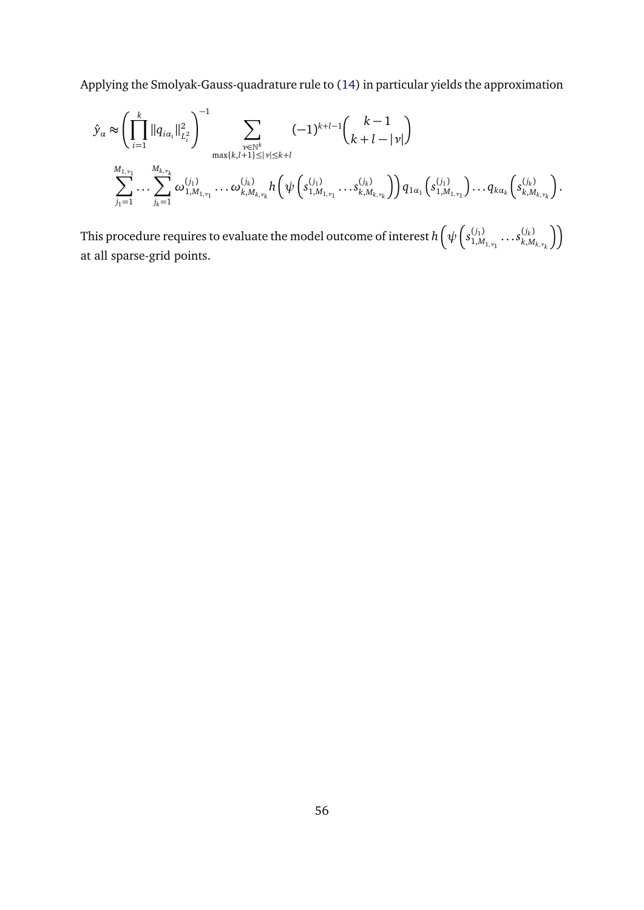Applying the Smolyak-Gauss-quadrature rule to (14) in particular yields the approximation

$$
\hat{y}_\alpha \approx \left( \prod_{i=1}^{k} \|q_{i\alpha_i}\|_{L_i^2}^2 \right)^{-1} \sum_{\substack{\nu \in \mathbb{N}^k \\ \max\{k, l+1\} \leq |\nu| \leq k+l}} (-1)^{k+l-1} \binom{k-1}{k+l-|\nu|}
$$

$$
\sum_{j_1=1}^{M_{1,\nu_1}} \cdots \sum_{j_k=1}^{M_{k,\nu_k}} \omega_{1,M_{1,\nu_1}}^{(j_1)} \cdots \omega_{k,M_{k,\nu_k}}^{(j_k)} h\left( \psi\left( s_{1,M_{1,\nu_1}}^{(j_1)} \cdots s_{k,M_{k,\nu_k}}^{(j_k)} \right) \right) q_{1\alpha_1}\left( s_{1,M_{1,\nu_1}}^{(j_1)} \right) \cdots q_{k\alpha_k}\left( s_{k,M_{k,\nu_k}}^{(j_k)} \right).
$$

This procedure requires to evaluate the model outcome of interest $h\left( \psi\left( s_{1,M_{1,\nu_1}}^{(j_1)} \cdots s_{k,M_{k,\nu_k}}^{(j_k)} \right) \right)$ at all sparse-grid points.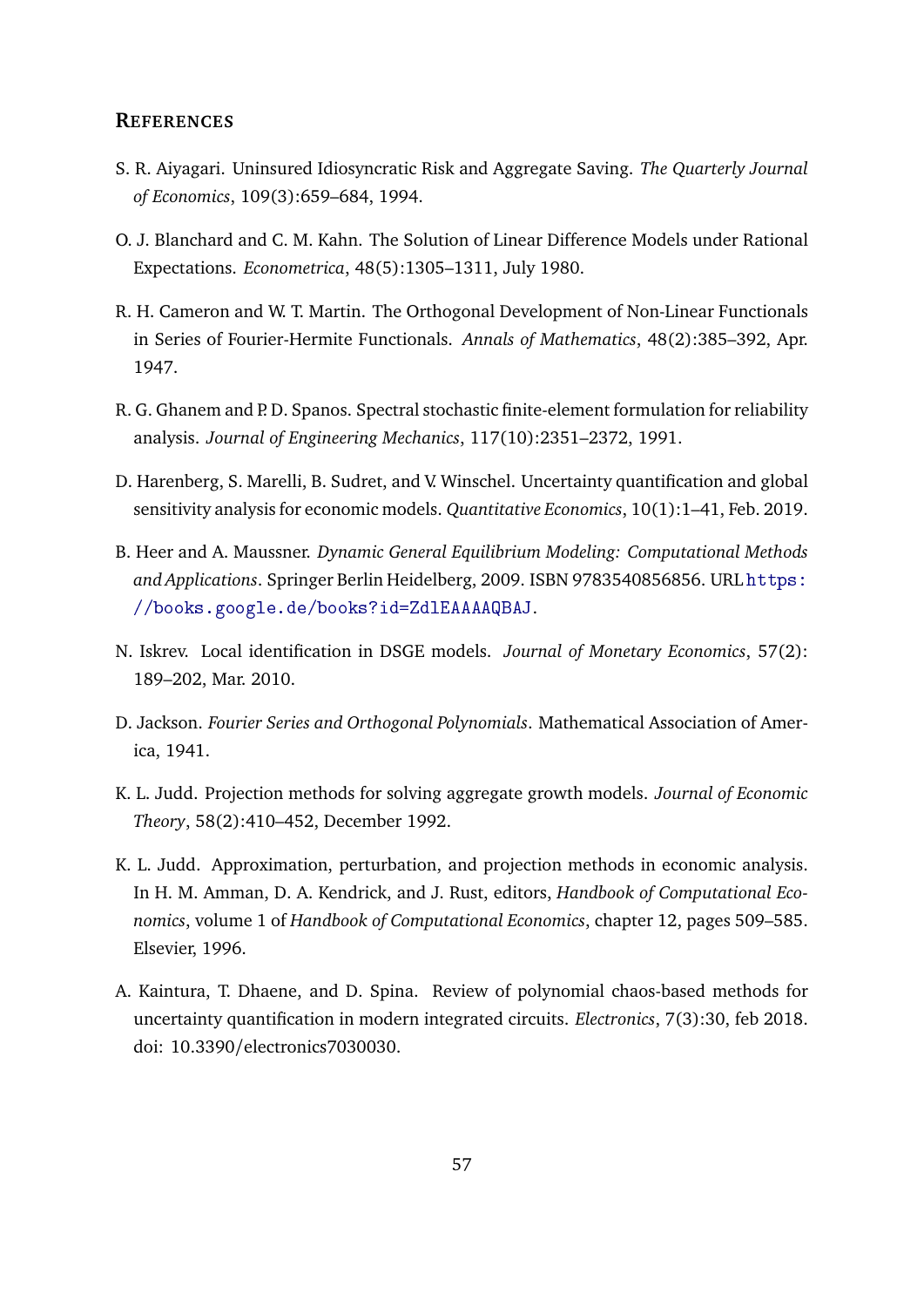## REFERENCES

S. R. Aiyagari. Uninsured Idiosyncratic Risk and Aggregate Saving. *The Quarterly Journal of Economics*, 109(3):659–684, 1994.

O. J. Blanchard and C. M. Kahn. The Solution of Linear Difference Models under Rational Expectations. *Econometrica*, 48(5):1305–1311, July 1980.

R. H. Cameron and W. T. Martin. The Orthogonal Development of Non-Linear Functionals in Series of Fourier-Hermite Functionals. *Annals of Mathematics*, 48(2):385–392, Apr. 1947.

R. G. Ghanem and P. D. Spanos. Spectral stochastic finite-element formulation for reliability analysis. *Journal of Engineering Mechanics*, 117(10):2351–2372, 1991.

D. Harenberg, S. Marelli, B. Sudret, and V. Winschel. Uncertainty quantification and global sensitivity analysis for economic models. *Quantitative Economics*, 10(1):1–41, Feb. 2019.

B. Heer and A. Maussner. *Dynamic General Equilibrium Modeling: Computational Methods and Applications*. Springer Berlin Heidelberg, 2009. ISBN 9783540856856. URL https://books.google.de/books?id=ZdlEAAAAQBAJ.

N. Iskrev. Local identification in DSGE models. *Journal of Monetary Economics*, 57(2): 189–202, Mar. 2010.

D. Jackson. *Fourier Series and Orthogonal Polynomials*. Mathematical Association of America, 1941.

K. L. Judd. Projection methods for solving aggregate growth models. *Journal of Economic Theory*, 58(2):410–452, December 1992.

K. L. Judd. Approximation, perturbation, and projection methods in economic analysis. In H. M. Amman, D. A. Kendrick, and J. Rust, editors, *Handbook of Computational Economics*, volume 1 of *Handbook of Computational Economics*, chapter 12, pages 509–585. Elsevier, 1996.

A. Kaintura, T. Dhaene, and D. Spina. Review of polynomial chaos-based methods for uncertainty quantification in modern integrated circuits. *Electronics*, 7(3):30, feb 2018. doi: 10.3390/electronics7030030.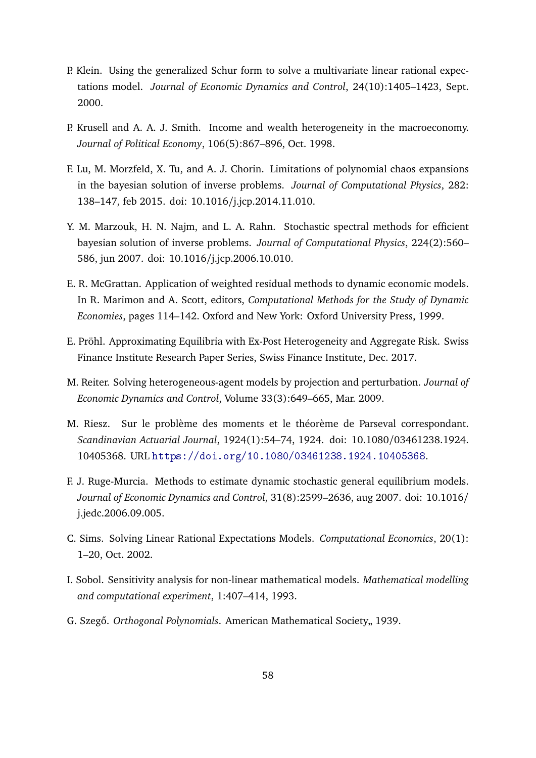P. Klein. Using the generalized Schur form to solve a multivariate linear rational expectations model. *Journal of Economic Dynamics and Control*, 24(10):1405–1423, Sept. 2000.

P. Krusell and A. A. J. Smith. Income and wealth heterogeneity in the macroeconomy. *Journal of Political Economy*, 106(5):867–896, Oct. 1998.

F. Lu, M. Morzfeld, X. Tu, and A. J. Chorin. Limitations of polynomial chaos expansions in the bayesian solution of inverse problems. *Journal of Computational Physics*, 282: 138–147, feb 2015. doi: 10.1016/j.jcp.2014.11.010.

Y. M. Marzouk, H. N. Najm, and L. A. Rahn. Stochastic spectral methods for efficient bayesian solution of inverse problems. *Journal of Computational Physics*, 224(2):560–586, jun 2007. doi: 10.1016/j.jcp.2006.10.010.

E. R. McGrattan. Application of weighted residual methods to dynamic economic models. In R. Marimon and A. Scott, editors, *Computational Methods for the Study of Dynamic Economies*, pages 114–142. Oxford and New York: Oxford University Press, 1999.

E. Pröhl. Approximating Equilibria with Ex-Post Heterogeneity and Aggregate Risk. Swiss Finance Institute Research Paper Series, Swiss Finance Institute, Dec. 2017.

M. Reiter. Solving heterogeneous-agent models by projection and perturbation. *Journal of Economic Dynamics and Control*, Volume 33(3):649–665, Mar. 2009.

M. Riesz. Sur le problème des moments et le théorème de Parseval correspondant. *Scandinavian Actuarial Journal*, 1924(1):54–74, 1924. doi: 10.1080/03461238.1924.10405368. URL https://doi.org/10.1080/03461238.1924.10405368.

F. J. Ruge-Murcia. Methods to estimate dynamic stochastic general equilibrium models. *Journal of Economic Dynamics and Control*, 31(8):2599–2636, aug 2007. doi: 10.1016/j.jedc.2006.09.005.

C. Sims. Solving Linear Rational Expectations Models. *Computational Economics*, 20(1): 1–20, Oct. 2002.

I. Sobol. Sensitivity analysis for non-linear mathematical models. *Mathematical modelling and computational experiment*, 1:407–414, 1993.

G. Szegő. *Orthogonal Polynomials*. American Mathematical Society,, 1939.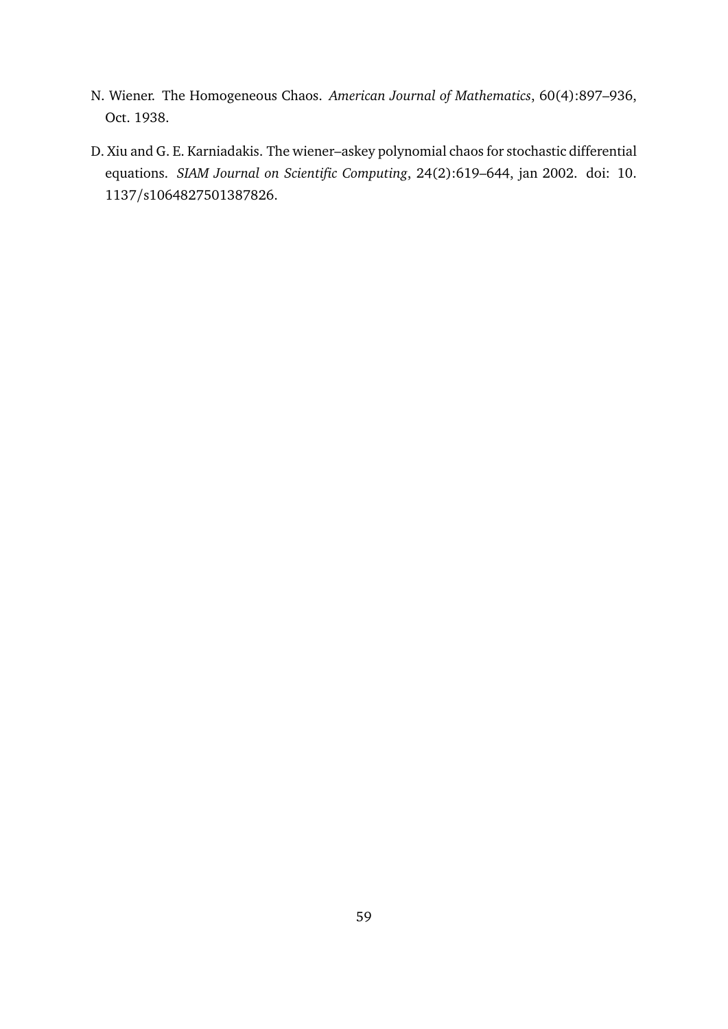N. Wiener. The Homogeneous Chaos. *American Journal of Mathematics*, 60(4):897–936, Oct. 1938.

D. Xiu and G. E. Karniadakis. The wiener–askey polynomial chaos for stochastic differential equations. *SIAM Journal on Scientific Computing*, 24(2):619–644, jan 2002. doi: 10.1137/s1064827501387826.